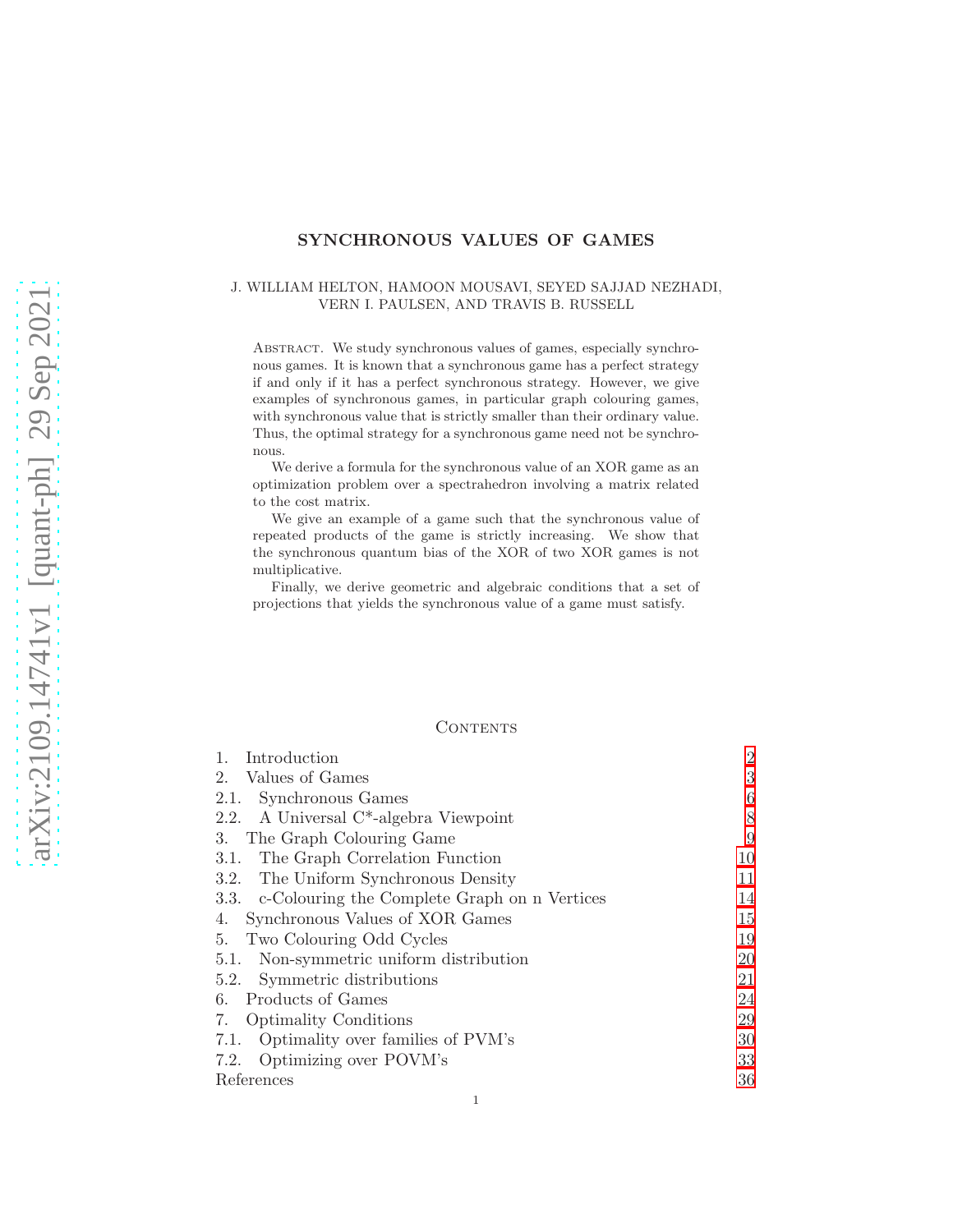# SYNCHRONOUS VALUES OF GAMES

J. WILLIAM HELTON, HAMOON MOUSAVI, SEYED SAJJAD NEZHADI, VERN I. PAULSEN, AND TRAVIS B. RUSSELL

Abstract. We study synchronous values of games, especially synchronous games. It is known that a synchronous game has a perfect strategy if and only if it has a perfect synchronous strategy. However, we give examples of synchronous games, in particular graph colouring games, with synchronous value that is strictly smaller than their ordinary value. Thus, the optimal strategy for a synchronous game need not be synchronous.

We derive a formula for the synchronous value of an XOR game as an optimization problem over a spectrahedron involving a matrix related to the cost matrix.

We give an example of a game such that the synchronous value of repeated products of the game is strictly increasing. We show that the synchronous quantum bias of the XOR of two XOR games is not multiplicative.

Finally, we derive geometric and algebraic conditions that a set of projections that yields the synchronous value of a game must satisfy.

## Contents

| | |
|---|---|
| 1. Introduction | 2 |
| 2. Values of Games | 3 |
| 2.1. Synchronous Games | 6 |
| 2.2. A Universal C*-algebra Viewpoint | 8 |
| 3. The Graph Colouring Game | 9 |
| 3.1. The Graph Correlation Function | 10 |
| 3.2. The Uniform Synchronous Density | 11 |
| 3.3. c-Colouring the Complete Graph on n Vertices | 14 |
| 4. Synchronous Values of XOR Games | 15 |
| 5. Two Colouring Odd Cycles | 19 |
| 5.1. Non-symmetric uniform distribution | 20 |
| 5.2. Symmetric distributions | 21 |
| 6. Products of Games | 24 |
| 7. Optimality Conditions | 29 |
| 7.1. Optimality over families of PVM's | 30 |
| 7.2. Optimizing over POVM's | 33 |
| References | 36 |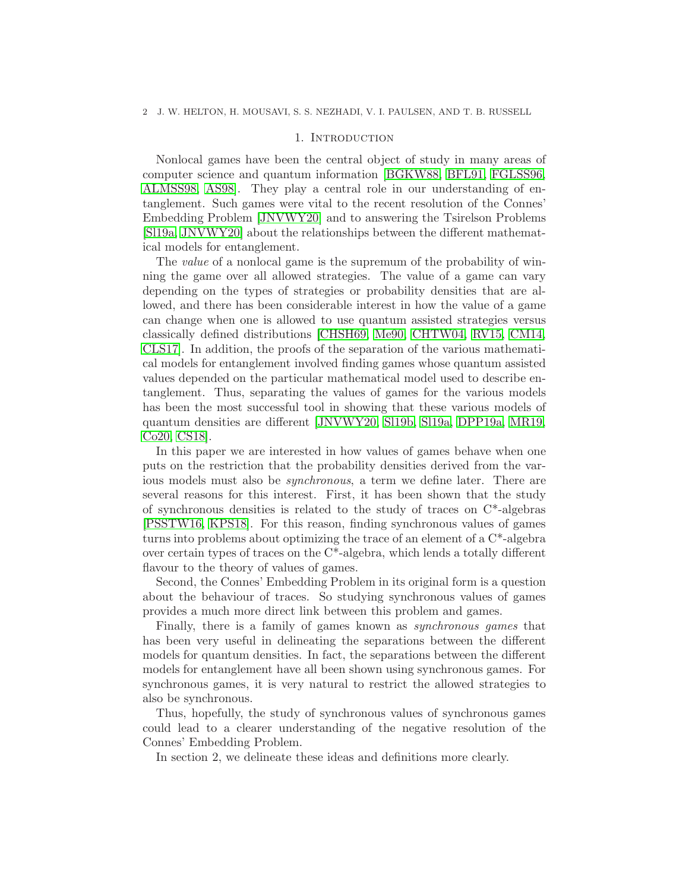## 1. Introduction

Nonlocal games have been the central object of study in many areas of computer science and quantum information [BGKW88, BFL91, FGLSS96, ALMSS98, AS98]. They play a central role in our understanding of entanglement. Such games were vital to the recent resolution of the Connes' Embedding Problem [JNVWY20] and to answering the Tsirelson Problems [Sl19a, JNVWY20] about the relationships between the different mathematical models for entanglement.

The *value* of a nonlocal game is the supremum of the probability of winning the game over all allowed strategies. The value of a game can vary depending on the types of strategies or probability densities that are allowed, and there has been considerable interest in how the value of a game can change when one is allowed to use quantum assisted strategies versus classically defined distributions [CHSH69, Me90, CHTW04, RV15, CM14, CLS17]. In addition, the proofs of the separation of the various mathematical models for entanglement involved finding games whose quantum assisted values depended on the particular mathematical model used to describe entanglement. Thus, separating the values of games for the various models has been the most successful tool in showing that these various models of quantum densities are different [JNVWY20, Sl19b, Sl19a, DPP19a, MR19, Co20, CS18].

In this paper we are interested in how values of games behave when one puts on the restriction that the probability densities derived from the various models must also be *synchronous*, a term we define later. There are several reasons for this interest. First, it has been shown that the study of synchronous densities is related to the study of traces on C\*-algebras [PSSTW16, KPS18]. For this reason, finding synchronous values of games turns into problems about optimizing the trace of an element of a C\*-algebra over certain types of traces on the C\*-algebra, which lends a totally different flavour to the theory of values of games.

Second, the Connes' Embedding Problem in its original form is a question about the behaviour of traces. So studying synchronous values of games provides a much more direct link between this problem and games.

Finally, there is a family of games known as *synchronous games* that has been very useful in delineating the separations between the different models for quantum densities. In fact, the separations between the different models for entanglement have all been shown using synchronous games. For synchronous games, it is very natural to restrict the allowed strategies to also be synchronous.

Thus, hopefully, the study of synchronous values of synchronous games could lead to a clearer understanding of the negative resolution of the Connes' Embedding Problem.

In section 2, we delineate these ideas and definitions more clearly.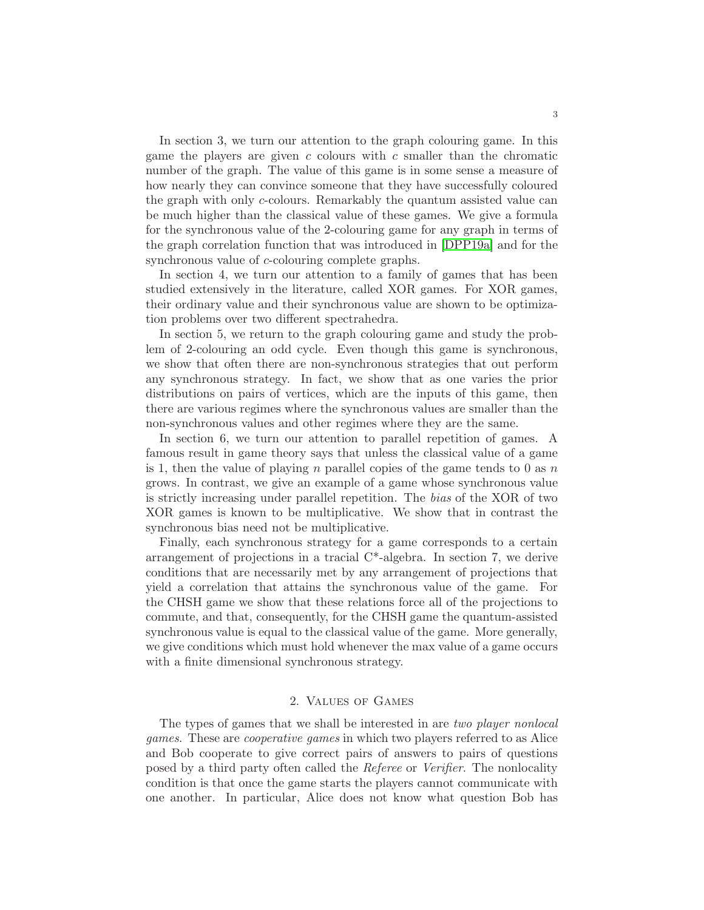In section 3, we turn our attention to the graph colouring game. In this game the players are given $c$ colours with $c$ smaller than the chromatic number of the graph. The value of this game is in some sense a measure of how nearly they can convince someone that they have successfully coloured the graph with only $c$-colours. Remarkably the quantum assisted value can be much higher than the classical value of these games. We give a formula for the synchronous value of the 2-colouring game for any graph in terms of the graph correlation function that was introduced in [DPP19a] and for the synchronous value of $c$-colouring complete graphs.

In section 4, we turn our attention to a family of games that has been studied extensively in the literature, called XOR games. For XOR games, their ordinary value and their synchronous value are shown to be optimization problems over two different spectrahedra.

In section 5, we return to the graph colouring game and study the problem of 2-colouring an odd cycle. Even though this game is synchronous, we show that often there are non-synchronous strategies that out perform any synchronous strategy. In fact, we show that as one varies the prior distributions on pairs of vertices, which are the inputs of this game, then there are various regimes where the synchronous values are smaller than the non-synchronous values and other regimes where they are the same.

In section 6, we turn our attention to parallel repetition of games. A famous result in game theory says that unless the classical value of a game is 1, then the value of playing $n$ parallel copies of the game tends to 0 as $n$ grows. In contrast, we give an example of a game whose synchronous value is strictly increasing under parallel repetition. The *bias* of the XOR of two XOR games is known to be multiplicative. We show that in contrast the synchronous bias need not be multiplicative.

Finally, each synchronous strategy for a game corresponds to a certain arrangement of projections in a tracial C*-algebra. In section 7, we derive conditions that are necessarily met by any arrangement of projections that yield a correlation that attains the synchronous value of the game. For the CHSH game we show that these relations force all of the projections to commute, and that, consequently, for the CHSH game the quantum-assisted synchronous value is equal to the classical value of the game. More generally, we give conditions which must hold whenever the max value of a game occurs with a finite dimensional synchronous strategy.

## 2. Values of Games

The types of games that we shall be interested in are *two player nonlocal games*. These are *cooperative games* in which two players referred to as Alice and Bob cooperate to give correct pairs of answers to pairs of questions posed by a third party often called the *Referee* or *Verifier*. The nonlocality condition is that once the game starts the players cannot communicate with one another. In particular, Alice does not know what question Bob has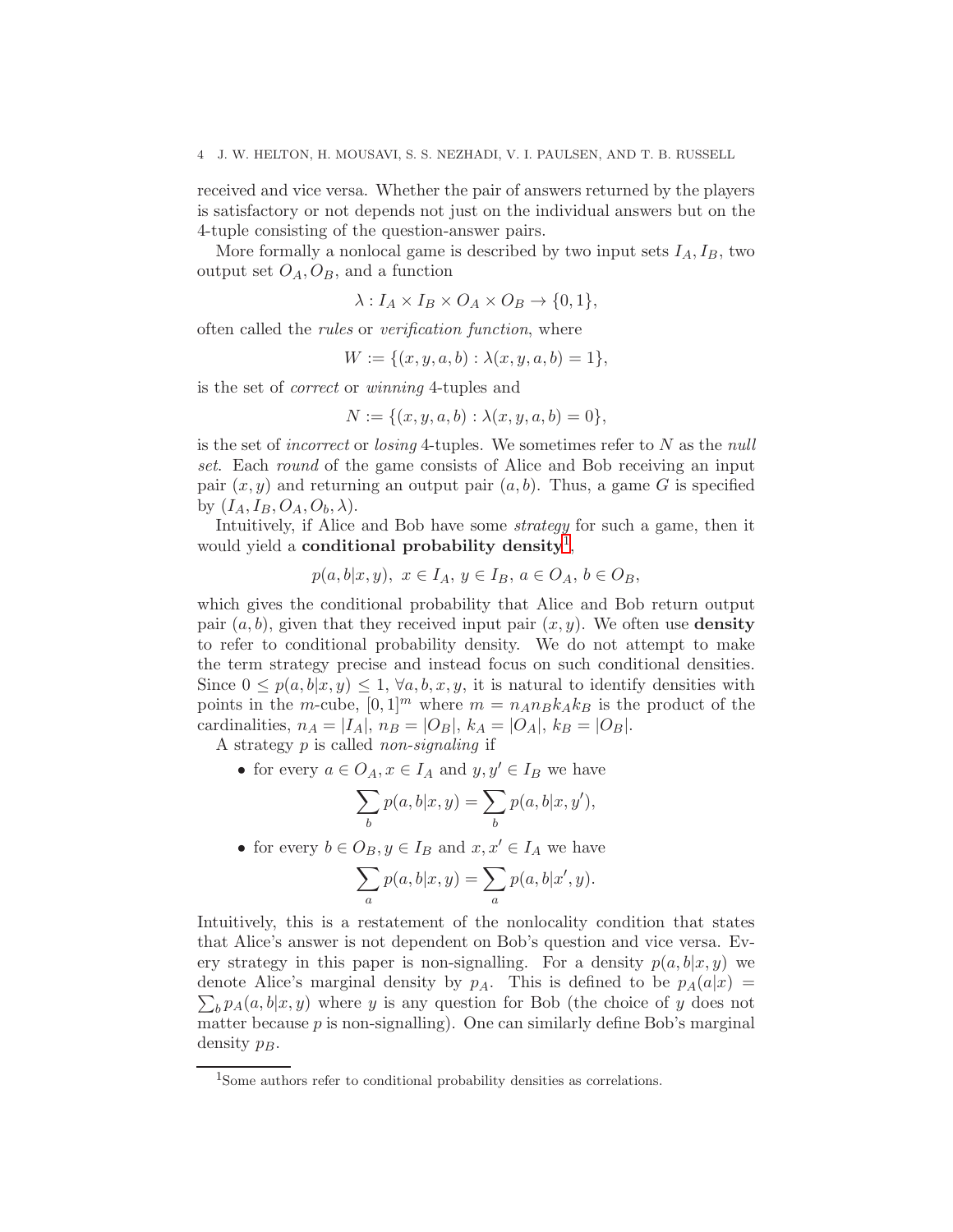received and vice versa. Whether the pair of answers returned by the players is satisfactory or not depends not just on the individual answers but on the 4-tuple consisting of the question-answer pairs.

More formally a nonlocal game is described by two input sets $I_A, I_B$, two output set $O_A, O_B$, and a function

$$\lambda : I_A \times I_B \times O_A \times O_B \to \{0, 1\},$$

often called the *rules* or *verification function*, where

$$W := \{(x, y, a, b) : \lambda(x, y, a, b) = 1\},$$

is the set of *correct* or *winning* 4-tuples and

$$N := \{(x, y, a, b) : \lambda(x, y, a, b) = 0\},$$

is the set of *incorrect* or *losing* 4-tuples. We sometimes refer to $N$ as the *null set*. Each *round* of the game consists of Alice and Bob receiving an input pair $(x, y)$ and returning an output pair $(a, b)$. Thus, a game $G$ is specified by $(I_A, I_B, O_A, O_b, \lambda)$.

Intuitively, if Alice and Bob have some *strategy* for such a game, then it would yield a **conditional probability density**[1],

$$p(a, b|x, y),\ x \in I_A,\ y \in I_B,\ a \in O_A,\ b \in O_B,$$

which gives the conditional probability that Alice and Bob return output pair $(a, b)$, given that they received input pair $(x, y)$. We often use **density** to refer to conditional probability density. We do not attempt to make the term strategy precise and instead focus on such conditional densities. Since $0 \le p(a, b|x, y) \le 1$, $\forall a, b, x, y$, it is natural to identify densities with points in the $m$-cube, $[0, 1]^m$ where $m = n_A n_B k_A k_B$ is the product of the cardinalities, $n_A = |I_A|$, $n_B = |O_B|$, $k_A = |O_A|$, $k_B = |O_B|$.

A strategy $p$ is called *non-signaling* if

- for every $a \in O_A, x \in I_A$ and $y, y' \in I_B$ we have
$$\sum_b p(a, b|x, y) = \sum_b p(a, b|x, y'),$$
- for every $b \in O_B, y \in I_B$ and $x, x' \in I_A$ we have
$$\sum_a p(a, b|x, y) = \sum_a p(a, b|x', y).$$

Intuitively, this is a restatement of the nonlocality condition that states that Alice's answer is not dependent on Bob's question and vice versa. Every strategy in this paper is non-signalling. For a density $p(a, b|x, y)$ we denote Alice's marginal density by $p_A$. This is defined to be $p_A(a|x) = \sum_b p_A(a, b|x, y)$ where $y$ is any question for Bob (the choice of $y$ does not matter because $p$ is non-signalling). One can similarly define Bob's marginal density $p_B$.

[1] Some authors refer to conditional probability densities as correlations.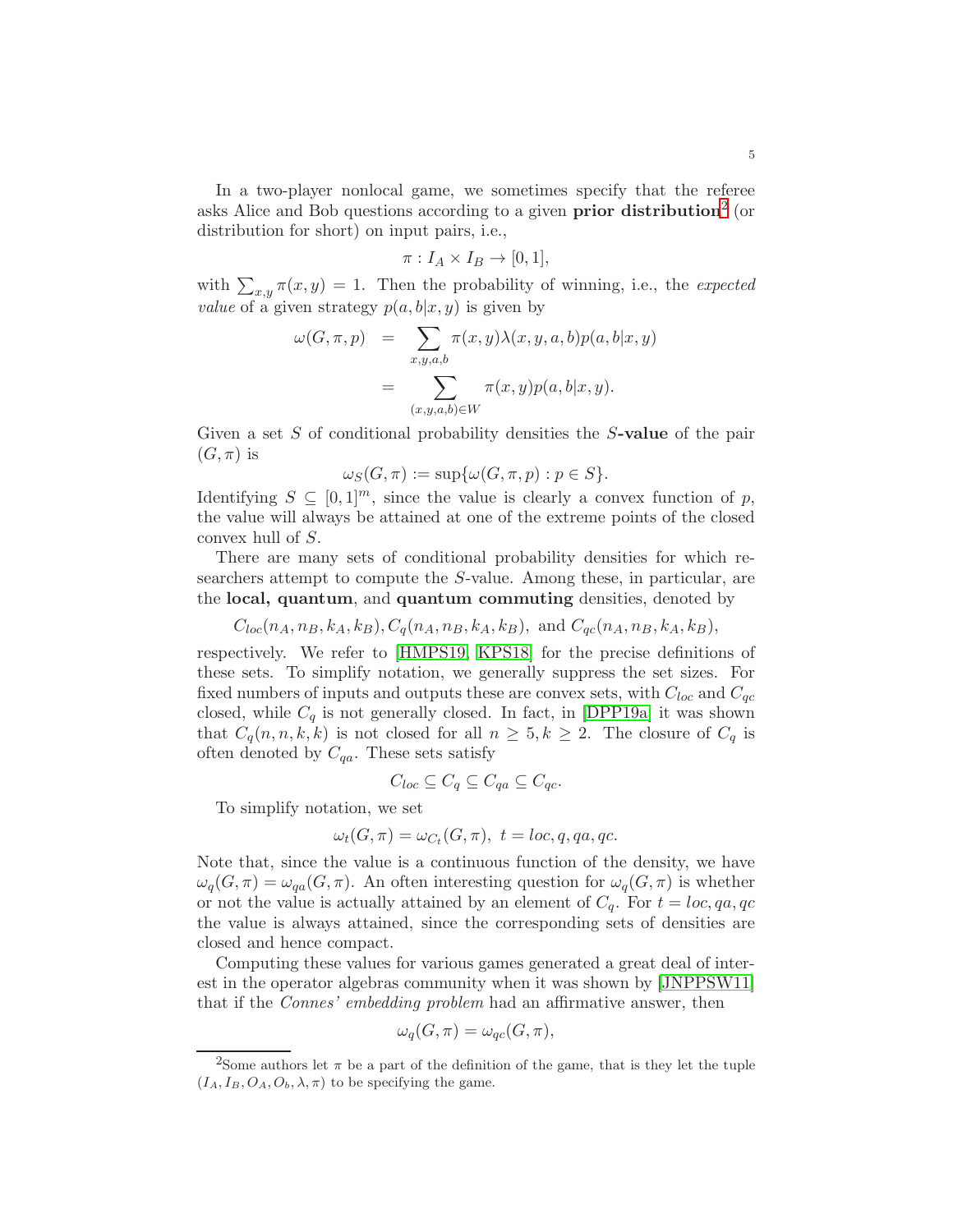In a two-player nonlocal game, we sometimes specify that the referee asks Alice and Bob questions according to a given **prior distribution**[2] (or distribution for short) on input pairs, i.e.,

$$\pi : I_A \times I_B \to [0,1],$$

with $\sum_{x,y} \pi(x,y) = 1$. Then the probability of winning, i.e., the *expected value* of a given strategy $p(a,b|x,y)$ is given by

$$\begin{aligned}
\omega(G,\pi,p) &= \sum_{x,y,a,b} \pi(x,y)\lambda(x,y,a,b)p(a,b|x,y) \\
&= \sum_{(x,y,a,b)\in W} \pi(x,y)p(a,b|x,y).
\end{aligned}$$

Given a set $S$ of conditional probability densities the $S$**-value** of the pair $(G,\pi)$ is

$$\omega_S(G,\pi) := \sup\{\omega(G,\pi,p) : p \in S\}.$$

Identifying $S \subseteq [0,1]^m$, since the value is clearly a convex function of $p$, the value will always be attained at one of the extreme points of the closed convex hull of $S$.

There are many sets of conditional probability densities for which researchers attempt to compute the $S$-value. Among these, in particular, are the **local, quantum**, and **quantum commuting** densities, denoted by

$$C_{loc}(n_A,n_B,k_A,k_B), C_q(n_A,n_B,k_A,k_B), \text{ and } C_{qc}(n_A,n_B,k_A,k_B),$$

respectively. We refer to [HMPS19, KPS18] for the precise definitions of these sets. To simplify notation, we generally suppress the set sizes. For fixed numbers of inputs and outputs these are convex sets, with $C_{loc}$ and $C_{qc}$ closed, while $C_q$ is not generally closed. In fact, in [DPP19a] it was shown that $C_q(n,n,k,k)$ is not closed for all $n \geq 5, k \geq 2$. The closure of $C_q$ is often denoted by $C_{qa}$. These sets satisfy

$$C_{loc} \subseteq C_q \subseteq C_{qa} \subseteq C_{qc}.$$

To simplify notation, we set

$$\omega_t(G,\pi) = \omega_{C_t}(G,\pi), \ t = loc, q, qa, qc.$$

Note that, since the value is a continuous function of the density, we have $\omega_q(G,\pi) = \omega_{qa}(G,\pi)$. An often interesting question for $\omega_q(G,\pi)$ is whether or not the value is actually attained by an element of $C_q$. For $t = loc, qa, qc$ the value is always attained, since the corresponding sets of densities are closed and hence compact.

Computing these values for various games generated a great deal of interest in the operator algebras community when it was shown by [JNPPSW11] that if the *Connes' embedding problem* had an affirmative answer, then

$$\omega_q(G,\pi) = \omega_{qc}(G,\pi),$$

[2]Some authors let $\pi$ be a part of the definition of the game, that is they let the tuple $(I_A, I_B, O_A, O_b, \lambda, \pi)$ to be specifying the game.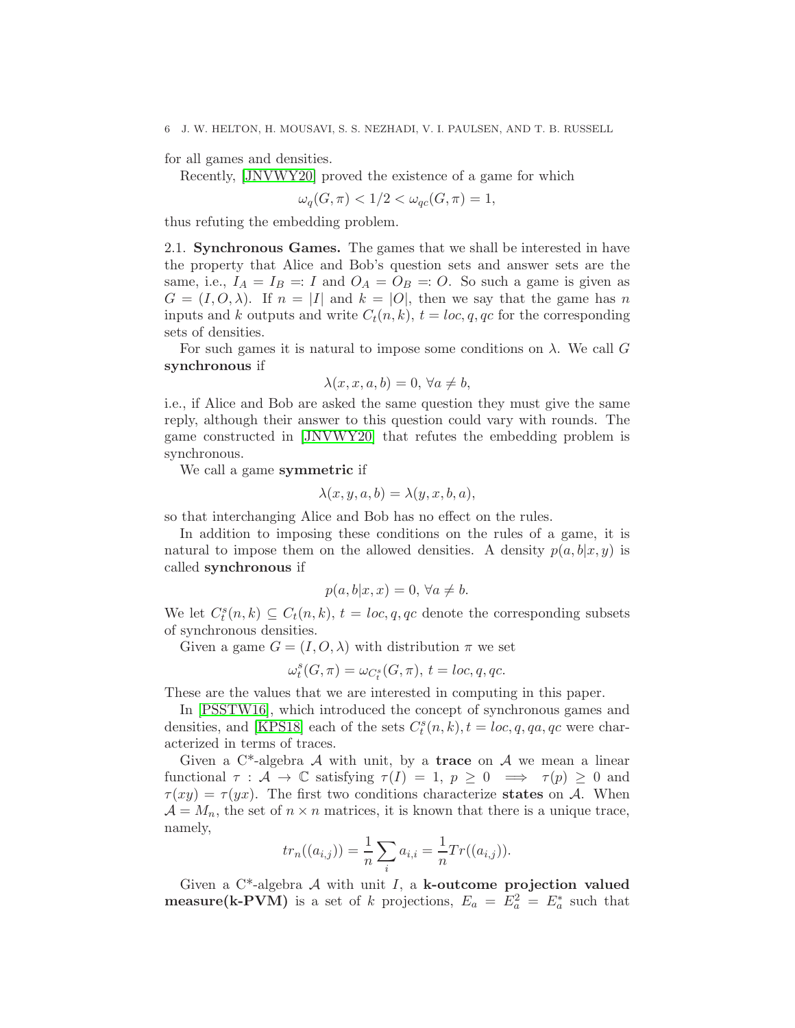for all games and densities.

Recently, [JNVWY20] proved the existence of a game for which

$$\omega_q(G, \pi) < 1/2 < \omega_{qc}(G, \pi) = 1,$$

thus refuting the embedding problem.

### 2.1. Synchronous Games.

The games that we shall be interested in have the property that Alice and Bob's question sets and answer sets are the same, i.e., $I_A = I_B =: I$ and $O_A = O_B =: O$. So such a game is given as $G = (I, O, \lambda)$. If $n = |I|$ and $k = |O|$, then we say that the game has $n$ inputs and $k$ outputs and write $C_t(n, k)$, $t = loc, q, qc$ for the corresponding sets of densities.

For such games it is natural to impose some conditions on $\lambda$. We call $G$ **synchronous** if

$$\lambda(x, x, a, b) = 0, \; \forall a \neq b,$$

i.e., if Alice and Bob are asked the same question they must give the same reply, although their answer to this question could vary with rounds. The game constructed in [JNVWY20] that refutes the embedding problem is synchronous.

We call a game **symmetric** if

$$\lambda(x, y, a, b) = \lambda(y, x, b, a),$$

so that interchanging Alice and Bob has no effect on the rules.

In addition to imposing these conditions on the rules of a game, it is natural to impose them on the allowed densities. A density $p(a, b|x, y)$ is called **synchronous** if

$$p(a, b|x, x) = 0, \; \forall a \neq b.$$

We let $C_t^s(n, k) \subseteq C_t(n, k)$, $t = loc, q, qc$ denote the corresponding subsets of synchronous densities.

Given a game $G = (I, O, \lambda)$ with distribution $\pi$ we set

$$\omega_t^s(G, \pi) = \omega_{C_t^s}(G, \pi), \; t = loc, q, qc.$$

These are the values that we are interested in computing in this paper.

In [PSSTW16], which introduced the concept of synchronous games and densities, and [KPS18] each of the sets $C_t^s(n, k), t = loc, q, qa, qc$ were characterized in terms of traces.

Given a C\*-algebra $\mathcal{A}$ with unit, by a **trace** on $\mathcal{A}$ we mean a linear functional $\tau : \mathcal{A} \to \mathbb{C}$ satisfying $\tau(I) = 1$, $p \geq 0 \implies \tau(p) \geq 0$ and $\tau(xy) = \tau(yx)$. The first two conditions characterize **states** on $\mathcal{A}$. When $\mathcal{A} = M_n$, the set of $n \times n$ matrices, it is known that there is a unique trace, namely,

$$tr_n((a_{i,j})) = \frac{1}{n} \sum_i a_{i,i} = \frac{1}{n} Tr((a_{i,j})).$$

Given a C\*-algebra $\mathcal{A}$ with unit $I$, a **k-outcome projection valued measure(k-PVM)** is a set of $k$ projections, $E_a = E_a^2 = E_a^*$ such that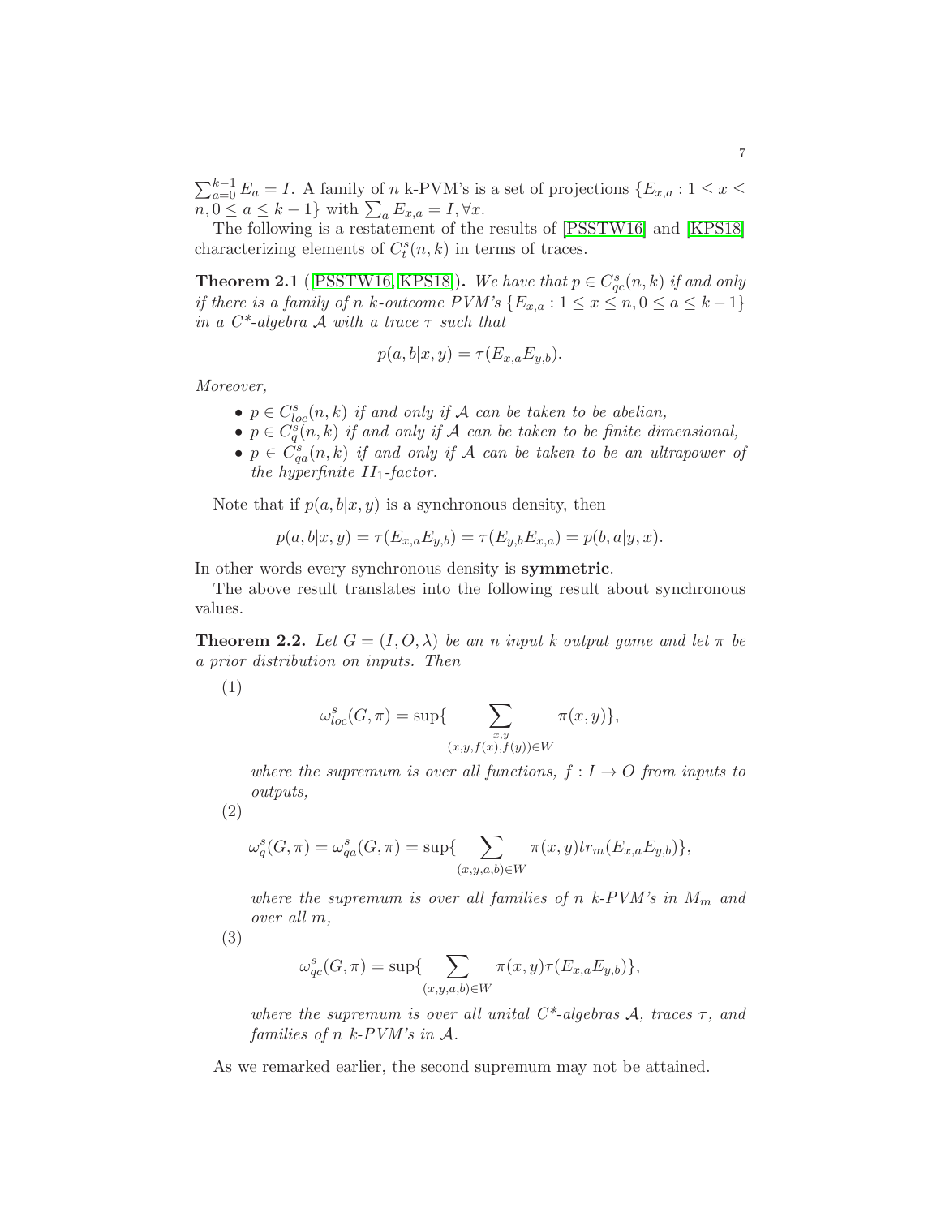$\sum_{a=0}^{k-1} E_a = I$. A family of $n$ k-PVM's is a set of projections $\{E_{x,a} : 1 \le x \le n, 0 \le a \le k-1\}$ with $\sum_a E_{x,a} = I, \forall x$.

The following is a restatement of the results of [PSSTW16] and [KPS18] characterizing elements of $C_t^s(n,k)$ in terms of traces.

**Theorem 2.1** ([PSSTW16, KPS18]). *We have that $p \in C_{qc}^s(n,k)$ if and only if there is a family of $n$ $k$-outcome PVM's $\{E_{x,a} : 1 \le x \le n, 0 \le a \le k-1\}$ in a $C^*$-algebra $\mathcal{A}$ with a trace $\tau$ such that*

$$p(a,b|x,y) = \tau(E_{x,a}E_{y,b}).$$

*Moreover,*

- *$p \in C_{loc}^s(n,k)$ if and only if $\mathcal{A}$ can be taken to be abelian,*
- *$p \in C_q^s(n,k)$ if and only if $\mathcal{A}$ can be taken to be finite dimensional,*
- *$p \in C_{qa}^s(n,k)$ if and only if $\mathcal{A}$ can be taken to be an ultrapower of the hyperfinite $II_1$-factor.*

Note that if $p(a,b|x,y)$ is a synchronous density, then

$$p(a,b|x,y) = \tau(E_{x,a}E_{y,b}) = \tau(E_{y,b}E_{x,a}) = p(b,a|y,x).$$

In other words every synchronous density is **symmetric**.

The above result translates into the following result about synchronous values.

**Theorem 2.2.** *Let $G = (I, O, \lambda)$ be an $n$ input $k$ output game and let $\pi$ be a prior distribution on inputs. Then*

(1)
$$\omega_{loc}^s(G,\pi) = \sup\{ \sum_{\substack{x,y \\ (x,y,f(x),f(y)) \in W}} \pi(x,y) \},$$

*where the supremum is over all functions, $f : I \to O$ from inputs to outputs,*

(2)
$$\omega_q^s(G,\pi) = \omega_{qa}^s(G,\pi) = \sup\{ \sum_{(x,y,a,b) \in W} \pi(x,y) tr_m(E_{x,a}E_{y,b}) \},$$

*where the supremum is over all families of $n$ $k$-PVM's in $M_m$ and over all $m$,*

(3)
$$\omega_{qc}^s(G,\pi) = \sup\{ \sum_{(x,y,a,b) \in W} \pi(x,y) \tau(E_{x,a}E_{y,b}) \},$$

*where the supremum is over all unital $C^*$-algebras $\mathcal{A}$, traces $\tau$, and families of $n$ $k$-PVM's in $\mathcal{A}$.*

As we remarked earlier, the second supremum may not be attained.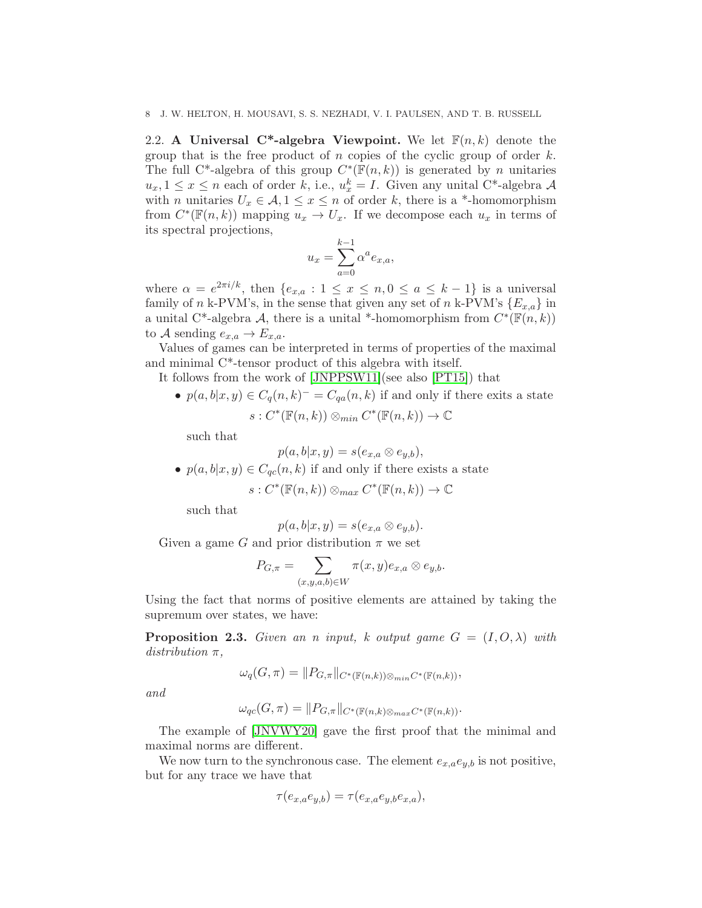2.2. **A Universal C\*-algebra Viewpoint.** We let $\mathbb{F}(n,k)$ denote the group that is the free product of $n$ copies of the cyclic group of order $k$. The full C\*-algebra of this group $C^*(\mathbb{F}(n,k))$ is generated by $n$ unitaries $u_x, 1 \le x \le n$ each of order $k$, i.e., $u_x^k = I$. Given any unital C\*-algebra $\mathcal{A}$ with $n$ unitaries $U_x \in \mathcal{A}, 1 \le x \le n$ of order $k$, there is a \*-homomorphism from $C^*(\mathbb{F}(n,k))$ mapping $u_x \to U_x$. If we decompose each $u_x$ in terms of its spectral projections,

$$u_x = \sum_{a=0}^{k-1} \alpha^a e_{x,a},$$

where $\alpha = e^{2\pi i/k}$, then $\{e_{x,a} : 1 \le x \le n, 0 \le a \le k-1\}$ is a universal family of $n$ k-PVM's, in the sense that given any set of $n$ k-PVM's $\{E_{x,a}\}$ in a unital C\*-algebra $\mathcal{A}$, there is a unital \*-homomorphism from $C^*(\mathbb{F}(n,k))$ to $\mathcal{A}$ sending $e_{x,a} \to E_{x,a}$.

Values of games can be interpreted in terms of properties of the maximal and minimal C\*-tensor product of this algebra with itself.

It follows from the work of [JNPPSW11](see also [PT15]) that

- $p(a,b|x,y) \in C_q(n,k)^- = C_{qa}(n,k)$ if and only if there exits a state
  $$s : C^*(\mathbb{F}(n,k)) \otimes_{min} C^*(\mathbb{F}(n,k)) \to \mathbb{C}$$
  such that
  $$p(a,b|x,y) = s(e_{x,a} \otimes e_{y,b}),$$
- $p(a,b|x,y) \in C_{qc}(n,k)$ if and only if there exists a state
  $$s : C^*(\mathbb{F}(n,k)) \otimes_{max} C^*(\mathbb{F}(n,k)) \to \mathbb{C}$$
  such that
  $$p(a,b|x,y) = s(e_{x,a} \otimes e_{y,b}).$$

Given a game $G$ and prior distribution $\pi$ we set

$$P_{G,\pi} = \sum_{(x,y,a,b) \in W} \pi(x,y) e_{x,a} \otimes e_{y,b}.$$

Using the fact that norms of positive elements are attained by taking the supremum over states, we have:

**Proposition 2.3.** *Given an $n$ input, $k$ output game $G = (I, O, \lambda)$ with distribution $\pi$,*

$$\omega_q(G,\pi) = \|P_{G,\pi}\|_{C^*(\mathbb{F}(n,k)) \otimes_{min} C^*(\mathbb{F}(n,k))},$$

*and*

$$\omega_{qc}(G,\pi) = \|P_{G,\pi}\|_{C^*(\mathbb{F}(n,k) \otimes_{max} C^*(\mathbb{F}(n,k))}.$$

The example of [JNVWY20] gave the first proof that the minimal and maximal norms are different.

We now turn to the synchronous case. The element $e_{x,a}e_{y,b}$ is not positive, but for any trace we have that

$$\tau(e_{x,a}e_{y,b}) = \tau(e_{x,a}e_{y,b}e_{x,a}),$$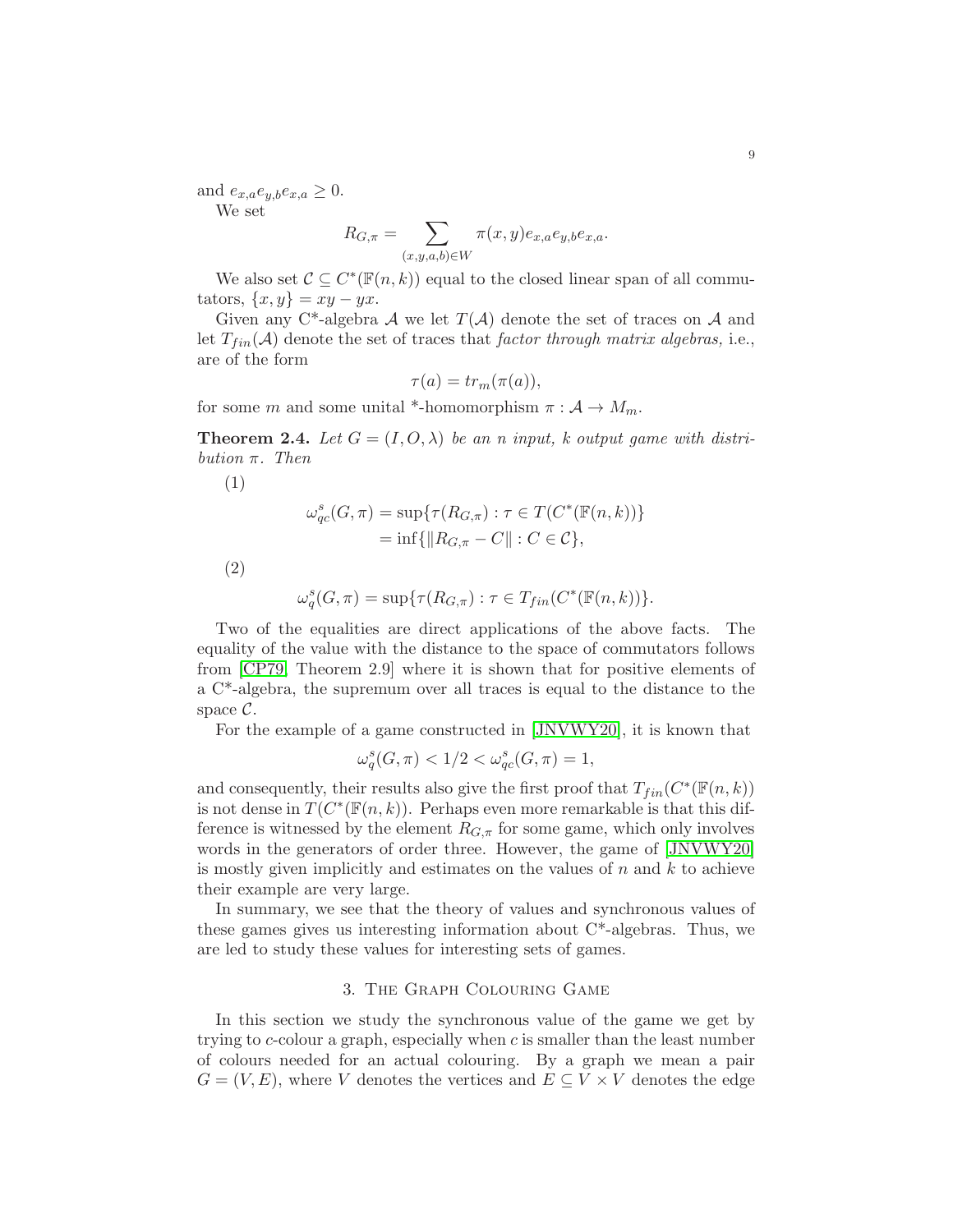and $e_{x,a}e_{y,b}e_{x,a} \geq 0$.

We set

$$R_{G,\pi} = \sum_{(x,y,a,b)\in W} \pi(x,y)e_{x,a}e_{y,b}e_{x,a}.$$

We also set $\mathcal{C} \subseteq C^*(\mathbb{F}(n,k))$ equal to the closed linear span of all commutators, $\{x,y\} = xy - yx$.

Given any C*-algebra $\mathcal{A}$ we let $T(\mathcal{A})$ denote the set of traces on $\mathcal{A}$ and let $T_{fin}(\mathcal{A})$ denote the set of traces that *factor through matrix algebras,* i.e., are of the form

$$\tau(a) = tr_m(\pi(a)),$$

for some $m$ and some unital *-homomorphism $\pi : \mathcal{A} \to M_m$.

**Theorem 2.4.** *Let $G = (I, O, \lambda)$ be an $n$ input, $k$ output game with distribution $\pi$. Then*

(1)

$$\begin{aligned}\omega^s_{qc}(G,\pi) &= \sup\{\tau(R_{G,\pi}) : \tau \in T(C^*(\mathbb{F}(n,k))\} \\ &= \inf\{\|R_{G,\pi} - C\| : C \in \mathcal{C}\},\end{aligned}$$

(2)

$$\omega^s_q(G,\pi) = \sup\{\tau(R_{G,\pi}) : \tau \in T_{fin}(C^*(\mathbb{F}(n,k))\}.$$

Two of the equalities are direct applications of the above facts. The equality of the value with the distance to the space of commutators follows from [CP79, Theorem 2.9] where it is shown that for positive elements of a C*-algebra, the supremum over all traces is equal to the distance to the space $\mathcal{C}$.

For the example of a game constructed in [JNVWY20], it is known that

$$\omega^s_q(G,\pi) < 1/2 < \omega^s_{qc}(G,\pi) = 1,$$

and consequently, their results also give the first proof that $T_{fin}(C^*(\mathbb{F}(n,k))$ is not dense in $T(C^*(\mathbb{F}(n,k))$. Perhaps even more remarkable is that this difference is witnessed by the element $R_{G,\pi}$ for some game, which only involves words in the generators of order three. However, the game of [JNVWY20] is mostly given implicitly and estimates on the values of $n$ and $k$ to achieve their example are very large.

In summary, we see that the theory of values and synchronous values of these games gives us interesting information about C*-algebras. Thus, we are led to study these values for interesting sets of games.

## 3. The Graph Colouring Game

In this section we study the synchronous value of the game we get by trying to $c$-colour a graph, especially when $c$ is smaller than the least number of colours needed for an actual colouring. By a graph we mean a pair $G = (V, E)$, where $V$ denotes the vertices and $E \subseteq V \times V$ denotes the edge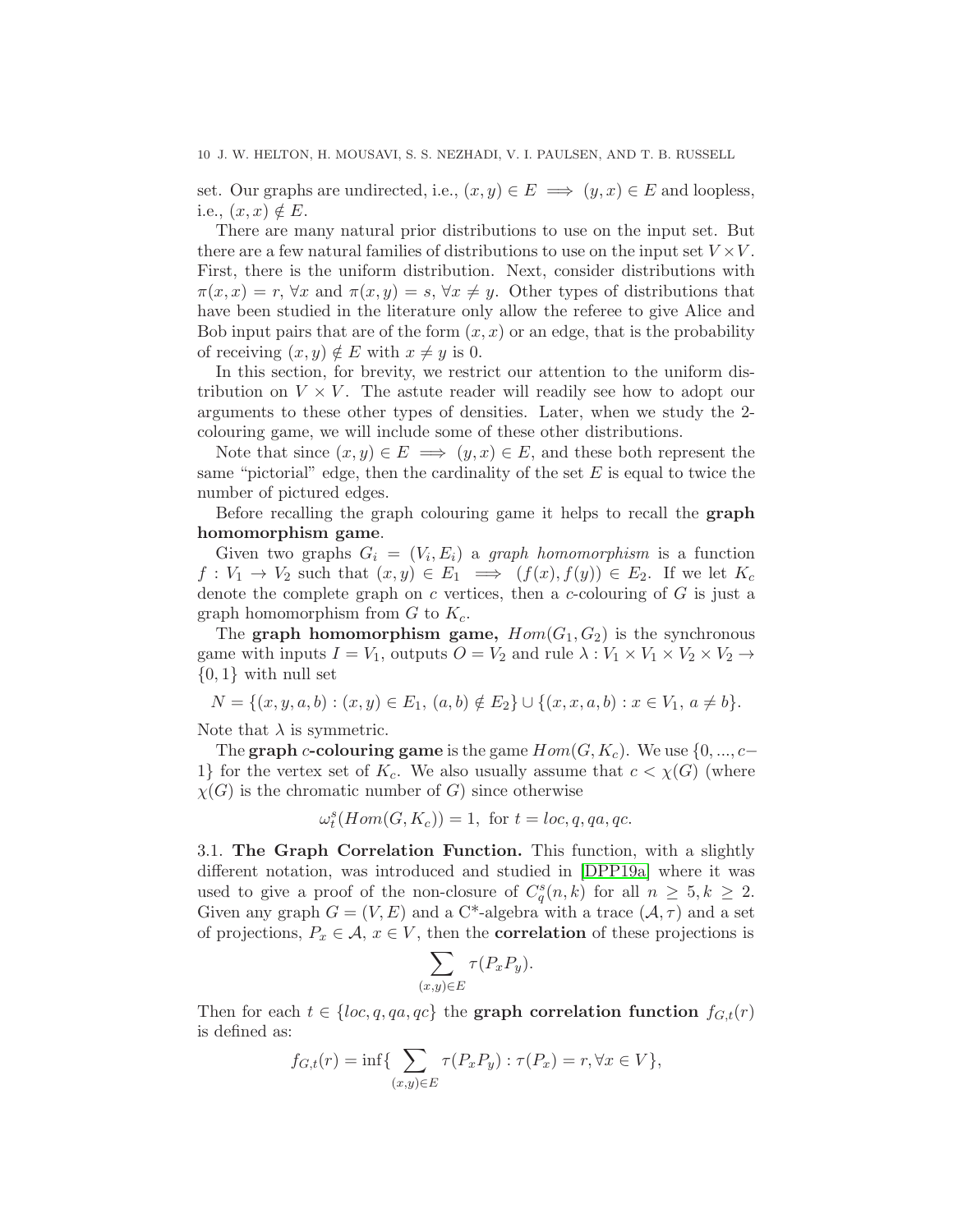set. Our graphs are undirected, i.e., $(x,y) \in E \implies (y,x) \in E$ and loopless, i.e., $(x,x) \notin E$.

There are many natural prior distributions to use on the input set. But there are a few natural families of distributions to use on the input set $V \times V$. First, there is the uniform distribution. Next, consider distributions with $\pi(x,x) = r$, $\forall x$ and $\pi(x,y) = s$, $\forall x \neq y$. Other types of distributions that have been studied in the literature only allow the referee to give Alice and Bob input pairs that are of the form $(x,x)$ or an edge, that is the probability of receiving $(x,y) \notin E$ with $x \neq y$ is 0.

In this section, for brevity, we restrict our attention to the uniform distribution on $V \times V$. The astute reader will readily see how to adopt our arguments to these other types of densities. Later, when we study the 2-colouring game, we will include some of these other distributions.

Note that since $(x,y) \in E \implies (y,x) \in E$, and these both represent the same "pictorial" edge, then the cardinality of the set $E$ is equal to twice the number of pictured edges.

Before recalling the graph colouring game it helps to recall the **graph homomorphism game**.

Given two graphs $G_i = (V_i, E_i)$ a *graph homomorphism* is a function $f : V_1 \to V_2$ such that $(x,y) \in E_1 \implies (f(x), f(y)) \in E_2$. If we let $K_c$ denote the complete graph on $c$ vertices, then a $c$-colouring of $G$ is just a graph homomorphism from $G$ to $K_c$.

The **graph homomorphism game,** $Hom(G_1, G_2)$ is the synchronous game with inputs $I = V_1$, outputs $O = V_2$ and rule $\lambda : V_1 \times V_1 \times V_2 \times V_2 \to \{0,1\}$ with null set

$$N = \{(x,y,a,b) : (x,y) \in E_1,\ (a,b) \notin E_2\} \cup \{(x,x,a,b) : x \in V_1,\ a \neq b\}.$$

Note that $\lambda$ is symmetric.

The **graph $c$-colouring game** is the game $Hom(G, K_c)$. We use $\{0, ..., c-1\}$ for the vertex set of $K_c$. We also usually assume that $c < \chi(G)$ (where $\chi(G)$ is the chromatic number of $G$) since otherwise

$$\omega_t^s(Hom(G, K_c)) = 1, \text{ for } t = loc, q, qa, qc.$$

## 3.1. The Graph Correlation Function.

This function, with a slightly different notation, was introduced and studied in [DPP19a] where it was used to give a proof of the non-closure of $C_q^s(n,k)$ for all $n \geq 5, k \geq 2$. Given any graph $G = (V, E)$ and a C*-algebra with a trace $(\mathcal{A}, \tau)$ and a set of projections, $P_x \in \mathcal{A}$, $x \in V$, then the **correlation** of these projections is

$$\sum_{(x,y) \in E} \tau(P_x P_y).$$

Then for each $t \in \{loc, q, qa, qc\}$ the **graph correlation function** $f_{G,t}(r)$ is defined as:

$$f_{G,t}(r) = \inf\{ \sum_{(x,y) \in E} \tau(P_x P_y) : \tau(P_x) = r, \forall x \in V \},$$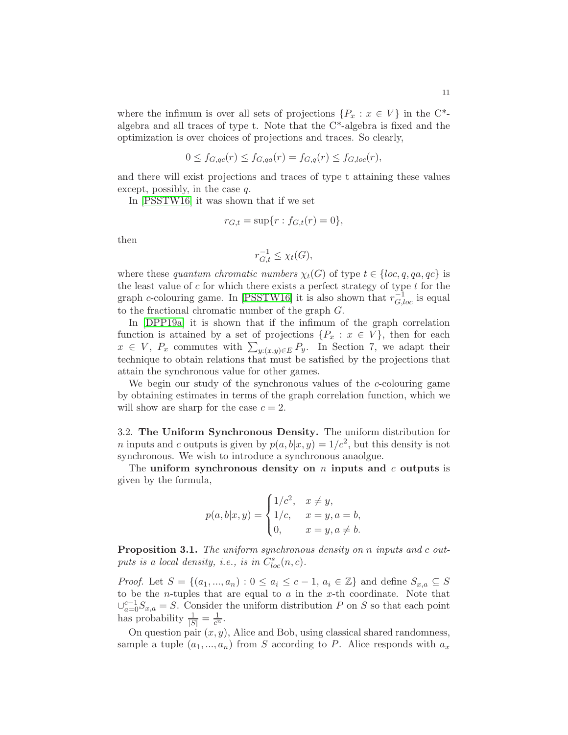where the infimum is over all sets of projections $\{P_x : x \in V\}$ in the C*-algebra and all traces of type t. Note that the C*-algebra is fixed and the optimization is over choices of projections and traces. So clearly,

$$0 \le f_{G,qc}(r) \le f_{G,qa}(r) = f_{G,q}(r) \le f_{G,loc}(r),$$

and there will exist projections and traces of type t attaining these values except, possibly, in the case $q$.

In [PSSTW16] it was shown that if we set

$$r_{G,t} = \sup\{r : f_{G,t}(r) = 0\},$$

then

$$r_{G,t}^{-1} \le \chi_t(G),$$

where these *quantum chromatic numbers* $\chi_t(G)$ of type $t \in \{loc, q, qa, qc\}$ is the least value of $c$ for which there exists a perfect strategy of type $t$ for the graph $c$-colouring game. In [PSSTW16] it is also shown that $r_{G,loc}^{-1}$ is equal to the fractional chromatic number of the graph $G$.

In [DPP19a] it is shown that if the infimum of the graph correlation function is attained by a set of projections $\{P_x : x \in V\}$, then for each $x \in V$, $P_x$ commutes with $\sum_{y:(x,y)\in E} P_y$. In Section 7, we adapt their technique to obtain relations that must be satisfied by the projections that attain the synchronous value for other games.

We begin our study of the synchronous values of the $c$-colouring game by obtaining estimates in terms of the graph correlation function, which we will show are sharp for the case $c = 2$.

### 3.2. The Uniform Synchronous Density.

The uniform distribution for $n$ inputs and $c$ outputs is given by $p(a,b|x,y) = 1/c^2$, but this density is not synchronous. We wish to introduce a synchronous anaolgue.

The **uniform synchronous density on** $n$ **inputs and** $c$ **outputs** is given by the formula,

$$p(a,b|x,y) = \begin{cases} 1/c^2, & x \ne y, \\ 1/c, & x = y, a = b, \\ 0, & x = y, a \ne b. \end{cases}$$

**Proposition 3.1.** *The uniform synchronous density on n inputs and c outputs is a local density, i.e., is in $C^s_{loc}(n,c)$.*

*Proof.* Let $S = \{(a_1, ..., a_n) : 0 \le a_i \le c-1, \, a_i \in \mathbb{Z}\}$ and define $S_{x,a} \subseteq S$ to be the $n$-tuples that are equal to $a$ in the $x$-th coordinate. Note that $\cup_{a=0}^{c-1} S_{x,a} = S$. Consider the uniform distribution $P$ on $S$ so that each point has probability $\frac{1}{|S|} = \frac{1}{c^n}$.

On question pair $(x,y)$, Alice and Bob, using classical shared randomness, sample a tuple $(a_1, ..., a_n)$ from $S$ according to $P$. Alice responds with $a_x$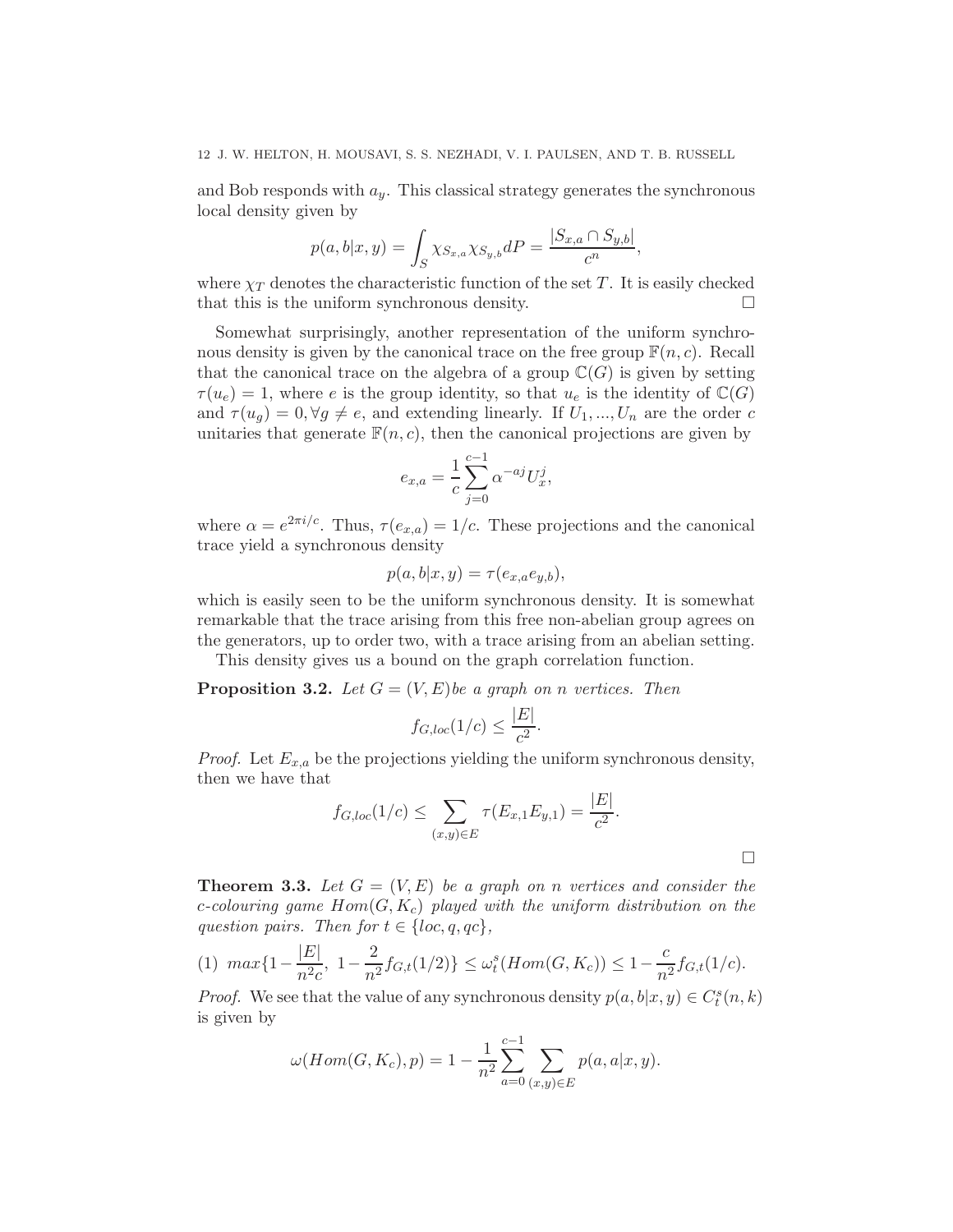and Bob responds with $a_y$. This classical strategy generates the synchronous local density given by

$$p(a,b|x,y) = \int_S \chi_{S_{x,a}} \chi_{S_{y,b}} dP = \frac{|S_{x,a} \cap S_{y,b}|}{c^n},$$

where $\chi_T$ denotes the characteristic function of the set $T$. It is easily checked that this is the uniform synchronous density. □

Somewhat surprisingly, another representation of the uniform synchronous density is given by the canonical trace on the free group $\mathbb{F}(n,c)$. Recall that the canonical trace on the algebra of a group $\mathbb{C}(G)$ is given by setting $\tau(u_e) = 1$, where $e$ is the group identity, so that $u_e$ is the identity of $\mathbb{C}(G)$ and $\tau(u_g) = 0, \forall g \neq e$, and extending linearly. If $U_1, ..., U_n$ are the order $c$ unitaries that generate $\mathbb{F}(n,c)$, then the canonical projections are given by

$$e_{x,a} = \frac{1}{c} \sum_{j=0}^{c-1} \alpha^{-aj} U_x^j,$$

where $\alpha = e^{2\pi i/c}$. Thus, $\tau(e_{x,a}) = 1/c$. These projections and the canonical trace yield a synchronous density

$$p(a,b|x,y) = \tau(e_{x,a} e_{y,b}),$$

which is easily seen to be the uniform synchronous density. It is somewhat remarkable that the trace arising from this free non-abelian group agrees on the generators, up to order two, with a trace arising from an abelian setting.

This density gives us a bound on the graph correlation function.

**Proposition 3.2.** *Let $G = (V,E)$ be a graph on $n$ vertices. Then*

$$f_{G,loc}(1/c) \leq \frac{|E|}{c^2}.$$

*Proof.* Let $E_{x,a}$ be the projections yielding the uniform synchronous density, then we have that

$$f_{G,loc}(1/c) \leq \sum_{(x,y) \in E} \tau(E_{x,1} E_{y,1}) = \frac{|E|}{c^2}.$$

□

**Theorem 3.3.** *Let $G = (V,E)$ be a graph on $n$ vertices and consider the $c$-colouring game $Hom(G, K_c)$ played with the uniform distribution on the question pairs. Then for $t \in \{loc, q, qc\}$,*

$$(1) \quad max\{1 - \frac{|E|}{n^2 c},\ 1 - \frac{2}{n^2} f_{G,t}(1/2)\} \leq \omega_t^s(Hom(G, K_c)) \leq 1 - \frac{c}{n^2} f_{G,t}(1/c).$$

*Proof.* We see that the value of any synchronous density $p(a,b|x,y) \in C_t^s(n,k)$ is given by

$$\omega(Hom(G, K_c), p) = 1 - \frac{1}{n^2} \sum_{a=0}^{c-1} \sum_{(x,y) \in E} p(a,a|x,y).$$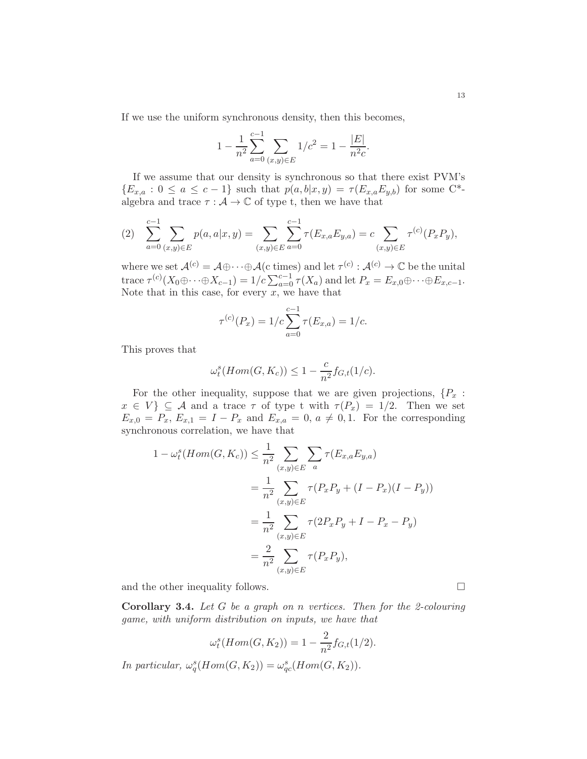If we use the uniform synchronous density, then this becomes,

$$1 - \frac{1}{n^2}\sum_{a=0}^{c-1}\sum_{(x,y)\in E} 1/c^2 = 1 - \frac{|E|}{n^2 c}.$$

If we assume that our density is synchronous so that there exist PVM's $\{E_{x,a} : 0 \le a \le c-1\}$ such that $p(a,b|x,y) = \tau(E_{x,a}E_{y,b})$ for some C\*-algebra and trace $\tau : \mathcal{A} \to \mathbb{C}$ of type t, then we have that

$$\sum_{a=0}^{c-1}\sum_{(x,y)\in E} p(a,a|x,y) = \sum_{(x,y)\in E}\sum_{a=0}^{c-1}\tau(E_{x,a}E_{y,a}) = c\sum_{(x,y)\in E}\tau^{(c)}(P_xP_y), \tag{2}$$

where we set $\mathcal{A}^{(c)} = \mathcal{A}\oplus\cdots\oplus\mathcal{A}$(c times) and let $\tau^{(c)} : \mathcal{A}^{(c)} \to \mathbb{C}$ be the unital trace $\tau^{(c)}(X_0\oplus\cdots\oplus X_{c-1}) = 1/c\sum_{a=0}^{c-1}\tau(X_a)$ and let $P_x = E_{x,0}\oplus\cdots\oplus E_{x,c-1}$. Note that in this case, for every $x$, we have that

$$\tau^{(c)}(P_x) = 1/c\sum_{a=0}^{c-1}\tau(E_{x,a}) = 1/c.$$

This proves that

$$\omega_t^s(Hom(G,K_c)) \le 1 - \frac{c}{n^2}f_{G,t}(1/c).$$

For the other inequality, suppose that we are given projections, $\{P_x : x \in V\} \subseteq \mathcal{A}$ and a trace $\tau$ of type t with $\tau(P_x) = 1/2$. Then we set $E_{x,0} = P_x$, $E_{x,1} = I - P_x$ and $E_{x,a} = 0$, $a \ne 0,1$. For the corresponding synchronous correlation, we have that

$$\begin{aligned}
1 - \omega_t^s(Hom(G,K_c)) &\le \frac{1}{n^2}\sum_{(x,y)\in E}\sum_a \tau(E_{x,a}E_{y,a}) \\
&= \frac{1}{n^2}\sum_{(x,y)\in E}\tau(P_xP_y + (I-P_x)(I-P_y)) \\
&= \frac{1}{n^2}\sum_{(x,y)\in E}\tau(2P_xP_y + I - P_x - P_y) \\
&= \frac{2}{n^2}\sum_{(x,y)\in E}\tau(P_xP_y),
\end{aligned}$$

and the other inequality follows. $\square$

**Corollary 3.4.** *Let $G$ be a graph on $n$ vertices. Then for the 2-colouring game, with uniform distribution on inputs, we have that*

$$\omega_t^s(Hom(G,K_2)) = 1 - \frac{2}{n^2}f_{G,t}(1/2).$$

*In particular, $\omega_q^s(Hom(G,K_2)) = \omega_{qc}^s(Hom(G,K_2))$.*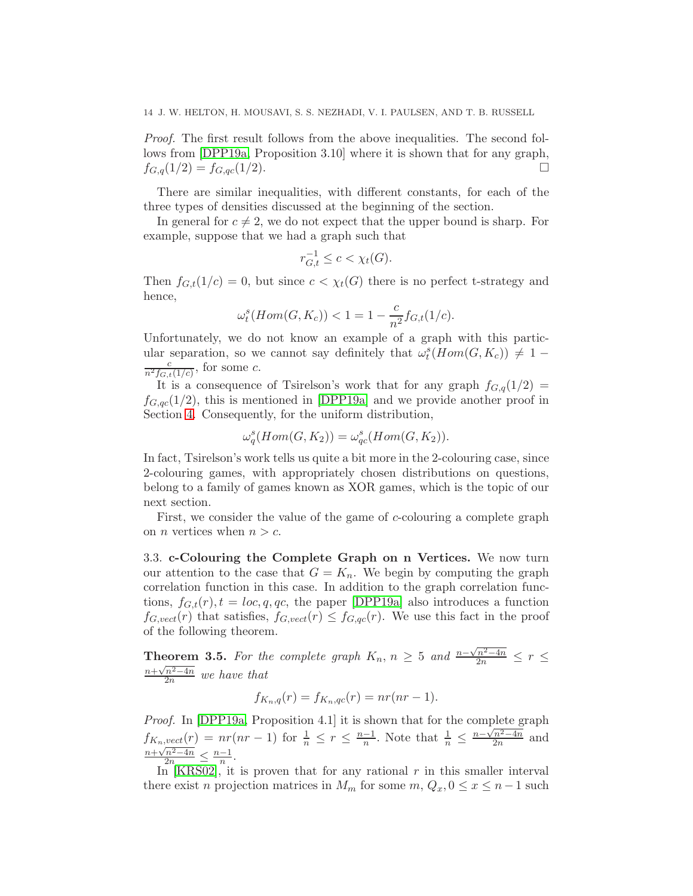*Proof.* The first result follows from the above inequalities. The second follows from [DPP19a, Proposition 3.10] where it is shown that for any graph, $f_{G,q}(1/2) = f_{G,qc}(1/2)$. □

There are similar inequalities, with different constants, for each of the three types of densities discussed at the beginning of the section.

In general for $c \neq 2$, we do not expect that the upper bound is sharp. For example, suppose that we had a graph such that

$$r_{G,t}^{-1} \leq c < \chi_t(G).$$

Then $f_{G,t}(1/c) = 0$, but since $c < \chi_t(G)$ there is no perfect t-strategy and hence,

$$\omega_t^s(Hom(G, K_c)) < 1 = 1 - \frac{c}{n^2} f_{G,t}(1/c).$$

Unfortunately, we do not know an example of a graph with this particular separation, so we cannot say definitely that $\omega_t^s(Hom(G, K_c)) \neq 1 - \frac{c}{n^2 f_{G,t}(1/c)}$, for some $c$.

It is a consequence of Tsirelson's work that for any graph $f_{G,q}(1/2) = f_{G,qc}(1/2)$, this is mentioned in [DPP19a] and we provide another proof in Section 4. Consequently, for the uniform distribution,

$$\omega_q^s(Hom(G, K_2)) = \omega_{qc}^s(Hom(G, K_2)).$$

In fact, Tsirelson's work tells us quite a bit more in the 2-colouring case, since 2-colouring games, with appropriately chosen distributions on questions, belong to a family of games known as XOR games, which is the topic of our next section.

First, we consider the value of the game of $c$-colouring a complete graph on $n$ vertices when $n > c$.

### 3.3. c-Colouring the Complete Graph on n Vertices.

We now turn our attention to the case that $G = K_n$. We begin by computing the graph correlation function in this case. In addition to the graph correlation functions, $f_{G,t}(r), t = loc, q, qc$, the paper [DPP19a] also introduces a function $f_{G,vect}(r)$ that satisfies, $f_{G,vect}(r) \leq f_{G,qc}(r)$. We use this fact in the proof of the following theorem.

**Theorem 3.5.** *For the complete graph $K_n$, $n \geq 5$ and $\frac{n-\sqrt{n^2-4n}}{2n} \leq r \leq \frac{n+\sqrt{n^2-4n}}{2n}$ we have that*

$$f_{K_n,q}(r) = f_{K_n,qc}(r) = nr(nr-1).$$

*Proof.* In [DPP19a, Proposition 4.1] it is shown that for the complete graph $f_{K_n,vect}(r) = nr(nr-1)$ for $\frac{1}{n} \leq r \leq \frac{n-1}{n}$. Note that $\frac{1}{n} \leq \frac{n-\sqrt{n^2-4n}}{2n}$ and $\frac{n+\sqrt{n^2-4n}}{2n} \leq \frac{n-1}{n}$.

In [KRS02], it is proven that for any rational $r$ in this smaller interval there exist $n$ projection matrices in $M_m$ for some $m$, $Q_x, 0 \leq x \leq n-1$ such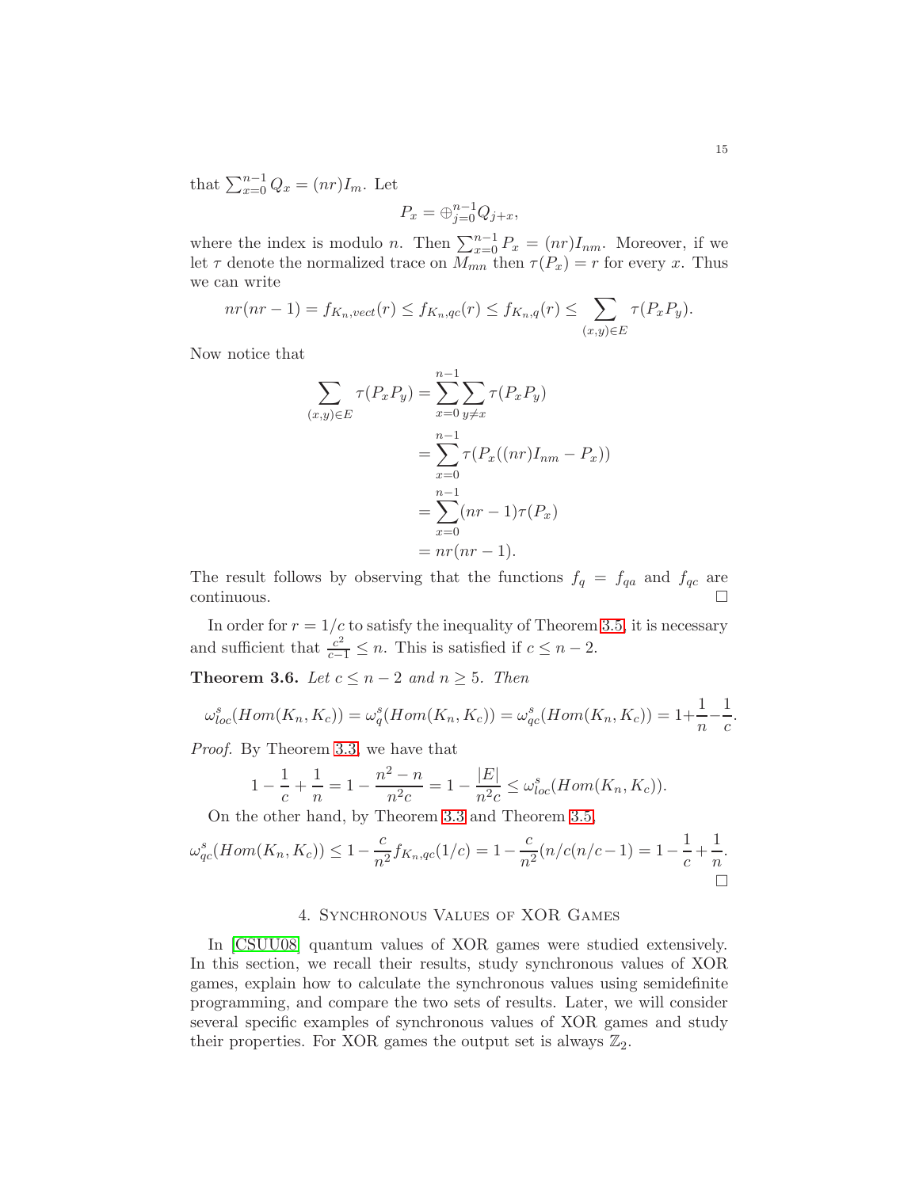that $\sum_{x=0}^{n-1} Q_x = (nr)I_m$. Let

$$P_x = \oplus_{j=0}^{n-1} Q_{j+x},$$

where the index is modulo $n$. Then $\sum_{x=0}^{n-1} P_x = (nr)I_{nm}$. Moreover, if we let $\tau$ denote the normalized trace on $M_{mn}$ then $\tau(P_x) = r$ for every $x$. Thus we can write

$$nr(nr-1) = f_{K_n,vect}(r) \leq f_{K_n,qc}(r) \leq f_{K_n,q}(r) \leq \sum_{(x,y)\in E} \tau(P_x P_y).$$

Now notice that

$$\begin{aligned}
\sum_{(x,y)\in E} \tau(P_x P_y) &= \sum_{x=0}^{n-1} \sum_{y\neq x} \tau(P_x P_y) \\
&= \sum_{x=0}^{n-1} \tau(P_x((nr)I_{nm} - P_x)) \\
&= \sum_{x=0}^{n-1} (nr-1)\tau(P_x) \\
&= nr(nr-1).
\end{aligned}$$

The result follows by observing that the functions $f_q = f_{qa}$ and $f_{qc}$ are continuous. $\square$

In order for $r = 1/c$ to satisfy the inequality of Theorem 3.5, it is necessary and sufficient that $\frac{c^2}{c-1} \leq n$. This is satisfied if $c \leq n-2$.

**Theorem 3.6.** *Let $c \leq n-2$ and $n \geq 5$. Then*

$$\omega^s_{loc}(Hom(K_n, K_c)) = \omega^s_q(Hom(K_n, K_c)) = \omega^s_{qc}(Hom(K_n, K_c)) = 1 + \frac{1}{n} - \frac{1}{c}.$$

*Proof.* By Theorem 3.3, we have that

$$1 - \frac{1}{c} + \frac{1}{n} = 1 - \frac{n^2-n}{n^2 c} = 1 - \frac{|E|}{n^2 c} \leq \omega^s_{loc}(Hom(K_n, K_c)).$$

On the other hand, by Theorem 3.3 and Theorem 3.5,

$$\omega^s_{qc}(Hom(K_n, K_c)) \leq 1 - \frac{c}{n^2} f_{K_n,qc}(1/c) = 1 - \frac{c}{n^2}(n/c(n/c-1)) = 1 - \frac{1}{c} + \frac{1}{n}.$$

$\square$

## 4. Synchronous Values of XOR Games

In [CSUU08] quantum values of XOR games were studied extensively. In this section, we recall their results, study synchronous values of XOR games, explain how to calculate the synchronous values using semidefinite programming, and compare the two sets of results. Later, we will consider several specific examples of synchronous values of XOR games and study their properties. For XOR games the output set is always $\mathbb{Z}_2$.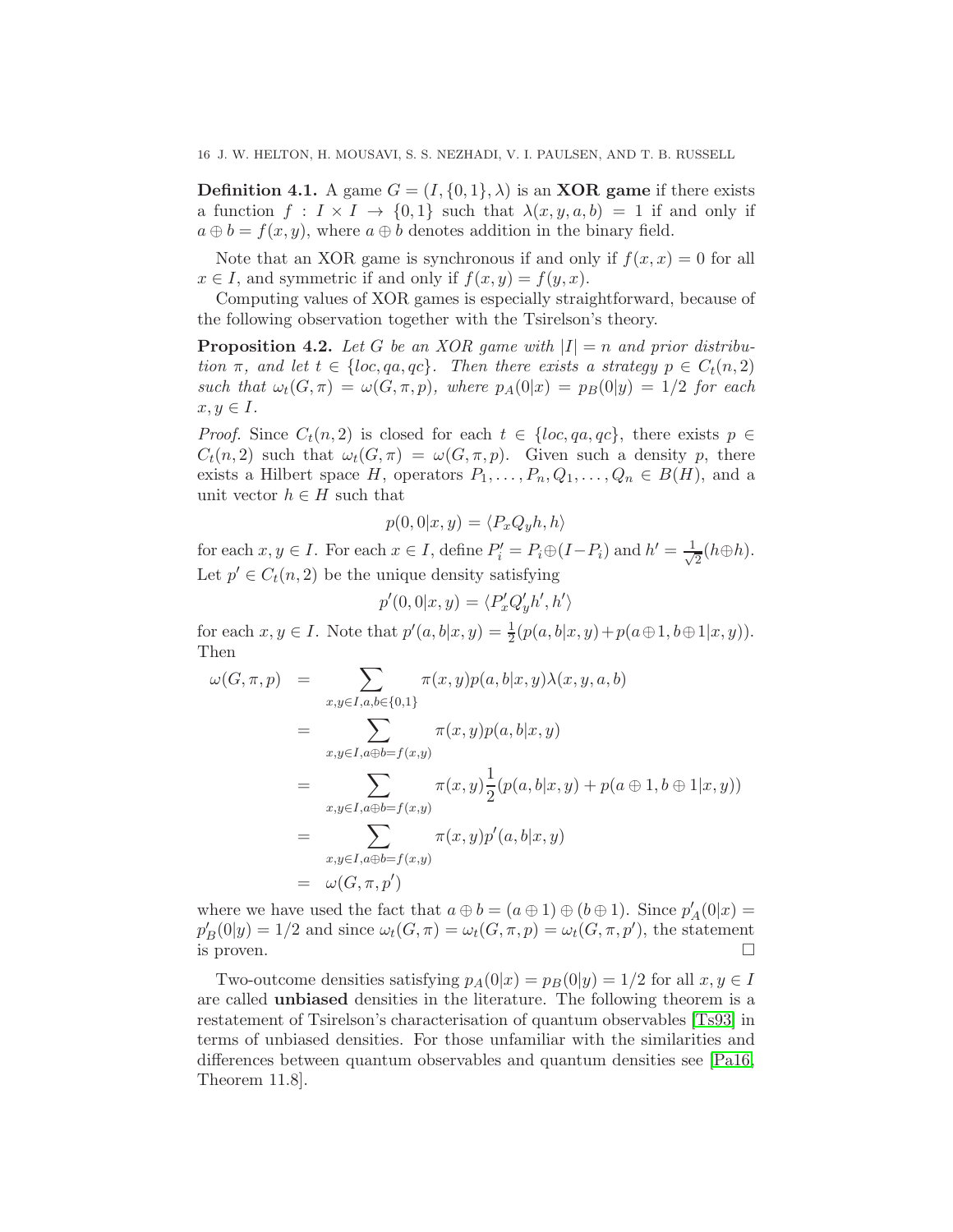**Definition 4.1.** A game $G = (I, \{0,1\}, \lambda)$ is an **XOR game** if there exists a function $f : I \times I \to \{0,1\}$ such that $\lambda(x, y, a, b) = 1$ if and only if $a \oplus b = f(x, y)$, where $a \oplus b$ denotes addition in the binary field.

Note that an XOR game is synchronous if and only if $f(x,x) = 0$ for all $x \in I$, and symmetric if and only if $f(x,y) = f(y,x)$.

Computing values of XOR games is especially straightforward, because of the following observation together with the Tsirelson's theory.

**Proposition 4.2.** *Let $G$ be an XOR game with $|I| = n$ and prior distribution $\pi$, and let $t \in \{loc, qa, qc\}$. Then there exists a strategy $p \in C_t(n, 2)$ such that $\omega_t(G, \pi) = \omega(G, \pi, p)$, where $p_A(0|x) = p_B(0|y) = 1/2$ for each $x, y \in I$.*

*Proof.* Since $C_t(n, 2)$ is closed for each $t \in \{loc, qa, qc\}$, there exists $p \in C_t(n, 2)$ such that $\omega_t(G, \pi) = \omega(G, \pi, p)$. Given such a density $p$, there exists a Hilbert space $H$, operators $P_1, \dots, P_n, Q_1, \dots, Q_n \in B(H)$, and a unit vector $h \in H$ such that

$$p(0, 0|x, y) = \langle P_x Q_y h, h \rangle$$

for each $x, y \in I$. For each $x \in I$, define $P_i' = P_i \oplus (I - P_i)$ and $h' = \frac{1}{\sqrt{2}}(h \oplus h)$. Let $p' \in C_t(n, 2)$ be the unique density satisfying

$$p'(0, 0|x, y) = \langle P_x' Q_y' h', h' \rangle$$

for each $x, y \in I$. Note that $p'(a, b|x, y) = \frac{1}{2}(p(a, b|x, y) + p(a \oplus 1, b \oplus 1|x, y))$. Then

$$\begin{aligned}
\omega(G, \pi, p) &= \sum_{x,y \in I, a,b \in \{0,1\}} \pi(x, y) p(a, b|x, y) \lambda(x, y, a, b) \\
&= \sum_{x,y \in I, a \oplus b = f(x,y)} \pi(x, y) p(a, b|x, y) \\
&= \sum_{x,y \in I, a \oplus b = f(x,y)} \pi(x, y) \frac{1}{2}(p(a, b|x, y) + p(a \oplus 1, b \oplus 1|x, y)) \\
&= \sum_{x,y \in I, a \oplus b = f(x,y)} \pi(x, y) p'(a, b|x, y) \\
&= \omega(G, \pi, p')
\end{aligned}$$

where we have used the fact that $a \oplus b = (a \oplus 1) \oplus (b \oplus 1)$. Since $p_A'(0|x) = p_B'(0|y) = 1/2$ and since $\omega_t(G, \pi) = \omega_t(G, \pi, p) = \omega_t(G, \pi, p')$, the statement is proven. □

Two-outcome densities satisfying $p_A(0|x) = p_B(0|y) = 1/2$ for all $x, y \in I$ are called **unbiased** densities in the literature. The following theorem is a restatement of Tsirelson's characterisation of quantum observables [Ts93] in terms of unbiased densities. For those unfamiliar with the similarities and differences between quantum observables and quantum densities see [Pa16, Theorem 11.8].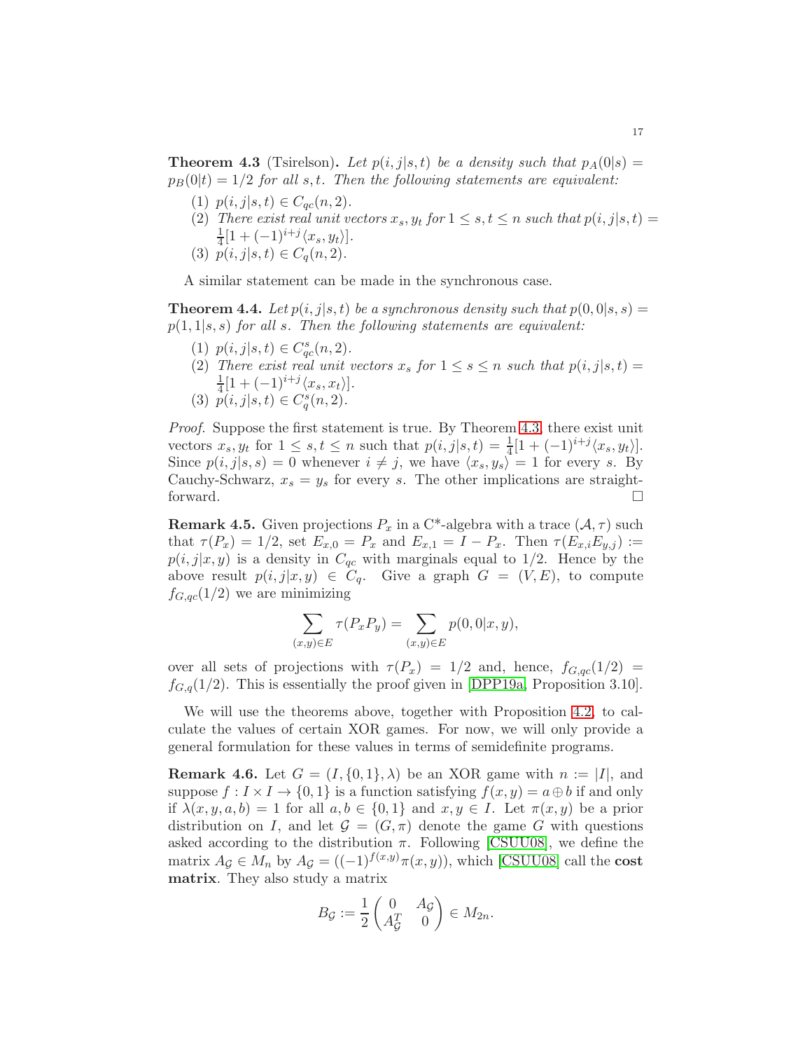**Theorem 4.3** (Tsirelson)**.** *Let $p(i,j|s,t)$ be a density such that $p_A(0|s) = p_B(0|t) = 1/2$ for all $s, t$. Then the following statements are equivalent:*

1. *$p(i,j|s,t) \in C_{qc}(n,2)$.*
2. *There exist real unit vectors $x_s, y_t$ for $1 \leq s,t \leq n$ such that $p(i,j|s,t) = \frac{1}{4}[1 + (-1)^{i+j}\langle x_s, y_t\rangle]$.*
3. *$p(i,j|s,t) \in C_q(n,2)$.*

A similar statement can be made in the synchronous case.

**Theorem 4.4.** *Let $p(i,j|s,t)$ be a synchronous density such that $p(0,0|s,s) = p(1,1|s,s)$ for all $s$. Then the following statements are equivalent:*

1. *$p(i,j|s,t) \in C^s_{qc}(n,2)$.*
2. *There exist real unit vectors $x_s$ for $1 \leq s \leq n$ such that $p(i,j|s,t) = \frac{1}{4}[1 + (-1)^{i+j}\langle x_s, x_t\rangle]$.*
3. *$p(i,j|s,t) \in C^s_q(n,2)$.*

*Proof.* Suppose the first statement is true. By Theorem 4.3, there exist unit vectors $x_s, y_t$ for $1 \leq s,t \leq n$ such that $p(i,j|s,t) = \frac{1}{4}[1 + (-1)^{i+j}\langle x_s, y_t\rangle]$. Since $p(i,j|s,s) = 0$ whenever $i \neq j$, we have $\langle x_s, y_s\rangle = 1$ for every $s$. By Cauchy-Schwarz, $x_s = y_s$ for every $s$. The other implications are straightforward. $\square$

**Remark 4.5.** Given projections $P_x$ in a C*-algebra with a trace $(\mathcal{A}, \tau)$ such that $\tau(P_x) = 1/2$, set $E_{x,0} = P_x$ and $E_{x,1} = I - P_x$. Then $\tau(E_{x,i}E_{y,j}) := p(i,j|x,y)$ is a density in $C_{qc}$ with marginals equal to $1/2$. Hence by the above result $p(i,j|x,y) \in C_q$. Give a graph $G = (V,E)$, to compute $f_{G,qc}(1/2)$ we are minimizing

$$\sum_{(x,y)\in E} \tau(P_x P_y) = \sum_{(x,y)\in E} p(0,0|x,y),$$

over all sets of projections with $\tau(P_x) = 1/2$ and, hence, $f_{G,qc}(1/2) = f_{G,q}(1/2)$. This is essentially the proof given in [DPP19a, Proposition 3.10].

We will use the theorems above, together with Proposition 4.2, to calculate the values of certain XOR games. For now, we will only provide a general formulation for these values in terms of semidefinite programs.

**Remark 4.6.** Let $G = (I, \{0,1\}, \lambda)$ be an XOR game with $n := |I|$, and suppose $f : I \times I \to \{0,1\}$ is a function satisfying $f(x,y) = a \oplus b$ if and only if $\lambda(x,y,a,b) = 1$ for all $a, b \in \{0,1\}$ and $x, y \in I$. Let $\pi(x,y)$ be a prior distribution on $I$, and let $\mathcal{G} = (G, \pi)$ denote the game $G$ with questions asked according to the distribution $\pi$. Following [CSUU08], we define the matrix $A_{\mathcal{G}} \in M_n$ by $A_{\mathcal{G}} = ((-1)^{f(x,y)}\pi(x,y))$, which [CSUU08] call the **cost matrix**. They also study a matrix

$$B_{\mathcal{G}} := \frac{1}{2}\begin{pmatrix} 0 & A_{\mathcal{G}} \\ A_{\mathcal{G}}^T & 0 \end{pmatrix} \in M_{2n}.$$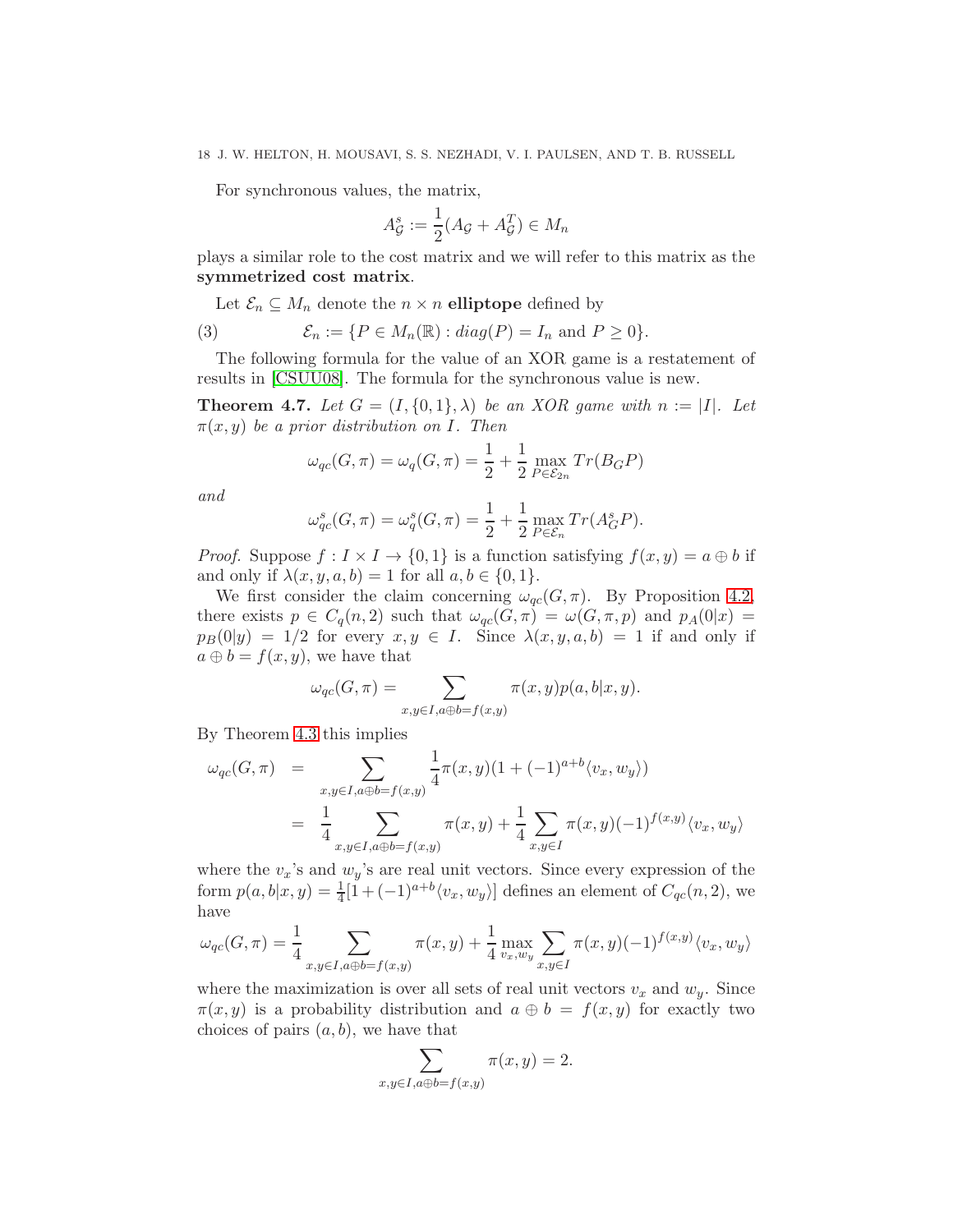For synchronous values, the matrix,

$$A^s_{\mathcal{G}} := \frac{1}{2}(A_{\mathcal{G}} + A^T_{\mathcal{G}}) \in M_n$$

plays a similar role to the cost matrix and we will refer to this matrix as the **symmetrized cost matrix**.

Let $\mathcal{E}_n \subseteq M_n$ denote the $n \times n$ **elliptope** defined by

$$\mathcal{E}_n := \{P \in M_n(\mathbb{R}) : diag(P) = I_n \text{ and } P \geq 0\}. \tag{3}$$

The following formula for the value of an XOR game is a restatement of results in [CSUU08]. The formula for the synchronous value is new.

**Theorem 4.7.** *Let $G = (I, \{0,1\}, \lambda)$ be an XOR game with $n := |I|$. Let $\pi(x,y)$ be a prior distribution on $I$. Then*

$$\omega_{qc}(G,\pi) = \omega_q(G,\pi) = \frac{1}{2} + \frac{1}{2}\max_{P \in \mathcal{E}_{2n}} Tr(B_G P)$$

*and*

$$\omega^s_{qc}(G,\pi) = \omega^s_q(G,\pi) = \frac{1}{2} + \frac{1}{2}\max_{P \in \mathcal{E}_n} Tr(A^s_G P).$$

*Proof.* Suppose $f : I \times I \to \{0,1\}$ is a function satisfying $f(x,y) = a \oplus b$ if and only if $\lambda(x,y,a,b) = 1$ for all $a, b \in \{0,1\}$.

We first consider the claim concerning $\omega_{qc}(G,\pi)$. By Proposition 4.2, there exists $p \in C_q(n,2)$ such that $\omega_{qc}(G,\pi) = \omega(G,\pi,p)$ and $p_A(0|x) = p_B(0|y) = 1/2$ for every $x, y \in I$. Since $\lambda(x,y,a,b) = 1$ if and only if $a \oplus b = f(x,y)$, we have that

$$\omega_{qc}(G,\pi) = \sum_{x,y \in I, a \oplus b = f(x,y)} \pi(x,y)p(a,b|x,y).$$

By Theorem 4.3 this implies

$$\begin{aligned}
\omega_{qc}(G,\pi) &= \sum_{x,y \in I, a \oplus b = f(x,y)} \frac{1}{4}\pi(x,y)(1 + (-1)^{a+b}\langle v_x, w_y\rangle) \\
&= \frac{1}{4}\sum_{x,y \in I, a \oplus b = f(x,y)} \pi(x,y) + \frac{1}{4}\sum_{x,y \in I}\pi(x,y)(-1)^{f(x,y)}\langle v_x, w_y\rangle
\end{aligned}$$

where the $v_x$'s and $w_y$'s are real unit vectors. Since every expression of the form $p(a,b|x,y) = \frac{1}{4}[1 + (-1)^{a+b}\langle v_x, w_y\rangle]$ defines an element of $C_{qc}(n,2)$, we have

$$\omega_{qc}(G,\pi) = \frac{1}{4}\sum_{x,y \in I, a \oplus b = f(x,y)} \pi(x,y) + \frac{1}{4}\max_{v_x, w_y}\sum_{x,y \in I}\pi(x,y)(-1)^{f(x,y)}\langle v_x, w_y\rangle$$

where the maximization is over all sets of real unit vectors $v_x$ and $w_y$. Since $\pi(x,y)$ is a probability distribution and $a \oplus b = f(x,y)$ for exactly two choices of pairs $(a,b)$, we have that

$$\sum_{x,y \in I, a \oplus b = f(x,y)} \pi(x,y) = 2.$$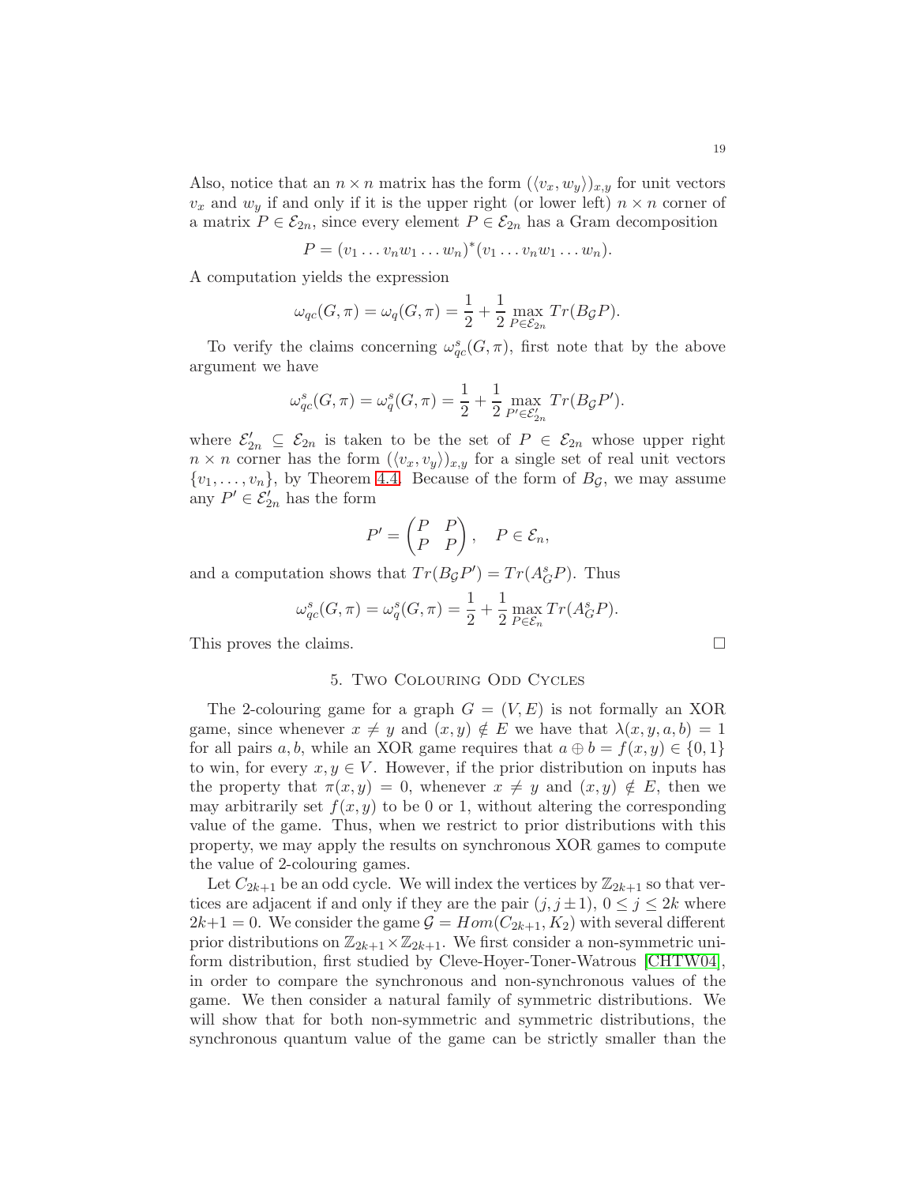Also, notice that an $n \times n$ matrix has the form $(\langle v_x, w_y \rangle)_{x,y}$ for unit vectors $v_x$ and $w_y$ if and only if it is the upper right (or lower left) $n \times n$ corner of a matrix $P \in \mathcal{E}_{2n}$, since every element $P \in \mathcal{E}_{2n}$ has a Gram decomposition

$$P = (v_1 \dots v_n w_1 \dots w_n)^*(v_1 \dots v_n w_1 \dots w_n).$$

A computation yields the expression

$$\omega_{qc}(G, \pi) = \omega_q(G, \pi) = \frac{1}{2} + \frac{1}{2} \max_{P \in \mathcal{E}_{2n}} Tr(B_{\mathcal{G}} P).$$

To verify the claims concerning $\omega_{qc}^s(G, \pi)$, first note that by the above argument we have

$$\omega_{qc}^s(G, \pi) = \omega_q^s(G, \pi) = \frac{1}{2} + \frac{1}{2} \max_{P' \in \mathcal{E}'_{2n}} Tr(B_{\mathcal{G}} P').$$

where $\mathcal{E}'_{2n} \subseteq \mathcal{E}_{2n}$ is taken to be the set of $P \in \mathcal{E}_{2n}$ whose upper right $n \times n$ corner has the form $(\langle v_x, v_y \rangle)_{x,y}$ for a single set of real unit vectors $\{v_1, \dots, v_n\}$, by Theorem 4.4. Because of the form of $B_{\mathcal{G}}$, we may assume any $P' \in \mathcal{E}'_{2n}$ has the form

$$P' = \begin{pmatrix} P & P \\ P & P \end{pmatrix}, \quad P \in \mathcal{E}_n,$$

and a computation shows that $Tr(B_{\mathcal{G}} P') = Tr(A_G^s P)$. Thus

$$\omega_{qc}^s(G, \pi) = \omega_q^s(G, \pi) = \frac{1}{2} + \frac{1}{2} \max_{P \in \mathcal{E}_n} Tr(A_G^s P).$$

This proves the claims. □

## 5. Two Colouring Odd Cycles

The 2-colouring game for a graph $G = (V, E)$ is not formally an XOR game, since whenever $x \neq y$ and $(x, y) \notin E$ we have that $\lambda(x, y, a, b) = 1$ for all pairs $a, b$, while an XOR game requires that $a \oplus b = f(x, y) \in \{0, 1\}$ to win, for every $x, y \in V$. However, if the prior distribution on inputs has the property that $\pi(x, y) = 0$, whenever $x \neq y$ and $(x, y) \notin E$, then we may arbitrarily set $f(x, y)$ to be 0 or 1, without altering the corresponding value of the game. Thus, when we restrict to prior distributions with this property, we may apply the results on synchronous XOR games to compute the value of 2-colouring games.

Let $C_{2k+1}$ be an odd cycle. We will index the vertices by $\mathbb{Z}_{2k+1}$ so that vertices are adjacent if and only if they are the pair $(j, j \pm 1)$, $0 \leq j \leq 2k$ where $2k+1 = 0$. We consider the game $\mathcal{G} = Hom(C_{2k+1}, K_2)$ with several different prior distributions on $\mathbb{Z}_{2k+1} \times \mathbb{Z}_{2k+1}$. We first consider a non-symmetric uniform distribution, first studied by Cleve-Hoyer-Toner-Watrous [CHTW04], in order to compare the synchronous and non-synchronous values of the game. We then consider a natural family of symmetric distributions. We will show that for both non-symmetric and symmetric distributions, the synchronous quantum value of the game can be strictly smaller than the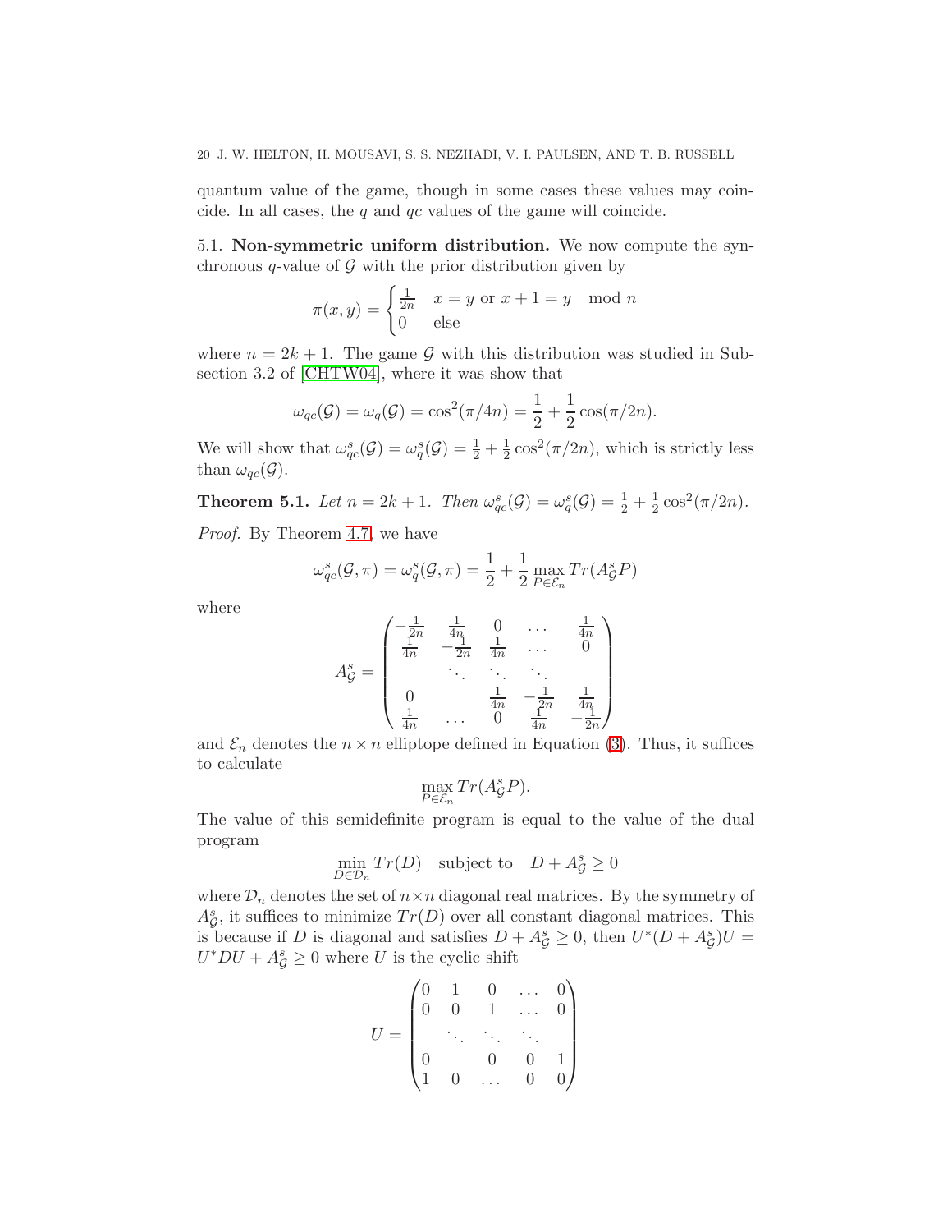quantum value of the game, though in some cases these values may coincide. In all cases, the $q$ and $qc$ values of the game will coincide.

### 5.1. Non-symmetric uniform distribution.

We now compute the synchronous $q$-value of $\mathcal{G}$ with the prior distribution given by

$$\pi(x,y) = \begin{cases} \frac{1}{2n} & x = y \text{ or } x+1 = y \mod n \\ 0 & \text{else} \end{cases}$$

where $n = 2k+1$. The game $\mathcal{G}$ with this distribution was studied in Subsection 3.2 of [CHTW04], where it was show that

$$\omega_{qc}(\mathcal{G}) = \omega_q(\mathcal{G}) = \cos^2(\pi/4n) = \frac{1}{2} + \frac{1}{2}\cos(\pi/2n).$$

We will show that $\omega_{qc}^s(\mathcal{G}) = \omega_q^s(\mathcal{G}) = \frac{1}{2} + \frac{1}{2}\cos^2(\pi/2n)$, which is strictly less than $\omega_{qc}(\mathcal{G})$.

**Theorem 5.1.** *Let $n = 2k+1$. Then $\omega_{qc}^s(\mathcal{G}) = \omega_q^s(\mathcal{G}) = \frac{1}{2} + \frac{1}{2}\cos^2(\pi/2n)$.*

*Proof.* By Theorem 4.7, we have

$$\omega_{qc}^s(\mathcal{G},\pi) = \omega_q^s(\mathcal{G},\pi) = \frac{1}{2} + \frac{1}{2}\max_{P \in \mathcal{E}_n} Tr(A_{\mathcal{G}}^s P)$$

where

$$A_{\mathcal{G}}^s = \begin{pmatrix} -\frac{1}{2n} & \frac{1}{4n} & 0 & \dots & \frac{1}{4n} \\ \frac{1}{4n} & -\frac{1}{2n} & \frac{1}{4n} & \dots & 0 \\ & \ddots & \ddots & \ddots & \\ 0 & & \frac{1}{4n} & -\frac{1}{2n} & \frac{1}{4n} \\ \frac{1}{4n} & \dots & 0 & \frac{1}{4n} & -\frac{1}{2n} \end{pmatrix}$$

and $\mathcal{E}_n$ denotes the $n \times n$ elliptope defined in Equation (3). Thus, it suffices to calculate

$$\max_{P \in \mathcal{E}_n} Tr(A_{\mathcal{G}}^s P).$$

The value of this semidefinite program is equal to the value of the dual program

$$\min_{D \in \mathcal{D}_n} Tr(D) \quad \text{subject to} \quad D + A_{\mathcal{G}}^s \geq 0$$

where $\mathcal{D}_n$ denotes the set of $n \times n$ diagonal real matrices. By the symmetry of $A_{\mathcal{G}}^s$, it suffices to minimize $Tr(D)$ over all constant diagonal matrices. This is because if $D$ is diagonal and satisfies $D + A_{\mathcal{G}}^s \geq 0$, then $U^*(D + A_{\mathcal{G}}^s)U = U^*DU + A_{\mathcal{G}}^s \geq 0$ where $U$ is the cyclic shift

$$U = \begin{pmatrix} 0 & 1 & 0 & \dots & 0 \\ 0 & 0 & 1 & \dots & 0 \\ & \ddots & \ddots & \ddots & \\ 0 & & 0 & 0 & 1 \\ 1 & 0 & \dots & 0 & 0 \end{pmatrix}$$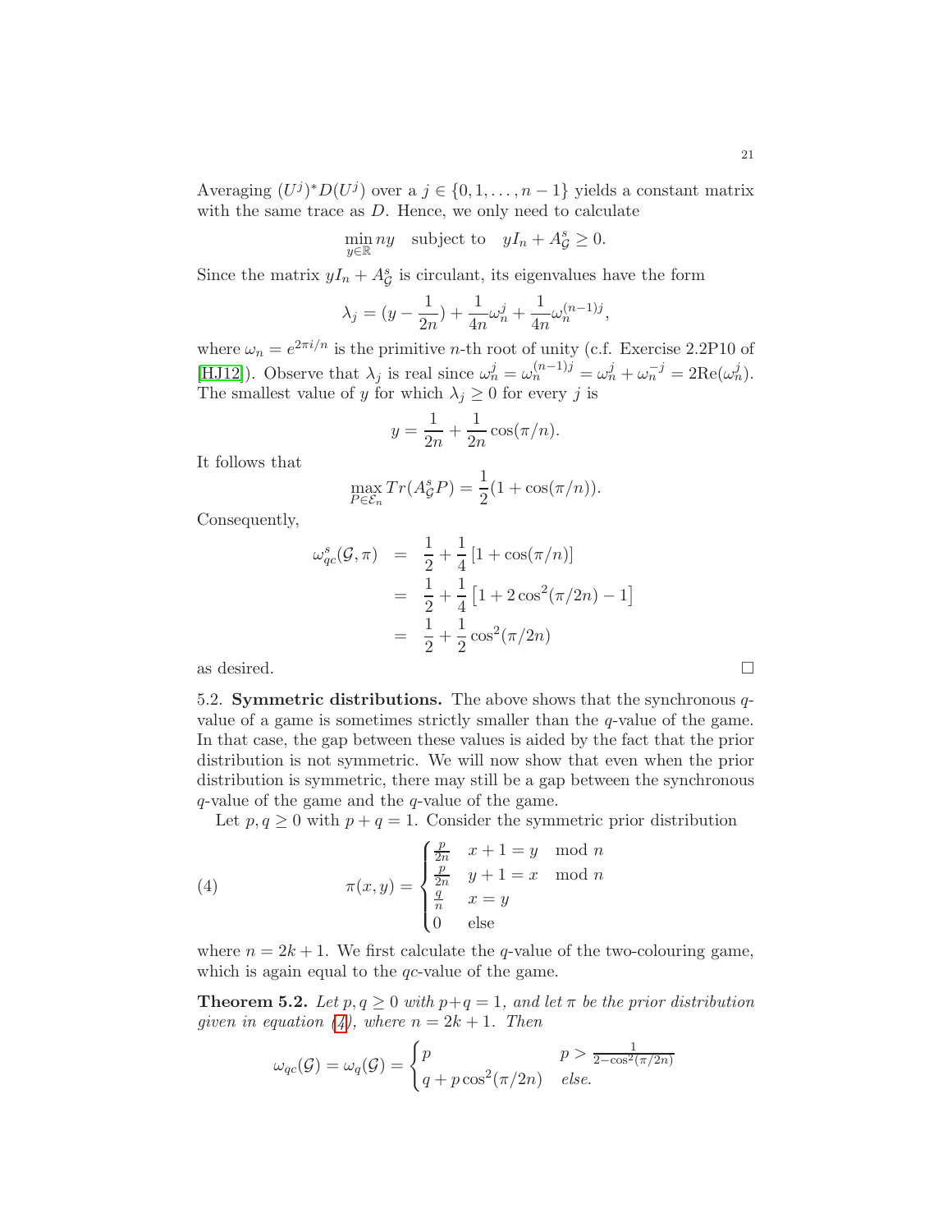Averaging $(U^j)^* D(U^j)$ over a $j \in \{0, 1, \ldots, n-1\}$ yields a constant matrix with the same trace as $D$. Hence, we only need to calculate

$$\min_{y \in \mathbb{R}} ny \quad \text{subject to} \quad yI_n + A^s_{\mathcal{G}} \geq 0.$$

Since the matrix $yI_n + A^s_{\mathcal{G}}$ is circulant, its eigenvalues have the form

$$\lambda_j = (y - \frac{1}{2n}) + \frac{1}{4n}\omega_n^j + \frac{1}{4n}\omega_n^{(n-1)j},$$

where $\omega_n = e^{2\pi i/n}$ is the primitive $n$-th root of unity (c.f. Exercise 2.2P10 of [HJ12]). Observe that $\lambda_j$ is real since $\omega_n^j = \omega_n^{(n-1)j} = \omega_n^j + \omega_n^{-j} = 2\text{Re}(\omega_n^j)$. The smallest value of $y$ for which $\lambda_j \geq 0$ for every $j$ is

$$y = \frac{1}{2n} + \frac{1}{2n}\cos(\pi/n).$$

It follows that

$$\max_{P \in \mathcal{E}_n} Tr(A^s_{\mathcal{G}} P) = \frac{1}{2}(1 + \cos(\pi/n)).$$

Consequently,

$$\begin{aligned}
\omega^s_{qc}(\mathcal{G}, \pi) &= \frac{1}{2} + \frac{1}{4}\left[1 + \cos(\pi/n)\right] \\
&= \frac{1}{2} + \frac{1}{4}\left[1 + 2\cos^2(\pi/2n) - 1\right] \\
&= \frac{1}{2} + \frac{1}{2}\cos^2(\pi/2n)
\end{aligned}$$

as desired. □

5.2. **Symmetric distributions.** The above shows that the synchronous $q$-value of a game is sometimes strictly smaller than the $q$-value of the game. In that case, the gap between these values is aided by the fact that the prior distribution is not symmetric. We will now show that even when the prior distribution is symmetric, there may still be a gap between the synchronous $q$-value of the game and the $q$-value of the game.

Let $p, q \geq 0$ with $p + q = 1$. Consider the symmetric prior distribution

$$\pi(x, y) = \begin{cases} \frac{p}{2n} & x + 1 = y \mod n \\ \frac{p}{2n} & y + 1 = x \mod n \\ \frac{q}{n} & x = y \\ 0 & \text{else} \end{cases} \tag{4}$$

where $n = 2k + 1$. We first calculate the $q$-value of the two-colouring game, which is again equal to the $qc$-value of the game.

**Theorem 5.2.** *Let $p, q \geq 0$ with $p + q = 1$, and let $\pi$ be the prior distribution given in equation (4), where $n = 2k + 1$. Then*

$$\omega_{qc}(\mathcal{G}) = \omega_q(\mathcal{G}) = \begin{cases} p & p > \frac{1}{2 - \cos^2(\pi/2n)} \\ q + p\cos^2(\pi/2n) & \textit{else.} \end{cases}$$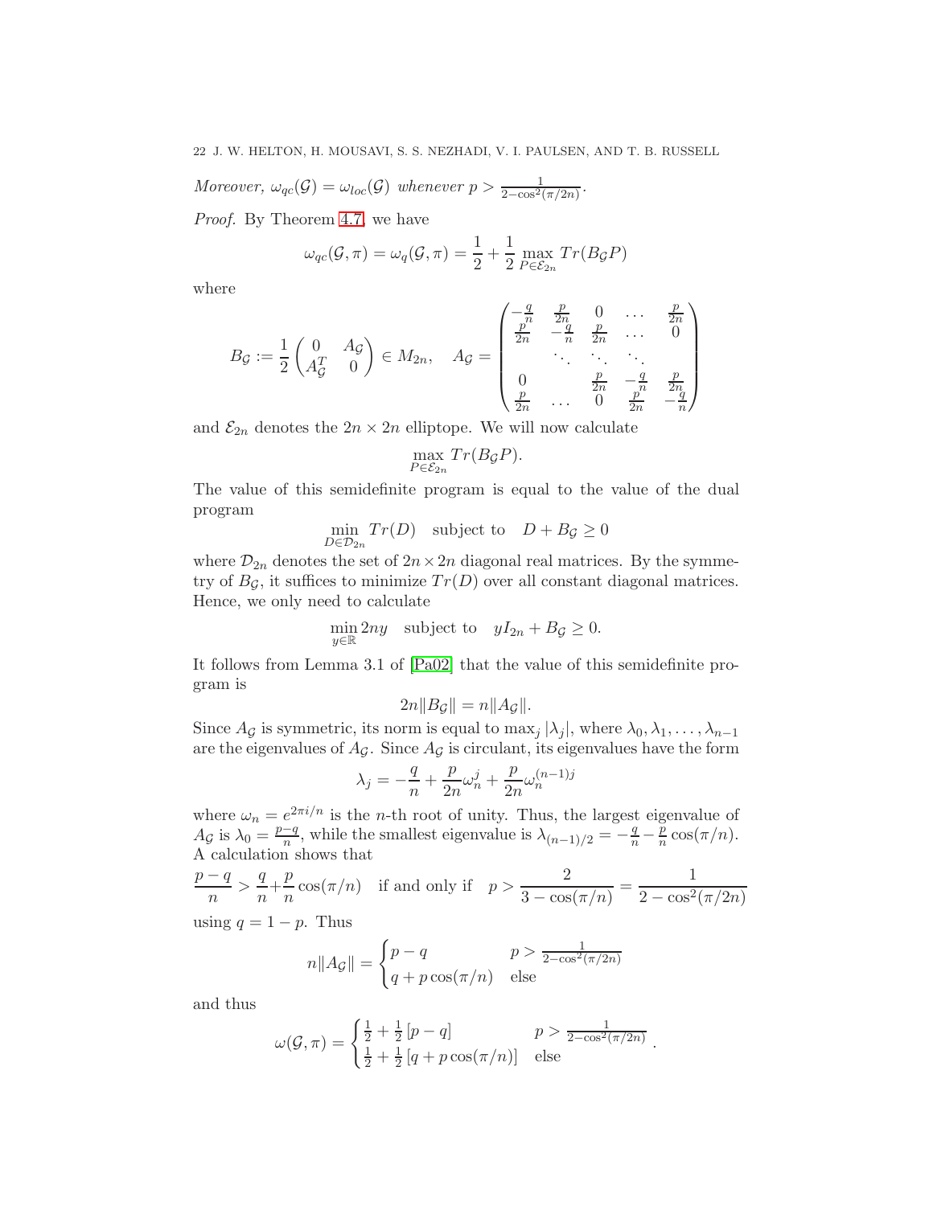*Moreover, $\omega_{qc}(\mathcal{G}) = \omega_{loc}(\mathcal{G})$ whenever $p > \frac{1}{2-\cos^2(\pi/2n)}$.*

*Proof.* By Theorem 4.7, we have

$$\omega_{qc}(\mathcal{G},\pi) = \omega_q(\mathcal{G},\pi) = \frac{1}{2} + \frac{1}{2}\max_{P\in\mathcal{E}_{2n}} Tr(B_{\mathcal{G}}P)$$

where

$$B_{\mathcal{G}} := \frac{1}{2}\begin{pmatrix} 0 & A_{\mathcal{G}} \\ A_{\mathcal{G}}^T & 0 \end{pmatrix} \in M_{2n}, \quad A_{\mathcal{G}} = \begin{pmatrix} -\frac{q}{n} & \frac{p}{2n} & 0 & \cdots & \frac{p}{2n} \\ \frac{p}{2n} & -\frac{q}{n} & \frac{p}{2n} & \cdots & 0 \\ & \ddots & \ddots & \ddots & \\ 0 & & \frac{p}{2n} & -\frac{q}{n} & \frac{p}{2n} \\ \frac{p}{2n} & \cdots & 0 & \frac{p}{2n} & -\frac{q}{n} \end{pmatrix}$$

and $\mathcal{E}_{2n}$ denotes the $2n\times 2n$ elliptope. We will now calculate

$$\max_{P\in\mathcal{E}_{2n}} Tr(B_{\mathcal{G}}P).$$

The value of this semidefinite program is equal to the value of the dual program

$$\min_{D\in\mathcal{D}_{2n}} Tr(D) \quad \text{subject to} \quad D + B_{\mathcal{G}} \geq 0$$

where $\mathcal{D}_{2n}$ denotes the set of $2n\times 2n$ diagonal real matrices. By the symmetry of $B_{\mathcal{G}}$, it suffices to minimize $Tr(D)$ over all constant diagonal matrices. Hence, we only need to calculate

$$\min_{y\in\mathbb{R}} 2ny \quad \text{subject to} \quad yI_{2n} + B_{\mathcal{G}} \geq 0.$$

It follows from Lemma 3.1 of [Pa02] that the value of this semidefinite program is

$$2n\|B_{\mathcal{G}}\| = n\|A_{\mathcal{G}}\|.$$

Since $A_{\mathcal{G}}$ is symmetric, its norm is equal to $\max_j |\lambda_j|$, where $\lambda_0,\lambda_1,\ldots,\lambda_{n-1}$ are the eigenvalues of $A_{\mathcal{G}}$. Since $A_{\mathcal{G}}$ is circulant, its eigenvalues have the form

$$\lambda_j = -\frac{q}{n} + \frac{p}{2n}\omega_n^j + \frac{p}{2n}\omega_n^{(n-1)j}$$

where $\omega_n = e^{2\pi i/n}$ is the $n$-th root of unity. Thus, the largest eigenvalue of $A_{\mathcal{G}}$ is $\lambda_0 = \frac{p-q}{n}$, while the smallest eigenvalue is $\lambda_{(n-1)/2} = -\frac{q}{n} - \frac{p}{n}\cos(\pi/n)$. A calculation shows that

$$\frac{p-q}{n} > \frac{q}{n} + \frac{p}{n}\cos(\pi/n) \quad \text{if and only if} \quad p > \frac{2}{3-\cos(\pi/n)} = \frac{1}{2-\cos^2(\pi/2n)}$$

using $q = 1-p$. Thus

$$n\|A_{\mathcal{G}}\| = \begin{cases} p-q & p > \frac{1}{2-\cos^2(\pi/2n)} \\ q + p\cos(\pi/n) & \text{else} \end{cases}$$

and thus

$$\omega(\mathcal{G},\pi) = \begin{cases} \frac{1}{2} + \frac{1}{2}\left[p-q\right] & p > \frac{1}{2-\cos^2(\pi/2n)} \\ \frac{1}{2} + \frac{1}{2}\left[q + p\cos(\pi/n)\right] & \text{else} \end{cases}.$$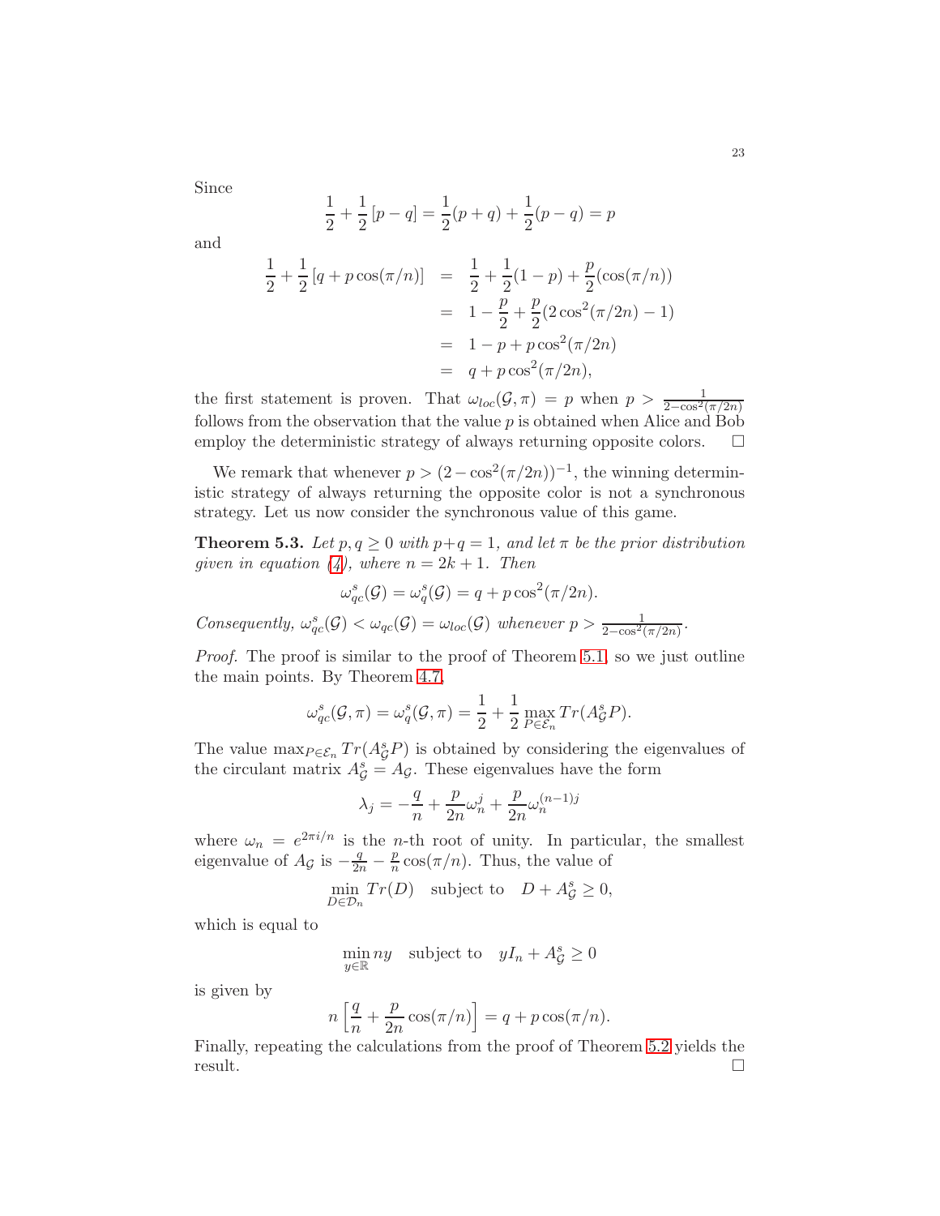Since

$$\frac{1}{2} + \frac{1}{2}\left[p - q\right] = \frac{1}{2}(p+q) + \frac{1}{2}(p-q) = p$$

and

$$\begin{aligned}
\frac{1}{2} + \frac{1}{2}\left[q + p\cos(\pi/n)\right] &= \frac{1}{2} + \frac{1}{2}(1-p) + \frac{p}{2}(\cos(\pi/n)) \\
&= 1 - \frac{p}{2} + \frac{p}{2}(2\cos^2(\pi/2n) - 1) \\
&= 1 - p + p\cos^2(\pi/2n) \\
&= q + p\cos^2(\pi/2n),
\end{aligned}$$

the first statement is proven. That $\omega_{loc}(\mathcal{G}, \pi) = p$ when $p > \frac{1}{2-\cos^2(\pi/2n)}$ follows from the observation that the value $p$ is obtained when Alice and Bob employ the deterministic strategy of always returning opposite colors. $\square$

We remark that whenever $p > (2 - \cos^2(\pi/2n))^{-1}$, the winning deterministic strategy of always returning the opposite color is not a synchronous strategy. Let us now consider the synchronous value of this game.

**Theorem 5.3.** *Let $p, q \geq 0$ with $p+q = 1$, and let $\pi$ be the prior distribution given in equation (4), where $n = 2k+1$. Then*

$$\omega_{qc}^s(\mathcal{G}) = \omega_q^s(\mathcal{G}) = q + p\cos^2(\pi/2n).$$

*Consequently, $\omega_{qc}^s(\mathcal{G}) < \omega_{qc}(\mathcal{G}) = \omega_{loc}(\mathcal{G})$ whenever $p > \frac{1}{2-\cos^2(\pi/2n)}$.*

*Proof.* The proof is similar to the proof of Theorem 5.1, so we just outline the main points. By Theorem 4.7,

$$\omega_{qc}^s(\mathcal{G}, \pi) = \omega_q^s(\mathcal{G}, \pi) = \frac{1}{2} + \frac{1}{2}\max_{P \in \mathcal{E}_n} Tr(A_{\mathcal{G}}^s P).$$

The value $\max_{P \in \mathcal{E}_n} Tr(A_{\mathcal{G}}^s P)$ is obtained by considering the eigenvalues of the circulant matrix $A_{\mathcal{G}}^s = A_{\mathcal{G}}$. These eigenvalues have the form

$$\lambda_j = -\frac{q}{n} + \frac{p}{2n}\omega_n^j + \frac{p}{2n}\omega_n^{(n-1)j}$$

where $\omega_n = e^{2\pi i/n}$ is the $n$-th root of unity. In particular, the smallest eigenvalue of $A_{\mathcal{G}}$ is $-\frac{q}{2n} - \frac{p}{n}\cos(\pi/n)$. Thus, the value of

$$\min_{D \in \mathcal{D}_n} Tr(D) \quad \text{subject to} \quad D + A_{\mathcal{G}}^s \geq 0,$$

which is equal to

$$\min_{y \in \mathbb{R}} ny \quad \text{subject to} \quad yI_n + A_{\mathcal{G}}^s \geq 0$$

is given by

$$n\left[\frac{q}{n} + \frac{p}{2n}\cos(\pi/n)\right] = q + p\cos(\pi/n).$$

Finally, repeating the calculations from the proof of Theorem 5.2 yields the result. $\square$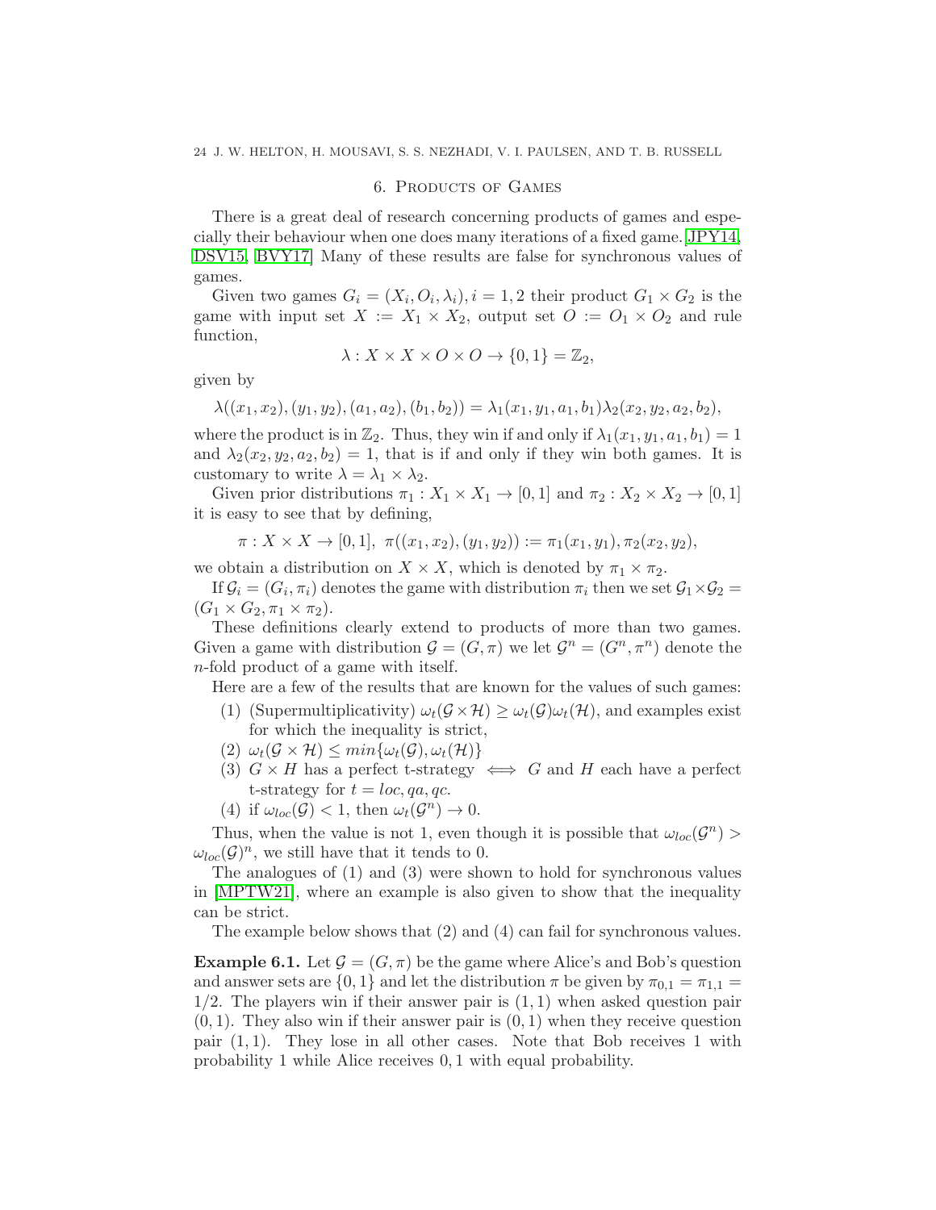## 6. Products of Games

There is a great deal of research concerning products of games and especially their behaviour when one does many iterations of a fixed game. [JPY14, DSV15, BVY17] Many of these results are false for synchronous values of games.

Given two games $G_i = (X_i, O_i, \lambda_i), i = 1, 2$ their product $G_1 \times G_2$ is the game with input set $X := X_1 \times X_2$, output set $O := O_1 \times O_2$ and rule function,

$$\lambda : X \times X \times O \times O \to \{0, 1\} = \mathbb{Z}_2,$$

given by

$$\lambda((x_1, x_2), (y_1, y_2), (a_1, a_2), (b_1, b_2)) = \lambda_1(x_1, y_1, a_1, b_1)\lambda_2(x_2, y_2, a_2, b_2),$$

where the product is in $\mathbb{Z}_2$. Thus, they win if and only if $\lambda_1(x_1, y_1, a_1, b_1) = 1$ and $\lambda_2(x_2, y_2, a_2, b_2) = 1$, that is if and only if they win both games. It is customary to write $\lambda = \lambda_1 \times \lambda_2$.

Given prior distributions $\pi_1 : X_1 \times X_1 \to [0, 1]$ and $\pi_2 : X_2 \times X_2 \to [0, 1]$ it is easy to see that by defining,

$$\pi : X \times X \to [0, 1], \ \pi((x_1, x_2), (y_1, y_2)) := \pi_1(x_1, y_1), \pi_2(x_2, y_2),$$

we obtain a distribution on $X \times X$, which is denoted by $\pi_1 \times \pi_2$.

If $\mathcal{G}_i = (G_i, \pi_i)$ denotes the game with distribution $\pi_i$ then we set $\mathcal{G}_1 \times \mathcal{G}_2 = (G_1 \times G_2, \pi_1 \times \pi_2)$.

These definitions clearly extend to products of more than two games. Given a game with distribution $\mathcal{G} = (G, \pi)$ we let $\mathcal{G}^n = (G^n, \pi^n)$ denote the $n$-fold product of a game with itself.

Here are a few of the results that are known for the values of such games:

1. (Supermultiplicativity) $\omega_t(\mathcal{G} \times \mathcal{H}) \geq \omega_t(\mathcal{G})\omega_t(\mathcal{H})$, and examples exist for which the inequality is strict,
2. $\omega_t(\mathcal{G} \times \mathcal{H}) \leq min\{\omega_t(\mathcal{G}), \omega_t(\mathcal{H})\}$
3. $G \times H$ has a perfect t-strategy $\iff$ $G$ and $H$ each have a perfect t-strategy for $t = loc, qa, qc$.
4. if $\omega_{loc}(\mathcal{G}) < 1$, then $\omega_t(\mathcal{G}^n) \to 0$.

Thus, when the value is not 1, even though it is possible that $\omega_{loc}(\mathcal{G}^n) > \omega_{loc}(\mathcal{G})^n$, we still have that it tends to 0.

The analogues of (1) and (3) were shown to hold for synchronous values in [MPTW21], where an example is also given to show that the inequality can be strict.

The example below shows that (2) and (4) can fail for synchronous values.

**Example 6.1.** Let $\mathcal{G} = (G, \pi)$ be the game where Alice's and Bob's question and answer sets are $\{0, 1\}$ and let the distribution $\pi$ be given by $\pi_{0,1} = \pi_{1,1} = 1/2$. The players win if their answer pair is $(1, 1)$ when asked question pair $(0, 1)$. They also win if their answer pair is $(0, 1)$ when they receive question pair $(1, 1)$. They lose in all other cases. Note that Bob receives 1 with probability 1 while Alice receives $0, 1$ with equal probability.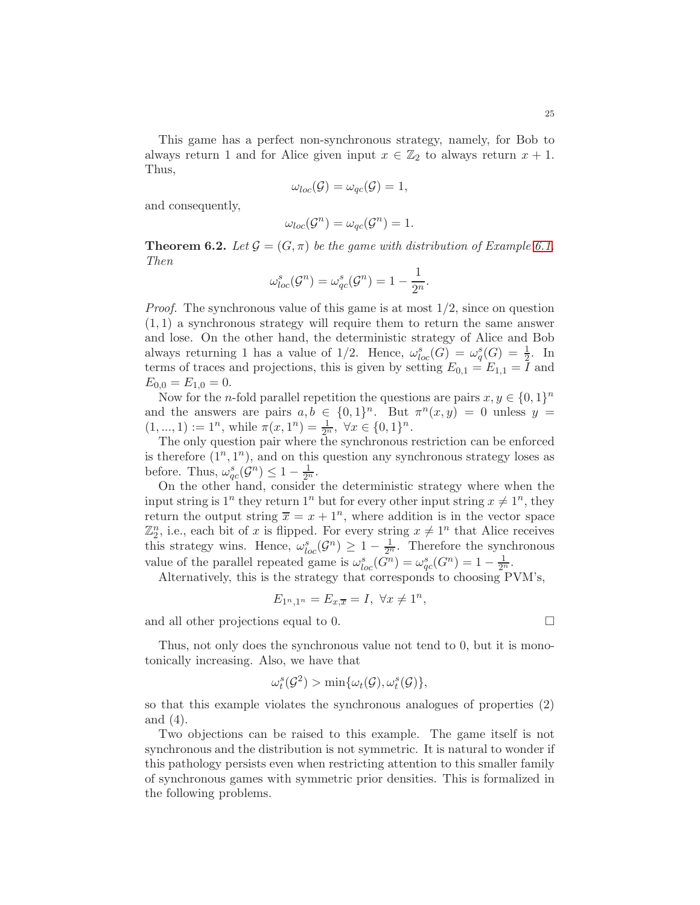This game has a perfect non-synchronous strategy, namely, for Bob to always return 1 and for Alice given input $x \in \mathbb{Z}_2$ to always return $x+1$. Thus,

$$\omega_{loc}(\mathcal{G}) = \omega_{qc}(\mathcal{G}) = 1,$$

and consequently,

$$\omega_{loc}(\mathcal{G}^n) = \omega_{qc}(\mathcal{G}^n) = 1.$$

**Theorem 6.2.** *Let $\mathcal{G} = (G, \pi)$ be the game with distribution of Example 6.1. Then*

$$\omega_{loc}^s(\mathcal{G}^n) = \omega_{qc}^s(\mathcal{G}^n) = 1 - \frac{1}{2^n}.$$

*Proof.* The synchronous value of this game is at most $1/2$, since on question $(1,1)$ a synchronous strategy will require them to return the same answer and lose. On the other hand, the deterministic strategy of Alice and Bob always returning 1 has a value of $1/2$. Hence, $\omega_{loc}^s(G) = \omega_q^s(G) = \frac{1}{2}$. In terms of traces and projections, this is given by setting $E_{0,1} = E_{1,1} = I$ and $E_{0,0} = E_{1,0} = 0$.

Now for the $n$-fold parallel repetition the questions are pairs $x, y \in \{0,1\}^n$ and the answers are pairs $a, b \in \{0,1\}^n$. But $\pi^n(x,y) = 0$ unless $y = (1, ..., 1) := 1^n$, while $\pi(x, 1^n) = \frac{1}{2^n}, \ \forall x \in \{0,1\}^n$.

The only question pair where the synchronous restriction can be enforced is therefore $(1^n, 1^n)$, and on this question any synchronous strategy loses as before. Thus, $\omega_{qc}^s(\mathcal{G}^n) \leq 1 - \frac{1}{2^n}$.

On the other hand, consider the deterministic strategy where when the input string is $1^n$ they return $1^n$ but for every other input string $x \neq 1^n$, they return the output string $\overline{x} = x + 1^n$, where addition is in the vector space $\mathbb{Z}_2^n$, i.e., each bit of $x$ is flipped. For every string $x \neq 1^n$ that Alice receives this strategy wins. Hence, $\omega_{loc}^s(\mathcal{G}^n) \geq 1 - \frac{1}{2^n}$. Therefore the synchronous value of the parallel repeated game is $\omega_{loc}^s(G^n) = \omega_{qc}^s(G^n) = 1 - \frac{1}{2^n}$.

Alternatively, this is the strategy that corresponds to choosing PVM's,

$$E_{1^n,1^n} = E_{x,\overline{x}} = I, \ \forall x \neq 1^n,$$

and all other projections equal to 0. $\square$

Thus, not only does the synchronous value not tend to 0, but it is monotonically increasing. Also, we have that

$$\omega_t^s(\mathcal{G}^2) > \min\{\omega_t(\mathcal{G}), \omega_t^s(\mathcal{G})\},$$

so that this example violates the synchronous analogues of properties (2) and (4).

Two objections can be raised to this example. The game itself is not synchronous and the distribution is not symmetric. It is natural to wonder if this pathology persists even when restricting attention to this smaller family of synchronous games with symmetric prior densities. This is formalized in the following problems.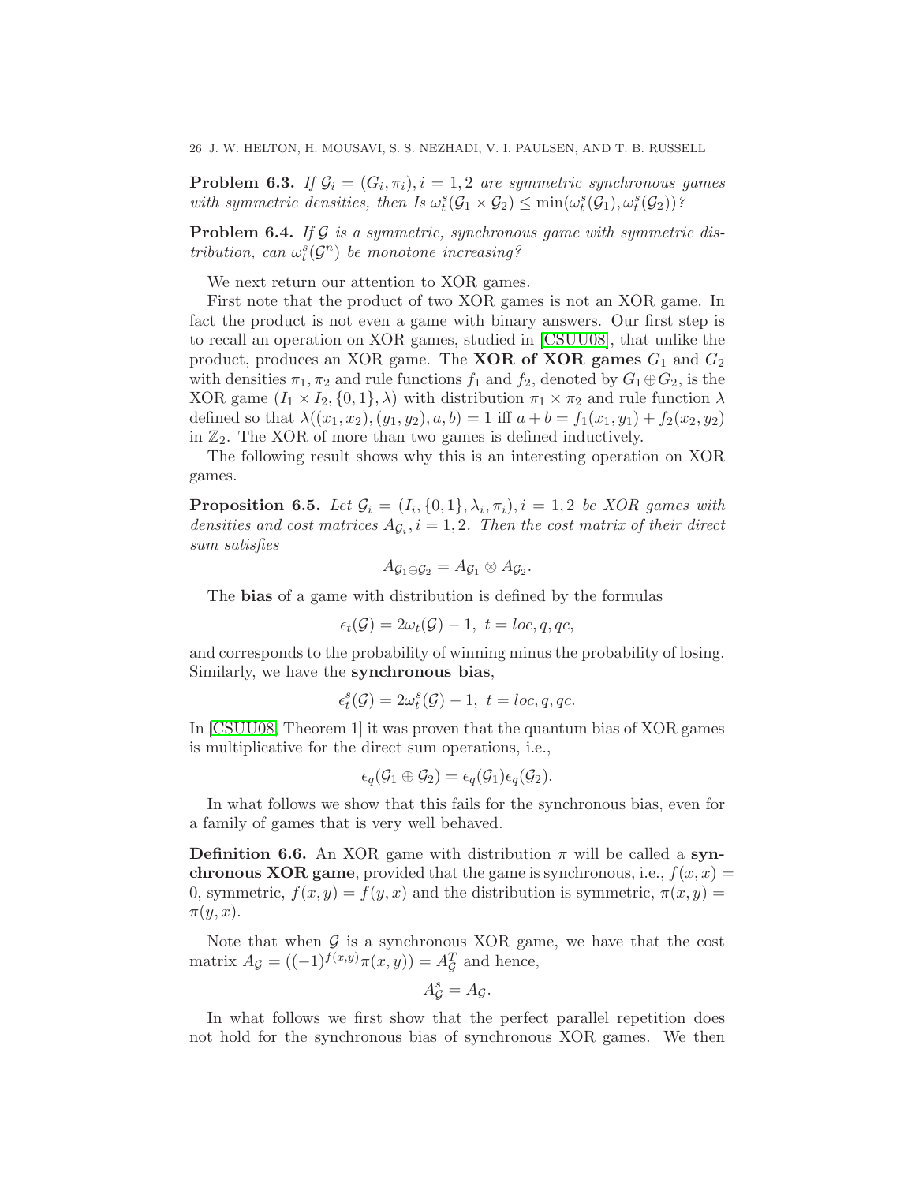**Problem 6.3.** *If $\mathcal{G}_i = (G_i, \pi_i), i = 1, 2$ are symmetric synchronous games with symmetric densities, then Is $\omega_t^s(\mathcal{G}_1 \times \mathcal{G}_2) \leq \min(\omega_t^s(\mathcal{G}_1), \omega_t^s(\mathcal{G}_2))$?*

**Problem 6.4.** *If $\mathcal{G}$ is a symmetric, synchronous game with symmetric distribution, can $\omega_t^s(\mathcal{G}^n)$ be monotone increasing?*

We next return our attention to XOR games.

First note that the product of two XOR games is not an XOR game. In fact the product is not even a game with binary answers. Our first step is to recall an operation on XOR games, studied in [CSUU08], that unlike the product, produces an XOR game. The **XOR of XOR games** $G_1$ and $G_2$ with densities $\pi_1, \pi_2$ and rule functions $f_1$ and $f_2$, denoted by $G_1 \oplus G_2$, is the XOR game $(I_1 \times I_2, \{0, 1\}, \lambda)$ with distribution $\pi_1 \times \pi_2$ and rule function $\lambda$ defined so that $\lambda((x_1, x_2), (y_1, y_2), a, b) = 1$ iff $a + b = f_1(x_1, y_1) + f_2(x_2, y_2)$ in $\mathbb{Z}_2$. The XOR of more than two games is defined inductively.

The following result shows why this is an interesting operation on XOR games.

**Proposition 6.5.** *Let $\mathcal{G}_i = (I_i, \{0, 1\}, \lambda_i, \pi_i), i = 1, 2$ be XOR games with densities and cost matrices $A_{\mathcal{G}_i}, i = 1, 2$. Then the cost matrix of their direct sum satisfies*

$$A_{\mathcal{G}_1 \oplus \mathcal{G}_2} = A_{\mathcal{G}_1} \otimes A_{\mathcal{G}_2}.$$

The **bias** of a game with distribution is defined by the formulas

$$\epsilon_t(\mathcal{G}) = 2\omega_t(\mathcal{G}) - 1, \ t = loc, q, qc,$$

and corresponds to the probability of winning minus the probability of losing. Similarly, we have the **synchronous bias**,

$$\epsilon_t^s(\mathcal{G}) = 2\omega_t^s(\mathcal{G}) - 1, \ t = loc, q, qc.$$

In [CSUU08, Theorem 1] it was proven that the quantum bias of XOR games is multiplicative for the direct sum operations, i.e.,

$$\epsilon_q(\mathcal{G}_1 \oplus \mathcal{G}_2) = \epsilon_q(\mathcal{G}_1)\epsilon_q(\mathcal{G}_2).$$

In what follows we show that this fails for the synchronous bias, even for a family of games that is very well behaved.

**Definition 6.6.** An XOR game with distribution $\pi$ will be called a **synchronous XOR game**, provided that the game is synchronous, i.e., $f(x, x) = 0$, symmetric, $f(x, y) = f(y, x)$ and the distribution is symmetric, $\pi(x, y) = \pi(y, x)$.

Note that when $\mathcal{G}$ is a synchronous XOR game, we have that the cost matrix $A_{\mathcal{G}} = ((-1)^{f(x,y)}\pi(x, y)) = A_{\mathcal{G}}^T$ and hence,

$$A_{\mathcal{G}}^s = A_{\mathcal{G}}.$$

In what follows we first show that the perfect parallel repetition does not hold for the synchronous bias of synchronous XOR games. We then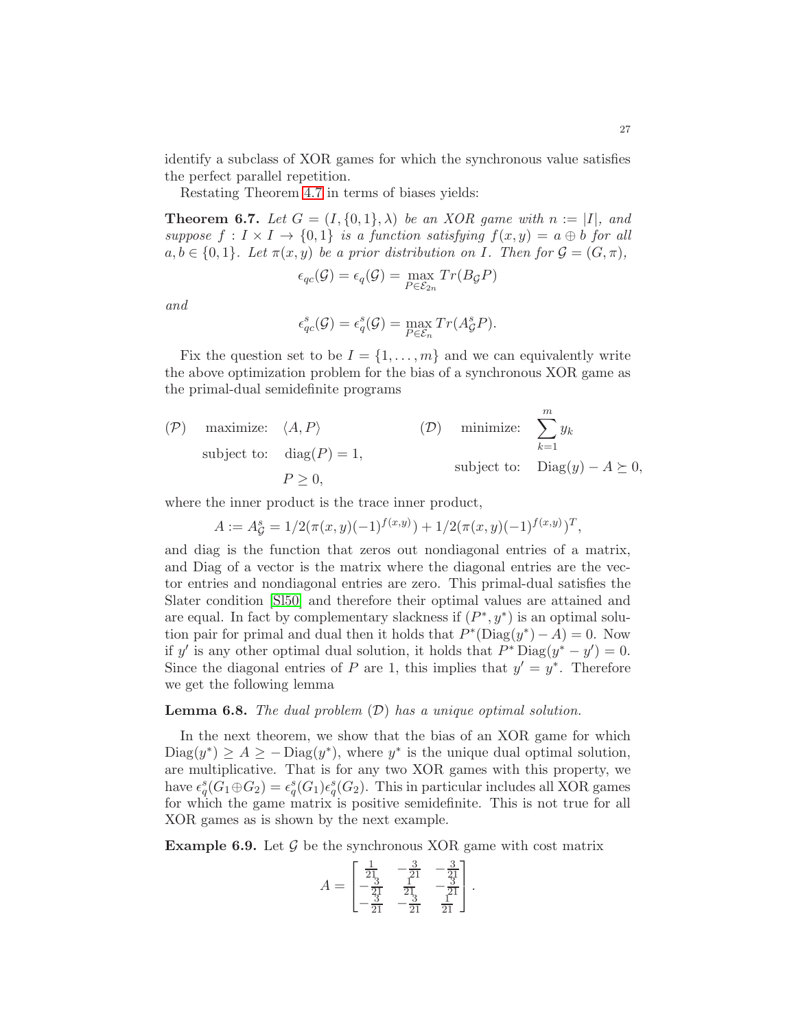identify a subclass of XOR games for which the synchronous value satisfies the perfect parallel repetition.

Restating Theorem 4.7 in terms of biases yields:

**Theorem 6.7.** *Let $G = (I, \{0,1\}, \lambda)$ be an XOR game with $n := |I|$, and suppose $f : I \times I \to \{0,1\}$ is a function satisfying $f(x,y) = a \oplus b$ for all $a, b \in \{0,1\}$. Let $\pi(x,y)$ be a prior distribution on $I$. Then for $\mathcal{G} = (G, \pi)$,*

$$\epsilon_{qc}(\mathcal{G}) = \epsilon_q(\mathcal{G}) = \max_{P \in \mathcal{E}_{2n}} Tr(B_{\mathcal{G}} P)$$

*and*

$$\epsilon^s_{qc}(\mathcal{G}) = \epsilon^s_q(\mathcal{G}) = \max_{P \in \mathcal{E}_n} Tr(A^s_{\mathcal{G}} P).$$

Fix the question set to be $I = \{1, \ldots, m\}$ and we can equivalently write the above optimization problem for the bias of a synchronous XOR game as the primal-dual semidefinite programs

$$(\mathcal{P}) \quad \text{maximize:} \quad \langle A, P \rangle \qquad \text{subject to:} \quad \text{diag}(P) = 1, \quad P \geq 0,$$

$$(\mathcal{D}) \quad \text{minimize:} \quad \sum_{k=1}^{m} y_k \qquad \text{subject to:} \quad \text{Diag}(y) - A \succeq 0,$$

where the inner product is the trace inner product,

$$A := A^s_{\mathcal{G}} = 1/2(\pi(x,y)(-1)^{f(x,y)}) + 1/2(\pi(x,y)(-1)^{f(x,y)})^T,$$

and diag is the function that zeros out nondiagonal entries of a matrix, and Diag of a vector is the matrix where the diagonal entries are the vector entries and nondiagonal entries are zero. This primal-dual satisfies the Slater condition [Sl50] and therefore their optimal values are attained and are equal. In fact by complementary slackness if $(P^*, y^*)$ is an optimal solution pair for primal and dual then it holds that $P^*(\text{Diag}(y^*) - A) = 0$. Now if $y'$ is any other optimal dual solution, it holds that $P^* \,\text{Diag}(y^* - y') = 0$. Since the diagonal entries of $P$ are 1, this implies that $y' = y^*$. Therefore we get the following lemma

**Lemma 6.8.** *The dual problem $(\mathcal{D})$ has a unique optimal solution.*

In the next theorem, we show that the bias of an XOR game for which $\text{Diag}(y^*) \geq A \geq -\text{Diag}(y^*)$, where $y^*$ is the unique dual optimal solution, are multiplicative. That is for any two XOR games with this property, we have $\epsilon^s_q(G_1 \oplus G_2) = \epsilon^s_q(G_1)\epsilon^s_q(G_2)$. This in particular includes all XOR games for which the game matrix is positive semidefinite. This is not true for all XOR games as is shown by the next example.

**Example 6.9.** Let $\mathcal{G}$ be the synchronous XOR game with cost matrix

$$A = \begin{bmatrix} \frac{1}{21} & -\frac{3}{21} & -\frac{3}{21} \\ -\frac{3}{21} & \frac{1}{21} & -\frac{3}{21} \\ -\frac{3}{21} & -\frac{3}{21} & \frac{1}{21} \end{bmatrix}.$$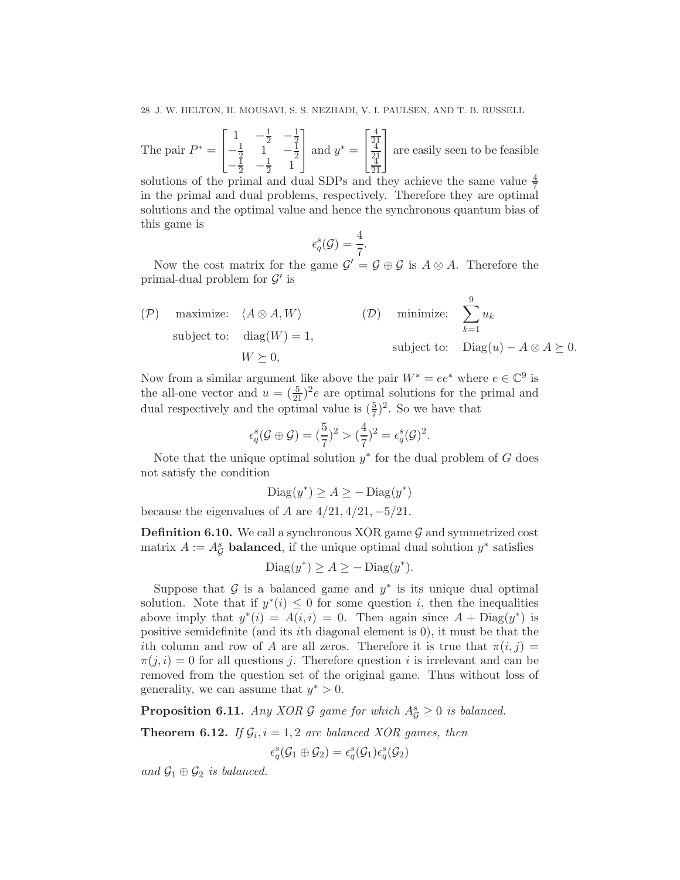The pair $P^* = \begin{bmatrix} 1 & -\frac{1}{2} & -\frac{1}{2} \\ -\frac{1}{2} & 1 & -\frac{1}{2} \\ -\frac{1}{2} & -\frac{1}{2} & 1 \end{bmatrix}$ and $y^* = \begin{bmatrix} \frac{4}{21} \\ \frac{4}{21} \\ \frac{4}{21} \end{bmatrix}$ are easily seen to be feasible solutions of the primal and dual SDPs and they achieve the same value $\frac{4}{7}$ in the primal and dual problems, respectively. Therefore they are optimal solutions and the optimal value and hence the synchronous quantum bias of this game is

$$\epsilon_q^s(\mathcal{G}) = \frac{4}{7}.$$

Now the cost matrix for the game $\mathcal{G}' = \mathcal{G} \oplus \mathcal{G}$ is $A \otimes A$. Therefore the primal-dual problem for $\mathcal{G}'$ is

$$(\mathcal{P}) \quad \text{maximize:} \quad \langle A \otimes A, W \rangle \qquad\qquad (\mathcal{D}) \quad \text{minimize:} \quad \sum_{k=1}^{9} u_k$$

$$\text{subject to:} \quad \text{diag}(W) = 1, \quad W \succeq 0, \qquad\qquad \text{subject to:} \quad \text{Diag}(u) - A \otimes A \succeq 0.$$

Now from a similar argument like above the pair $W^* = ee^*$ where $e \in \mathbb{C}^9$ is the all-one vector and $u = (\frac{5}{21})^2 e$ are optimal solutions for the primal and dual respectively and the optimal value is $(\frac{5}{7})^2$. So we have that

$$\epsilon_q^s(\mathcal{G} \oplus \mathcal{G}) = (\frac{5}{7})^2 > (\frac{4}{7})^2 = \epsilon_q^s(\mathcal{G})^2.$$

Note that the unique optimal solution $y^*$ for the dual problem of $G$ does not satisfy the condition

$$\text{Diag}(y^*) \geq A \geq -\text{Diag}(y^*)$$

because the eigenvalues of $A$ are $4/21, 4/21, -5/21$.

**Definition 6.10.** We call a synchronous XOR game $\mathcal{G}$ and symmetrized cost matrix $A := A_{\mathcal{G}}^s$ **balanced**, if the unique optimal dual solution $y^*$ satisfies

$$\text{Diag}(y^*) \geq A \geq -\text{Diag}(y^*).$$

Suppose that $\mathcal{G}$ is a balanced game and $y^*$ is its unique dual optimal solution. Note that if $y^*(i) \leq 0$ for some question $i$, then the inequalities above imply that $y^*(i) = A(i,i) = 0$. Then again since $A + \text{Diag}(y^*)$ is positive semidefinite (and its $i$th diagonal element is 0), it must be that the $i$th column and row of $A$ are all zeros. Therefore it is true that $\pi(i,j) = \pi(j,i) = 0$ for all questions $j$. Therefore question $i$ is irrelevant and can be removed from the question set of the original game. Thus without loss of generality, we can assume that $y^* > 0$.

**Proposition 6.11.** *Any XOR $\mathcal{G}$ game for which $A_{\mathcal{G}}^s \geq 0$ is balanced.*

**Theorem 6.12.** *If $\mathcal{G}_i, i = 1, 2$ are balanced XOR games, then*

$$\epsilon_q^s(\mathcal{G}_1 \oplus \mathcal{G}_2) = \epsilon_q^s(\mathcal{G}_1)\epsilon_q^s(\mathcal{G}_2)$$

*and $\mathcal{G}_1 \oplus \mathcal{G}_2$ is balanced.*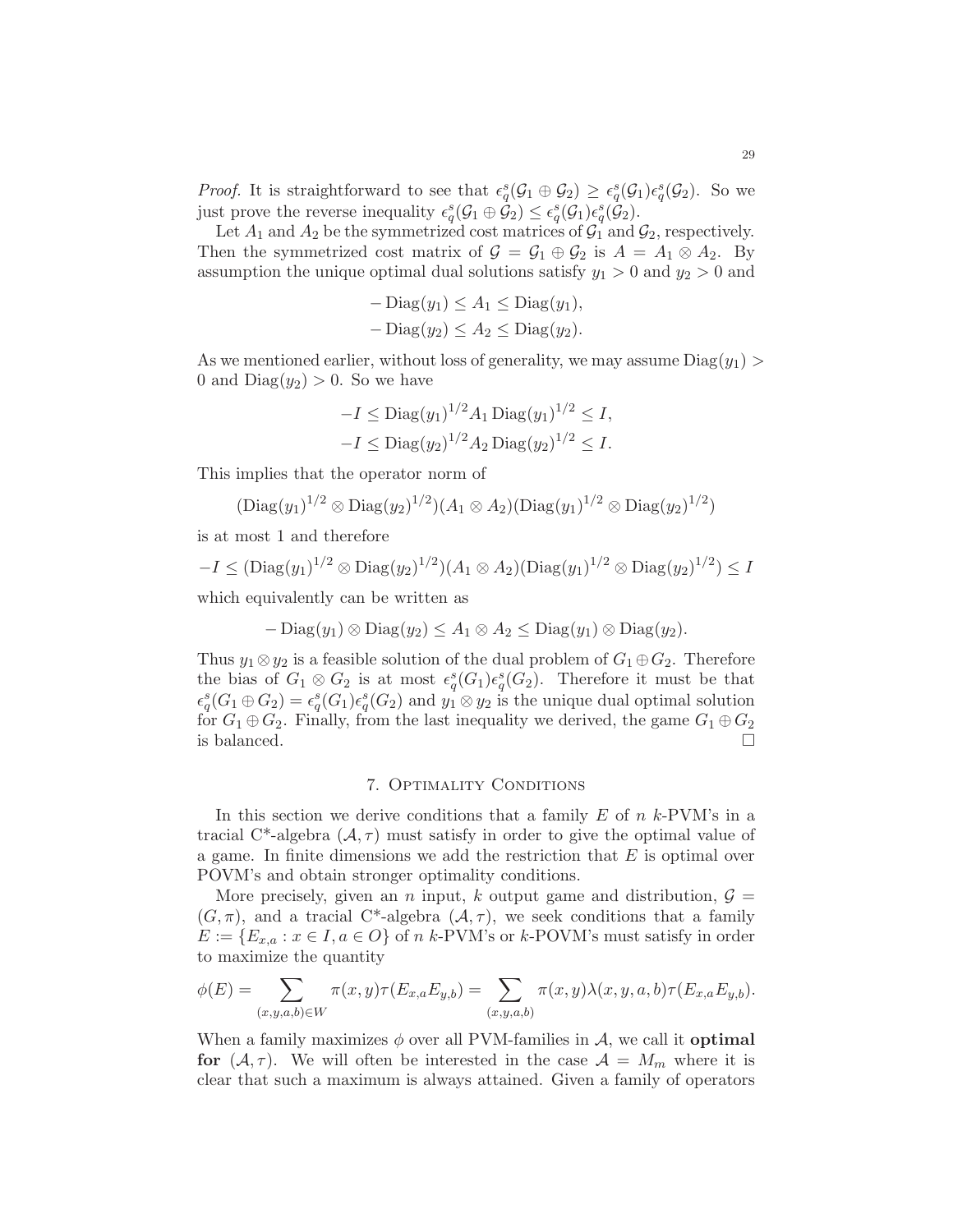*Proof.* It is straightforward to see that $\epsilon_q^s(\mathcal{G}_1 \oplus \mathcal{G}_2) \geq \epsilon_q^s(\mathcal{G}_1)\epsilon_q^s(\mathcal{G}_2)$. So we just prove the reverse inequality $\epsilon_q^s(\mathcal{G}_1 \oplus \mathcal{G}_2) \leq \epsilon_q^s(\mathcal{G}_1)\epsilon_q^s(\mathcal{G}_2)$.

Let $A_1$ and $A_2$ be the symmetrized cost matrices of $\mathcal{G}_1$ and $\mathcal{G}_2$, respectively. Then the symmetrized cost matrix of $\mathcal{G} = \mathcal{G}_1 \oplus \mathcal{G}_2$ is $A = A_1 \otimes A_2$. By assumption the unique optimal dual solutions satisfy $y_1 > 0$ and $y_2 > 0$ and

$$-\operatorname{Diag}(y_1) \leq A_1 \leq \operatorname{Diag}(y_1),$$
$$-\operatorname{Diag}(y_2) \leq A_2 \leq \operatorname{Diag}(y_2).$$

As we mentioned earlier, without loss of generality, we may assume $\operatorname{Diag}(y_1) > 0$ and $\operatorname{Diag}(y_2) > 0$. So we have

$$-I \leq \operatorname{Diag}(y_1)^{1/2} A_1 \operatorname{Diag}(y_1)^{1/2} \leq I,$$
$$-I \leq \operatorname{Diag}(y_2)^{1/2} A_2 \operatorname{Diag}(y_2)^{1/2} \leq I.$$

This implies that the operator norm of

$$(\operatorname{Diag}(y_1)^{1/2} \otimes \operatorname{Diag}(y_2)^{1/2})(A_1 \otimes A_2)(\operatorname{Diag}(y_1)^{1/2} \otimes \operatorname{Diag}(y_2)^{1/2})$$

is at most 1 and therefore

$$-I \leq (\operatorname{Diag}(y_1)^{1/2} \otimes \operatorname{Diag}(y_2)^{1/2})(A_1 \otimes A_2)(\operatorname{Diag}(y_1)^{1/2} \otimes \operatorname{Diag}(y_2)^{1/2}) \leq I$$

which equivalently can be written as

$$-\operatorname{Diag}(y_1) \otimes \operatorname{Diag}(y_2) \leq A_1 \otimes A_2 \leq \operatorname{Diag}(y_1) \otimes \operatorname{Diag}(y_2).$$

Thus $y_1 \otimes y_2$ is a feasible solution of the dual problem of $G_1 \oplus G_2$. Therefore the bias of $G_1 \otimes G_2$ is at most $\epsilon_q^s(G_1)\epsilon_q^s(G_2)$. Therefore it must be that $\epsilon_q^s(G_1 \oplus G_2) = \epsilon_q^s(G_1)\epsilon_q^s(G_2)$ and $y_1 \otimes y_2$ is the unique dual optimal solution for $G_1 \oplus G_2$. Finally, from the last inequality we derived, the game $G_1 \oplus G_2$ is balanced. □

## 7. Optimality Conditions

In this section we derive conditions that a family $E$ of $n$ $k$-PVM's in a tracial C*-algebra $(\mathcal{A}, \tau)$ must satisfy in order to give the optimal value of a game. In finite dimensions we add the restriction that $E$ is optimal over POVM's and obtain stronger optimality conditions.

More precisely, given an $n$ input, $k$ output game and distribution, $\mathcal{G} = (G, \pi)$, and a tracial C*-algebra $(\mathcal{A}, \tau)$, we seek conditions that a family $E := \{E_{x,a} : x \in I, a \in O\}$ of $n$ $k$-PVM's or $k$-POVM's must satisfy in order to maximize the quantity

$$\phi(E) = \sum_{(x,y,a,b) \in W} \pi(x,y)\tau(E_{x,a}E_{y,b}) = \sum_{(x,y,a,b)} \pi(x,y)\lambda(x,y,a,b)\tau(E_{x,a}E_{y,b}).$$

When a family maximizes $\phi$ over all PVM-families in $\mathcal{A}$, we call it **optimal for** $(\mathcal{A}, \tau)$. We will often be interested in the case $\mathcal{A} = M_m$ where it is clear that such a maximum is always attained. Given a family of operators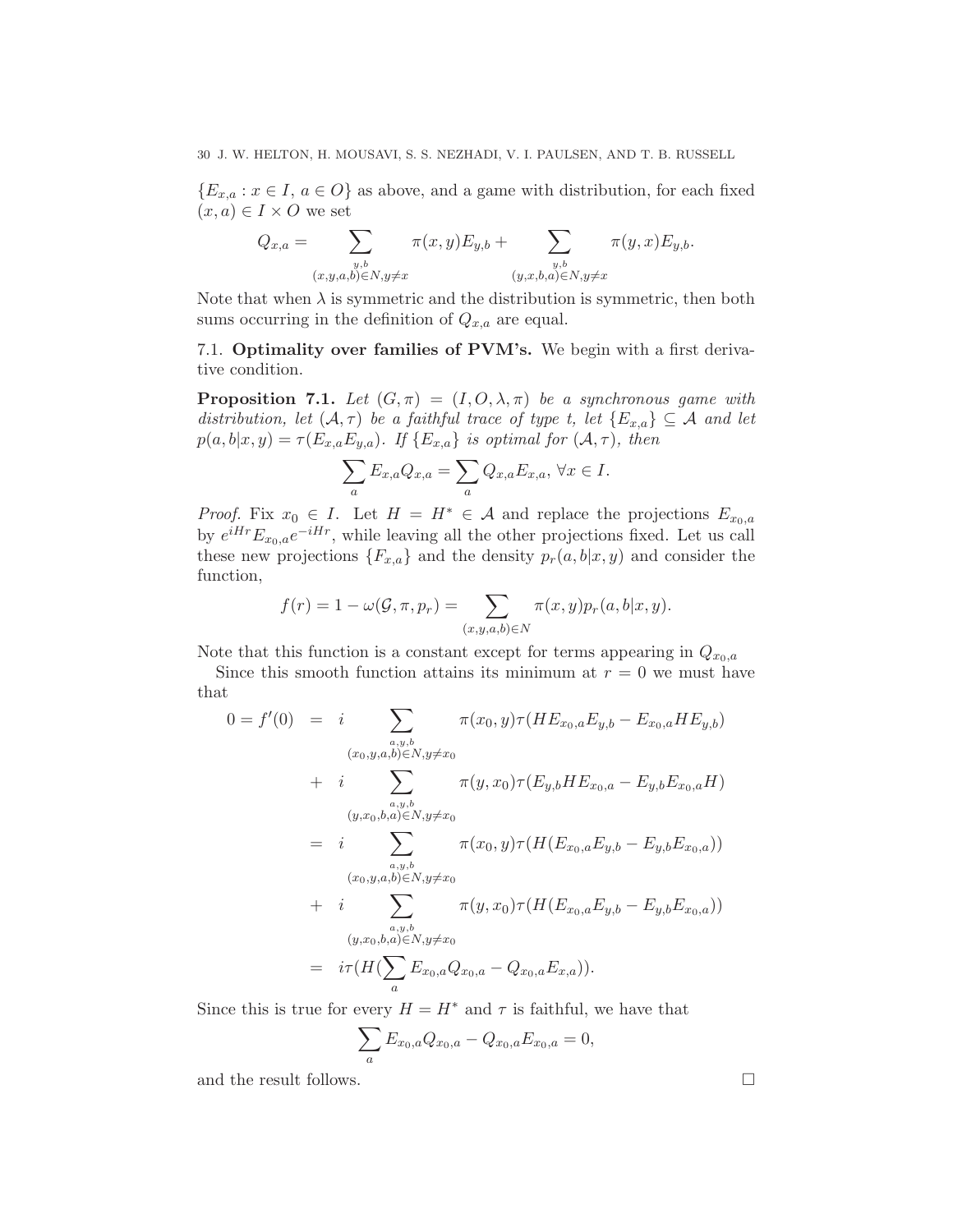$\{E_{x,a} : x \in I,\ a \in O\}$ as above, and a game with distribution, for each fixed $(x, a) \in I \times O$ we set

$$Q_{x,a} = \sum_{\substack{y,b \\ (x,y,a,b) \in N, y \neq x}} \pi(x, y) E_{y,b} + \sum_{\substack{y,b \\ (y,x,b,a) \in N, y \neq x}} \pi(y, x) E_{y,b}.$$

Note that when $\lambda$ is symmetric and the distribution is symmetric, then both sums occurring in the definition of $Q_{x,a}$ are equal.

## 7.1. Optimality over families of PVM's.

We begin with a first derivative condition.

**Proposition 7.1.** *Let $(G, \pi) = (I, O, \lambda, \pi)$ be a synchronous game with distribution, let $(\mathcal{A}, \tau)$ be a faithful trace of type $t$, let $\{E_{x,a}\} \subseteq \mathcal{A}$ and let $p(a, b|x, y) = \tau(E_{x,a}E_{y,a})$. If $\{E_{x,a}\}$ is optimal for $(\mathcal{A}, \tau)$, then*

$$\sum_a E_{x,a} Q_{x,a} = \sum_a Q_{x,a} E_{x,a},\ \forall x \in I.$$

*Proof.* Fix $x_0 \in I$. Let $H = H^* \in \mathcal{A}$ and replace the projections $E_{x_0,a}$ by $e^{iHr} E_{x_0,a} e^{-iHr}$, while leaving all the other projections fixed. Let us call these new projections $\{F_{x,a}\}$ and the density $p_r(a, b|x, y)$ and consider the function,

$$f(r) = 1 - \omega(\mathcal{G}, \pi, p_r) = \sum_{(x,y,a,b) \in N} \pi(x, y) p_r(a, b|x, y).$$

Note that this function is a constant except for terms appearing in $Q_{x_0,a}$

Since this smooth function attains its minimum at $r = 0$ we must have that

$$\begin{aligned}
0 = f'(0) &= i \sum_{\substack{a,y,b \\ (x_0,y,a,b) \in N, y \neq x_0}} \pi(x_0, y) \tau(H E_{x_0,a} E_{y,b} - E_{x_0,a} H E_{y,b}) \\
&+ i \sum_{\substack{a,y,b \\ (y,x_0,b,a) \in N, y \neq x_0}} \pi(y, x_0) \tau(E_{y,b} H E_{x_0,a} - E_{y,b} E_{x_0,a} H) \\
&= i \sum_{\substack{a,y,b \\ (x_0,y,a,b) \in N, y \neq x_0}} \pi(x_0, y) \tau(H(E_{x_0,a} E_{y,b} - E_{y,b} E_{x_0,a})) \\
&+ i \sum_{\substack{a,y,b \\ (y,x_0,b,a) \in N, y \neq x_0}} \pi(y, x_0) \tau(H(E_{x_0,a} E_{y,b} - E_{y,b} E_{x_0,a})) \\
&= i\tau(H(\sum_a E_{x_0,a} Q_{x_0,a} - Q_{x_0,a} E_{x,a})).
\end{aligned}$$

Since this is true for every $H = H^*$ and $\tau$ is faithful, we have that

$$\sum_a E_{x_0,a} Q_{x_0,a} - Q_{x_0,a} E_{x_0,a} = 0,$$

and the result follows. $\square$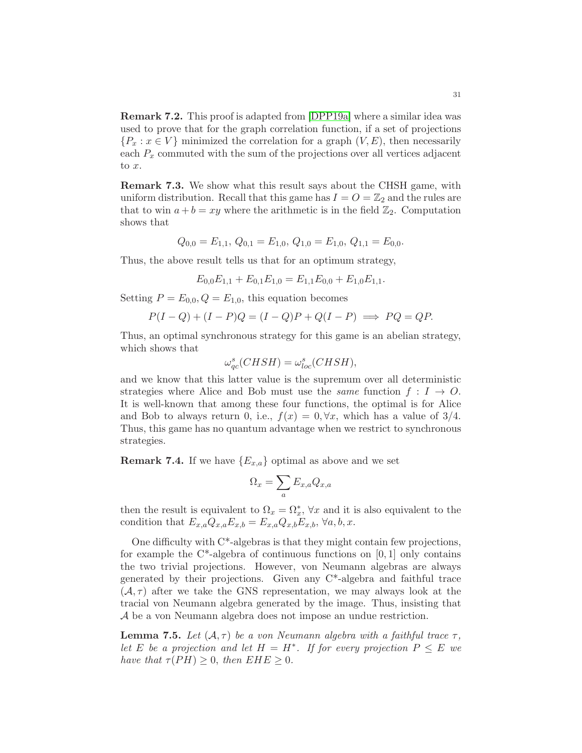**Remark 7.2.** This proof is adapted from [DPP19a] where a similar idea was used to prove that for the graph correlation function, if a set of projections $\{P_x : x \in V\}$ minimized the correlation for a graph $(V, E)$, then necessarily each $P_x$ commuted with the sum of the projections over all vertices adjacent to $x$.

**Remark 7.3.** We show what this result says about the CHSH game, with uniform distribution. Recall that this game has $I = O = \mathbb{Z}_2$ and the rules are that to win $a + b = xy$ where the arithmetic is in the field $\mathbb{Z}_2$. Computation shows that

$$Q_{0,0} = E_{1,1},\ Q_{0,1} = E_{1,0},\ Q_{1,0} = E_{1,0},\ Q_{1,1} = E_{0,0}.$$

Thus, the above result tells us that for an optimum strategy,

$$E_{0,0}E_{1,1} + E_{0,1}E_{1,0} = E_{1,1}E_{0,0} + E_{1,0}E_{1,1}.$$

Setting $P = E_{0,0}, Q = E_{1,0}$, this equation becomes

$$P(I - Q) + (I - P)Q = (I - Q)P + Q(I - P) \implies PQ = QP.$$

Thus, an optimal synchronous strategy for this game is an abelian strategy, which shows that

$$\omega^s_{qc}(CHSH) = \omega^s_{loc}(CHSH),$$

and we know that this latter value is the supremum over all deterministic strategies where Alice and Bob must use the *same* function $f : I \to O$. It is well-known that among these four functions, the optimal is for Alice and Bob to always return 0, i.e., $f(x) = 0, \forall x$, which has a value of 3/4. Thus, this game has no quantum advantage when we restrict to synchronous strategies.

**Remark 7.4.** If we have $\{E_{x,a}\}$ optimal as above and we set

$$\Omega_x = \sum_a E_{x,a}Q_{x,a}$$

then the result is equivalent to $\Omega_x = \Omega_x^*,\ \forall x$ and it is also equivalent to the condition that $E_{x,a}Q_{x,a}E_{x,b} = E_{x,a}Q_{x,b}E_{x,b},\ \forall a, b, x$.

One difficulty with C*-algebras is that they might contain few projections, for example the C*-algebra of continuous functions on $[0, 1]$ only contains the two trivial projections. However, von Neumann algebras are always generated by their projections. Given any C*-algebra and faithful trace $(\mathcal{A}, \tau)$ after we take the GNS representation, we may always look at the tracial von Neumann algebra generated by the image. Thus, insisting that $\mathcal{A}$ be a von Neumann algebra does not impose an undue restriction.

**Lemma 7.5.** *Let $(\mathcal{A}, \tau)$ be a von Neumann algebra with a faithful trace $\tau$, let $E$ be a projection and let $H = H^*$. If for every projection $P \le E$ we have that $\tau(PH) \ge 0$, then $EHE \ge 0$.*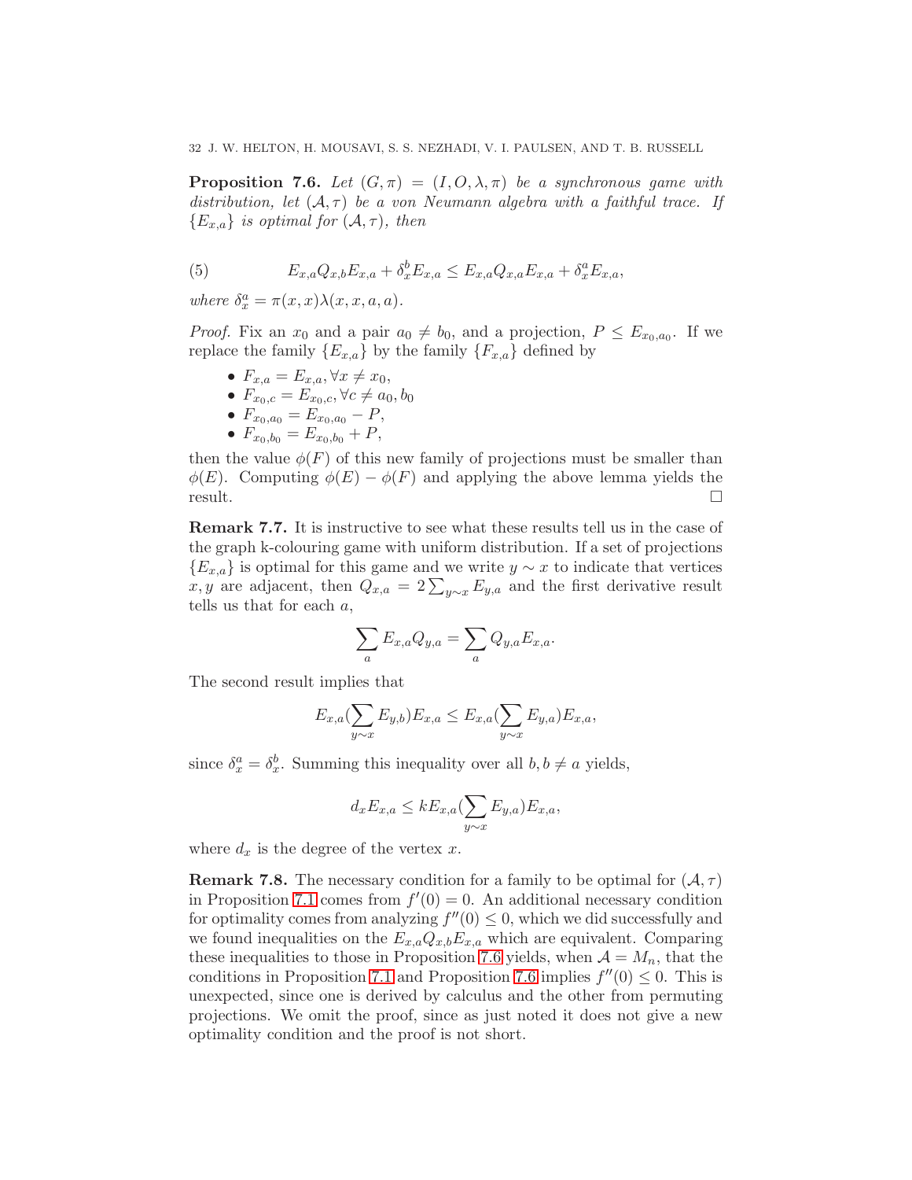**Proposition 7.6.** *Let $(G, \pi) = (I, O, \lambda, \pi)$ be a synchronous game with distribution, let $(\mathcal{A}, \tau)$ be a von Neumann algebra with a faithful trace. If $\{E_{x,a}\}$ is optimal for $(\mathcal{A}, \tau)$, then*

$$E_{x,a}Q_{x,b}E_{x,a} + \delta_x^b E_{x,a} \leq E_{x,a}Q_{x,a}E_{x,a} + \delta_x^a E_{x,a}, \tag{5}$$

*where $\delta_x^a = \pi(x,x)\lambda(x,x,a,a)$.*

*Proof.* Fix an $x_0$ and a pair $a_0 \neq b_0$, and a projection, $P \leq E_{x_0,a_0}$. If we replace the family $\{E_{x,a}\}$ by the family $\{F_{x,a}\}$ defined by

- $F_{x,a} = E_{x,a}, \forall x \neq x_0$,
- $F_{x_0,c} = E_{x_0,c}, \forall c \neq a_0, b_0$
- $F_{x_0,a_0} = E_{x_0,a_0} - P$,
- $F_{x_0,b_0} = E_{x_0,b_0} + P$,

then the value $\phi(F)$ of this new family of projections must be smaller than $\phi(E)$. Computing $\phi(E) - \phi(F)$ and applying the above lemma yields the result. □

**Remark 7.7.** It is instructive to see what these results tell us in the case of the graph k-colouring game with uniform distribution. If a set of projections $\{E_{x,a}\}$ is optimal for this game and we write $y \sim x$ to indicate that vertices $x, y$ are adjacent, then $Q_{x,a} = 2\sum_{y \sim x} E_{y,a}$ and the first derivative result tells us that for each $a$,

$$\sum_a E_{x,a}Q_{y,a} = \sum_a Q_{y,a}E_{x,a}.$$

The second result implies that

$$E_{x,a}(\sum_{y \sim x} E_{y,b})E_{x,a} \leq E_{x,a}(\sum_{y \sim x} E_{y,a})E_{x,a},$$

since $\delta_x^a = \delta_x^b$. Summing this inequality over all $b, b \neq a$ yields,

$$d_x E_{x,a} \leq k E_{x,a}(\sum_{y \sim x} E_{y,a})E_{x,a},$$

where $d_x$ is the degree of the vertex $x$.

**Remark 7.8.** The necessary condition for a family to be optimal for $(\mathcal{A}, \tau)$ in Proposition 7.1 comes from $f'(0) = 0$. An additional necessary condition for optimality comes from analyzing $f''(0) \leq 0$, which we did successfully and we found inequalities on the $E_{x,a}Q_{x,b}E_{x,a}$ which are equivalent. Comparing these inequalities to those in Proposition 7.6 yields, when $\mathcal{A} = M_n$, that the conditions in Proposition 7.1 and Proposition 7.6 implies $f''(0) \leq 0$. This is unexpected, since one is derived by calculus and the other from permuting projections. We omit the proof, since as just noted it does not give a new optimality condition and the proof is not short.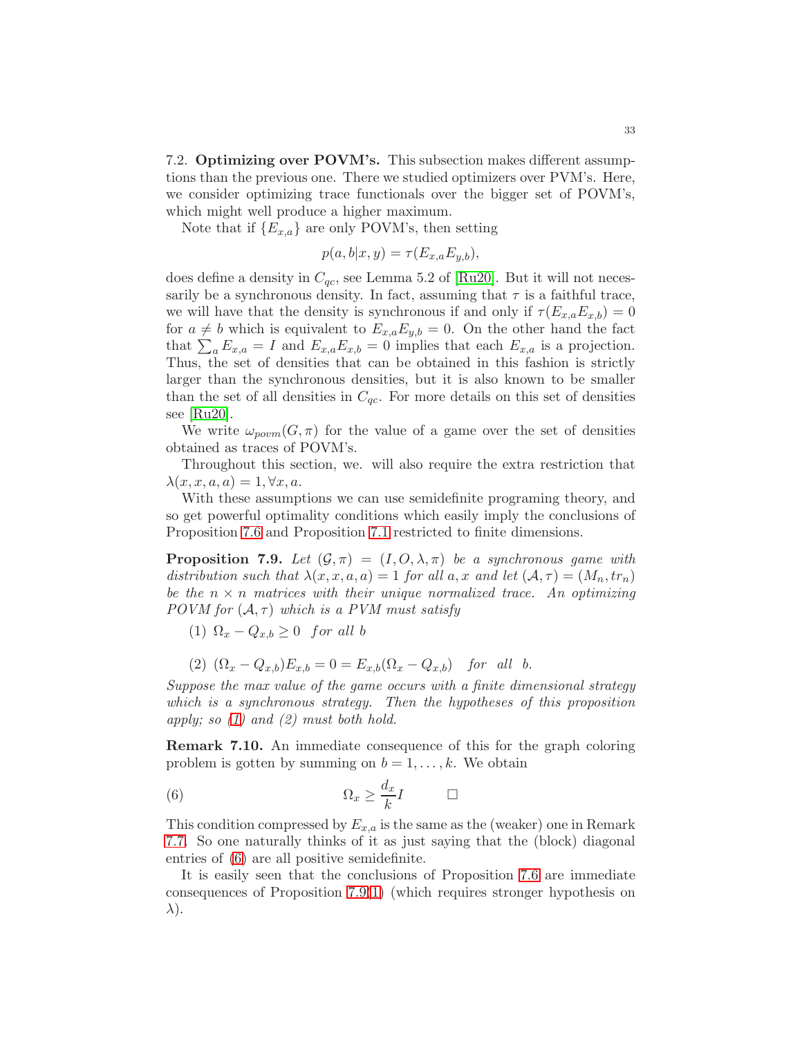7.2. **Optimizing over POVM's.** This subsection makes different assumptions than the previous one. There we studied optimizers over PVM's. Here, we consider optimizing trace functionals over the bigger set of POVM's, which might well produce a higher maximum.

Note that if $\{E_{x,a}\}$ are only POVM's, then setting

$$p(a,b|x,y) = \tau(E_{x,a}E_{y,b}),$$

does define a density in $C_{qc}$, see Lemma 5.2 of [Ru20]. But it will not necessarily be a synchronous density. In fact, assuming that $\tau$ is a faithful trace, we will have that the density is synchronous if and only if $\tau(E_{x,a}E_{x,b}) = 0$ for $a \neq b$ which is equivalent to $E_{x,a}E_{y,b} = 0$. On the other hand the fact that $\sum_a E_{x,a} = I$ and $E_{x,a}E_{x,b} = 0$ implies that each $E_{x,a}$ is a projection. Thus, the set of densities that can be obtained in this fashion is strictly larger than the synchronous densities, but it is also known to be smaller than the set of all densities in $C_{qc}$. For more details on this set of densities see [Ru20].

We write $\omega_{povm}(G,\pi)$ for the value of a game over the set of densities obtained as traces of POVM's.

Throughout this section, we. will also require the extra restriction that $\lambda(x,x,a,a) = 1, \forall x, a$.

With these assumptions we can use semidefinite programing theory, and so get powerful optimality conditions which easily imply the conclusions of Proposition 7.6 and Proposition 7.1 restricted to finite dimensions.

**Proposition 7.9.** *Let $(\mathcal{G},\pi) = (I,O,\lambda,\pi)$ be a synchronous game with distribution such that $\lambda(x,x,a,a) = 1$ for all $a,x$ and let $(\mathcal{A},\tau) = (M_n, tr_n)$ be the $n \times n$ matrices with their unique normalized trace. An optimizing POVM for $(\mathcal{A},\tau)$ which is a PVM must satisfy*

1. $\Omega_x - Q_{x,b} \geq 0$ *for all* $b$

2. $(\Omega_x - Q_{x,b})E_{x,b} = 0 = E_{x,b}(\Omega_x - Q_{x,b})$ *for all* $b$.

*Suppose the max value of the game occurs with a finite dimensional strategy which is a synchronous strategy. Then the hypotheses of this proposition apply; so (1) and (2) must both hold.*

**Remark 7.10.** An immediate consequence of this for the graph coloring problem is gotten by summing on $b = 1,\ldots,k$. We obtain

$$\Omega_x \geq \frac{d_x}{k} I \qquad \square \tag{6}$$

This condition compressed by $E_{x,a}$ is the same as the (weaker) one in Remark 7.7. So one naturally thinks of it as just saying that the (block) diagonal entries of (6) are all positive semidefinite.

It is easily seen that the conclusions of Proposition 7.6 are immediate consequences of Proposition 7.9(1) (which requires stronger hypothesis on $\lambda$).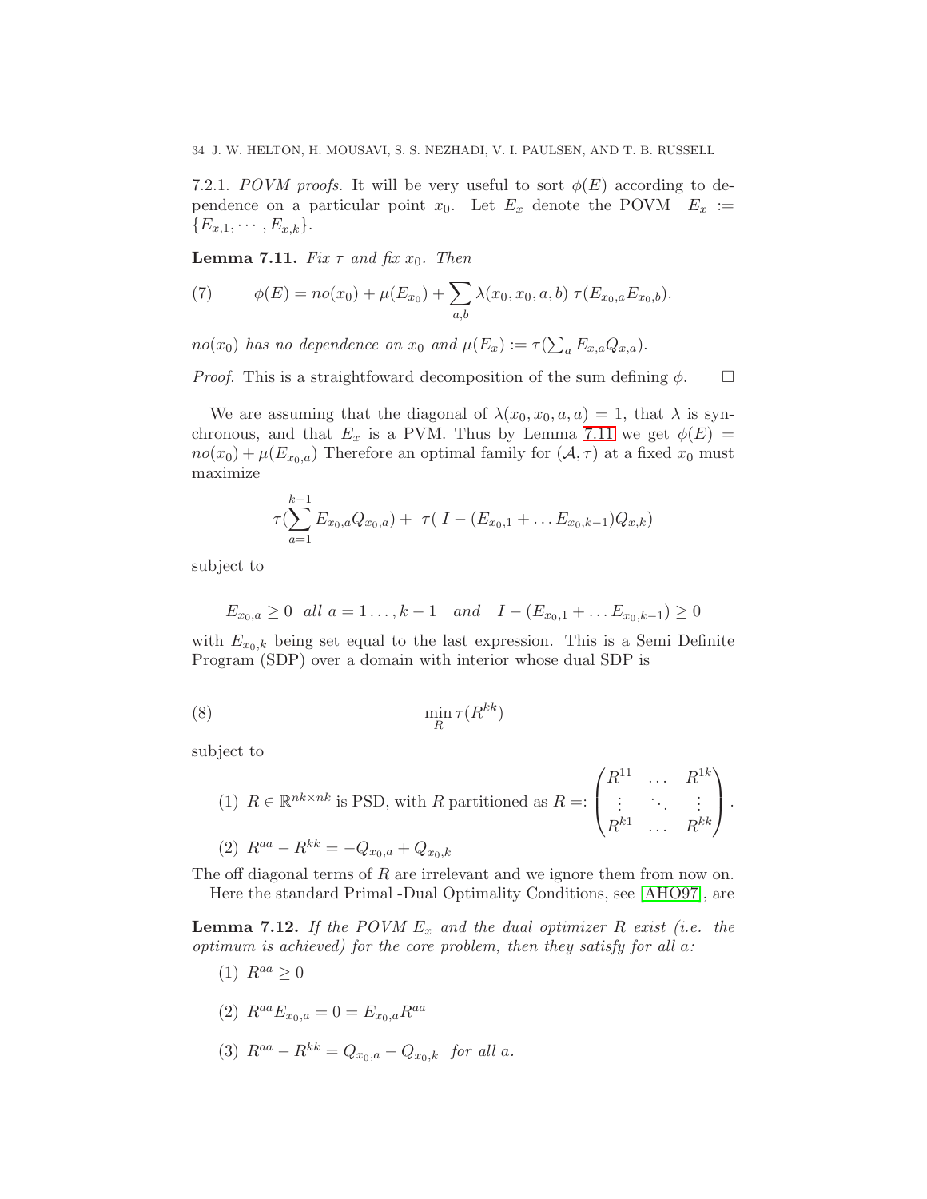7.2.1. *POVM proofs.* It will be very useful to sort $\phi(E)$ according to dependence on a particular point $x_0$. Let $E_x$ denote the POVM $E_x := \{E_{x,1}, \cdots, E_{x,k}\}$.

**Lemma 7.11.** *Fix $\tau$ and fix $x_0$. Then*

$$\phi(E) = no(x_0) + \mu(E_{x_0}) + \sum_{a,b} \lambda(x_0, x_0, a, b)\ \tau(E_{x_0,a} E_{x_0,b}). \tag{7}$$

*$no(x_0)$ has no dependence on $x_0$ and $\mu(E_x) := \tau(\sum_a E_{x,a} Q_{x,a})$.*

*Proof.* This is a straightfoward decomposition of the sum defining $\phi$. □

We are assuming that the diagonal of $\lambda(x_0, x_0, a, a) = 1$, that $\lambda$ is synchronous, and that $E_x$ is a PVM. Thus by Lemma 7.11 we get $\phi(E) = no(x_0) + \mu(E_{x_0,a})$ Therefore an optimal family for $(\mathcal{A}, \tau)$ at a fixed $x_0$ must maximize

$$\tau(\sum_{a=1}^{k-1} E_{x_0,a} Q_{x_0,a}) +\ \tau(\ I - (E_{x_0,1} + \ldots E_{x_0,k-1}) Q_{x,k})$$

subject to

$$E_{x_0,a} \geq 0 \ \ all\ a = 1 \ldots, k-1 \quad and \quad I - (E_{x_0,1} + \ldots E_{x_0,k-1}) \geq 0$$

with $E_{x_0,k}$ being set equal to the last expression. This is a Semi Definite Program (SDP) over a domain with interior whose dual SDP is

$$\min_R \tau(R^{kk}) \tag{8}$$

subject to

(1) $R \in \mathbb{R}^{nk \times nk}$ is PSD, with $R$ partitioned as $R =: \begin{pmatrix} R^{11} & \ldots & R^{1k} \\ \vdots & \ddots & \vdots \\ R^{k1} & \ldots & R^{kk} \end{pmatrix}$.

(2) $R^{aa} - R^{kk} = -Q_{x_0,a} + Q_{x_0,k}$

The off diagonal terms of $R$ are irrelevant and we ignore them from now on.

Here the standard Primal -Dual Optimality Conditions, see [AHO97], are

**Lemma 7.12.** *If the POVM $E_x$ and the dual optimizer $R$ exist (i.e. the optimum is achieved) for the core problem, then they satisfy for all $a$:*

(1) $R^{aa} \geq 0$

(2) $R^{aa} E_{x_0,a} = 0 = E_{x_0,a} R^{aa}$

(3) $R^{aa} - R^{kk} = Q_{x_0,a} - Q_{x_0,k}$ *for all $a$.*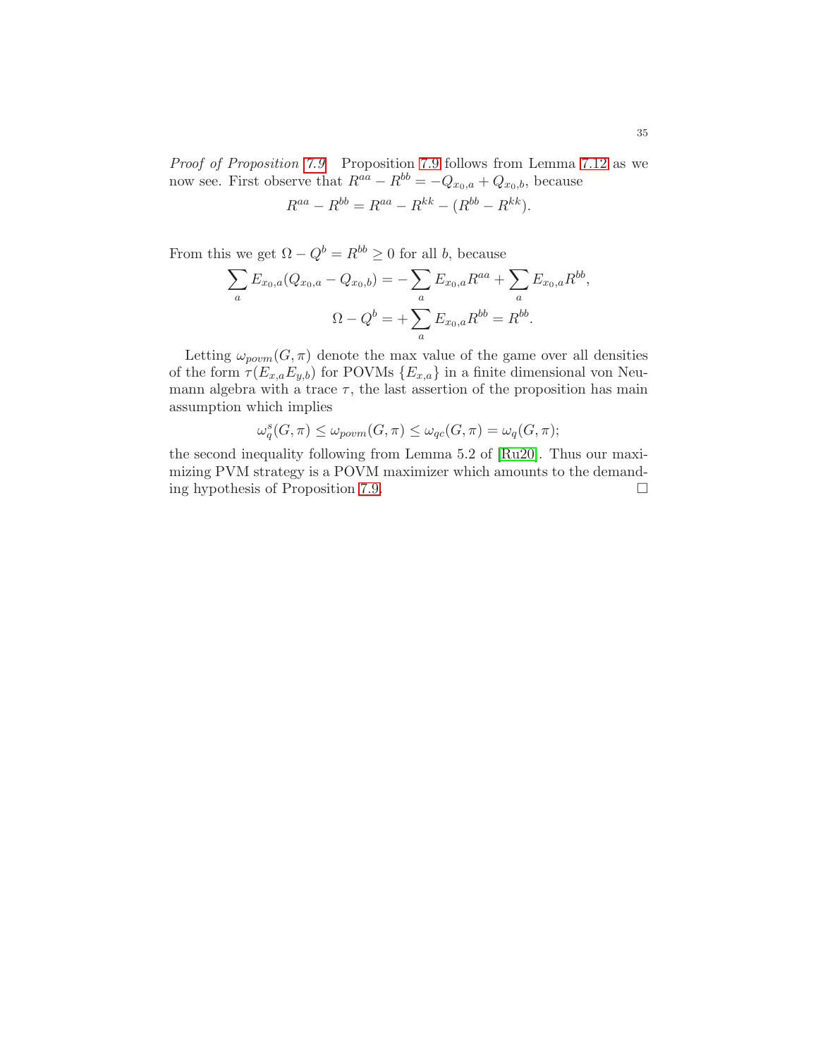*Proof of Proposition 7.9.* Proposition 7.9 follows from Lemma 7.12 as we now see. First observe that $R^{aa} - R^{bb} = -Q_{x_0,a} + Q_{x_0,b}$, because

$$R^{aa} - R^{bb} = R^{aa} - R^{kk} - (R^{bb} - R^{kk}).$$

From this we get $\Omega - Q^b = R^{bb} \geq 0$ for all $b$, because

$$\sum_a E_{x_0,a}(Q_{x_0,a} - Q_{x_0,b}) = -\sum_a E_{x_0,a} R^{aa} + \sum_a E_{x_0,a} R^{bb},$$

$$\Omega - Q^b = +\sum_a E_{x_0,a} R^{bb} = R^{bb}.$$

Letting $\omega_{povm}(G, \pi)$ denote the max value of the game over all densities of the form $\tau(E_{x,a} E_{y,b})$ for POVMs $\{E_{x,a}\}$ in a finite dimensional von Neumann algebra with a trace $\tau$, the last assertion of the proposition has main assumption which implies

$$\omega_q^s(G, \pi) \leq \omega_{povm}(G, \pi) \leq \omega_{qc}(G, \pi) = \omega_q(G, \pi);$$

the second inequality following from Lemma 5.2 of [Ru20]. Thus our maximizing PVM strategy is a POVM maximizer which amounts to the demanding hypothesis of Proposition 7.9. $\square$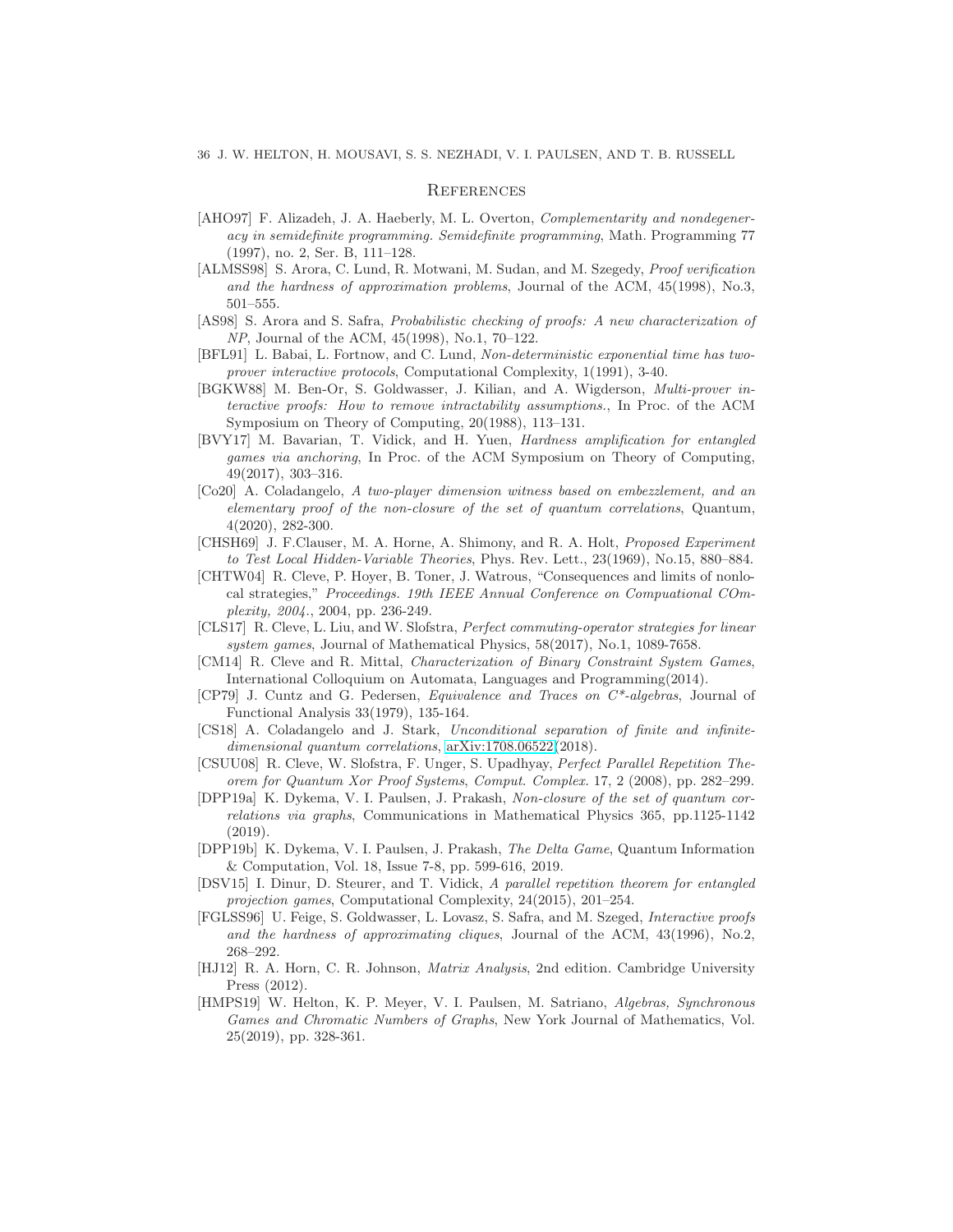## References

[AHO97] F. Alizadeh, J. A. Haeberly, M. L. Overton, *Complementarity and nondegeneracy in semidefinite programming. Semidefinite programming*, Math. Programming 77 (1997), no. 2, Ser. B, 111–128.

[ALMSS98] S. Arora, C. Lund, R. Motwani, M. Sudan, and M. Szegedy, *Proof verification and the hardness of approximation problems*, Journal of the ACM, 45(1998), No.3, 501–555.

[AS98] S. Arora and S. Safra, *Probabilistic checking of proofs: A new characterization of NP*, Journal of the ACM, 45(1998), No.1, 70–122.

[BFL91] L. Babai, L. Fortnow, and C. Lund, *Non-deterministic exponential time has two-prover interactive protocols*, Computational Complexity, 1(1991), 3-40.

[BGKW88] M. Ben-Or, S. Goldwasser, J. Kilian, and A. Wigderson, *Multi-prover interactive proofs: How to remove intractability assumptions.*, In Proc. of the ACM Symposium on Theory of Computing, 20(1988), 113–131.

[BVY17] M. Bavarian, T. Vidick, and H. Yuen, *Hardness amplification for entangled games via anchoring*, In Proc. of the ACM Symposium on Theory of Computing, 49(2017), 303–316.

[Co20] A. Coladangelo, *A two-player dimension witness based on embezzlement, and an elementary proof of the non-closure of the set of quantum correlations*, Quantum, 4(2020), 282-300.

[CHSH69] J. F.Clauser, M. A. Horne, A. Shimony, and R. A. Holt, *Proposed Experiment to Test Local Hidden-Variable Theories*, Phys. Rev. Lett., 23(1969), No.15, 880–884.

[CHTW04] R. Cleve, P. Hoyer, B. Toner, J. Watrous, "Consequences and limits of nonlocal strategies," *Proceedings. 19th IEEE Annual Conference on Compuational COmplexity, 2004.*, 2004, pp. 236-249.

[CLS17] R. Cleve, L. Liu, and W. Slofstra, *Perfect commuting-operator strategies for linear system games*, Journal of Mathematical Physics, 58(2017), No.1, 1089-7658.

[CM14] R. Cleve and R. Mittal, *Characterization of Binary Constraint System Games*, International Colloquium on Automata, Languages and Programming(2014).

[CP79] J. Cuntz and G. Pedersen, *Equivalence and Traces on C\*-algebras*, Journal of Functional Analysis 33(1979), 135-164.

[CS18] A. Coladangelo and J. Stark, *Unconditional separation of finite and infinite-dimensional quantum correlations*, arXiv:1708.06522(2018).

[CSUU08] R. Cleve, W. Slofstra, F. Unger, S. Upadhyay, *Perfect Parallel Repetition Theorem for Quantum Xor Proof Systems*, *Comput. Complex.* 17, 2 (2008), pp. 282–299.

[DPP19a] K. Dykema, V. I. Paulsen, J. Prakash, *Non-closure of the set of quantum correlations via graphs*, Communications in Mathematical Physics 365, pp.1125-1142 (2019).

[DPP19b] K. Dykema, V. I. Paulsen, J. Prakash, *The Delta Game*, Quantum Information & Computation, Vol. 18, Issue 7-8, pp. 599-616, 2019.

[DSV15] I. Dinur, D. Steurer, and T. Vidick, *A parallel repetition theorem for entangled projection games*, Computational Complexity, 24(2015), 201–254.

[FGLSS96] U. Feige, S. Goldwasser, L. Lovasz, S. Safra, and M. Szeged, *Interactive proofs and the hardness of approximating cliques*, Journal of the ACM, 43(1996), No.2, 268–292.

[HJ12] R. A. Horn, C. R. Johnson, *Matrix Analysis*, 2nd edition. Cambridge University Press (2012).

[HMPS19] W. Helton, K. P. Meyer, V. I. Paulsen, M. Satriano, *Algebras, Synchronous Games and Chromatic Numbers of Graphs*, New York Journal of Mathematics, Vol. 25(2019), pp. 328-361.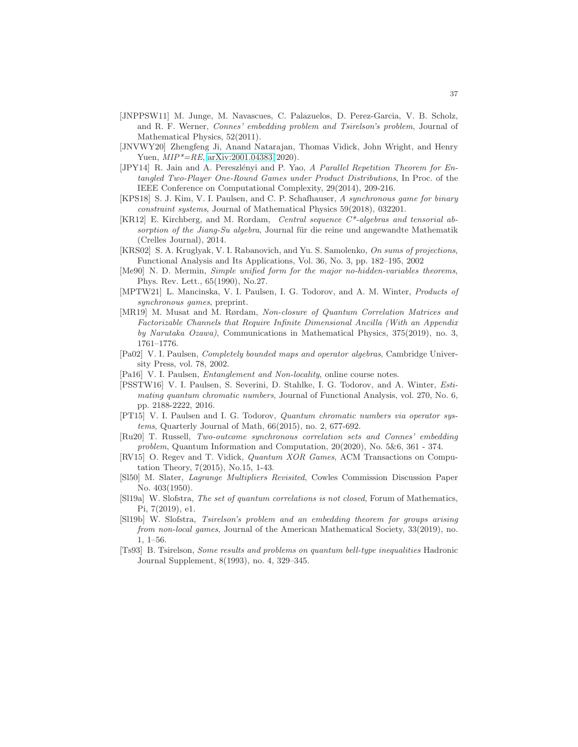[JNPPSW11] M. Junge, M. Navascues, C. Palazuelos, D. Perez-Garcia, V. B. Scholz, and R. F. Werner, *Connes' embedding problem and Tsirelson's problem*, Journal of Mathematical Physics, 52(2011).

[JNVWY20] Zhengfeng Ji, Anand Natarajan, Thomas Vidick, John Wright, and Henry Yuen, *MIP*=RE*, arXiv:2001.04383(2020).

[JPY14] R. Jain and A. Pereszlényi and P. Yao, *A Parallel Repetition Theorem for Entangled Two-Player One-Round Games under Product Distributions*, In Proc. of the IEEE Conference on Computational Complexity, 29(2014), 209-216.

[KPS18] S. J. Kim, V. I. Paulsen, and C. P. Schafhauser, *A synchronous game for binary constraint systems*, Journal of Mathematical Physics 59(2018), 032201.

[KR12] E. Kirchberg, and M. Rordam, *Central sequence C*-algebras and tensorial absorption of the Jiang-Su algebra*, Journal für die reine und angewandte Mathematik (Crelles Journal), 2014.

[KRS02] S. A. Kruglyak, V. I. Rabanovich, and Yu. S. Samolenko, *On sums of projections*, Functional Analysis and Its Applications, Vol. 36, No. 3, pp. 182–195, 2002

[Me90] N. D. Mermin, *Simple unified form for the major no-hidden-variables theorems*, Phys. Rev. Lett., 65(1990), No.27.

[MPTW21] L. Mancinska, V. I. Paulsen, I. G. Todorov, and A. M. Winter, *Products of synchronous games*, preprint.

[MR19] M. Musat and M. Rørdam, *Non-closure of Quantum Correlation Matrices and Factorizable Channels that Require Infinite Dimensional Ancilla (With an Appendix by Narutaka Ozawa)*, Communications in Mathematical Physics, 375(2019), no. 3, 1761–1776.

[Pa02] V. I. Paulsen, *Completely bounded maps and operator algebras*, Cambridge University Press, vol. 78, 2002.

[Pa16] V. I. Paulsen, *Entanglement and Non-locality*, online course notes.

[PSSTW16] V. I. Paulsen, S. Severini, D. Stahlke, I. G. Todorov, and A. Winter, *Estimating quantum chromatic numbers*, Journal of Functional Analysis, vol. 270, No. 6, pp. 2188-2222, 2016.

[PT15] V. I. Paulsen and I. G. Todorov, *Quantum chromatic numbers via operator systems*, Quarterly Journal of Math, 66(2015), no. 2, 677-692.

[Ru20] T. Russell, *Two-outcome synchronous correlation sets and Connes' embedding problem*, Quantum Information and Computation, 20(2020), No. 5&6, 361 - 374.

[RV15] O. Regev and T. Vidick, *Quantum XOR Games*, ACM Transactions on Computation Theory, 7(2015), No.15, 1-43.

[Sl50] M. Slater, *Lagrange Multipliers Revisited*, Cowles Commission Discussion Paper No. 403(1950).

[Sl19a] W. Slofstra, *The set of quantum correlations is not closed*, Forum of Mathematics, Pi, 7(2019), e1.

[Sl19b] W. Slofstra, *Tsirelson's problem and an embedding theorem for groups arising from non-local games*, Journal of the American Mathematical Society, 33(2019), no. 1, 1–56.

[Ts93] B. Tsirelson, *Some results and problems on quantum bell-type inequalities* Hadronic Journal Supplement, 8(1993), no. 4, 329–345.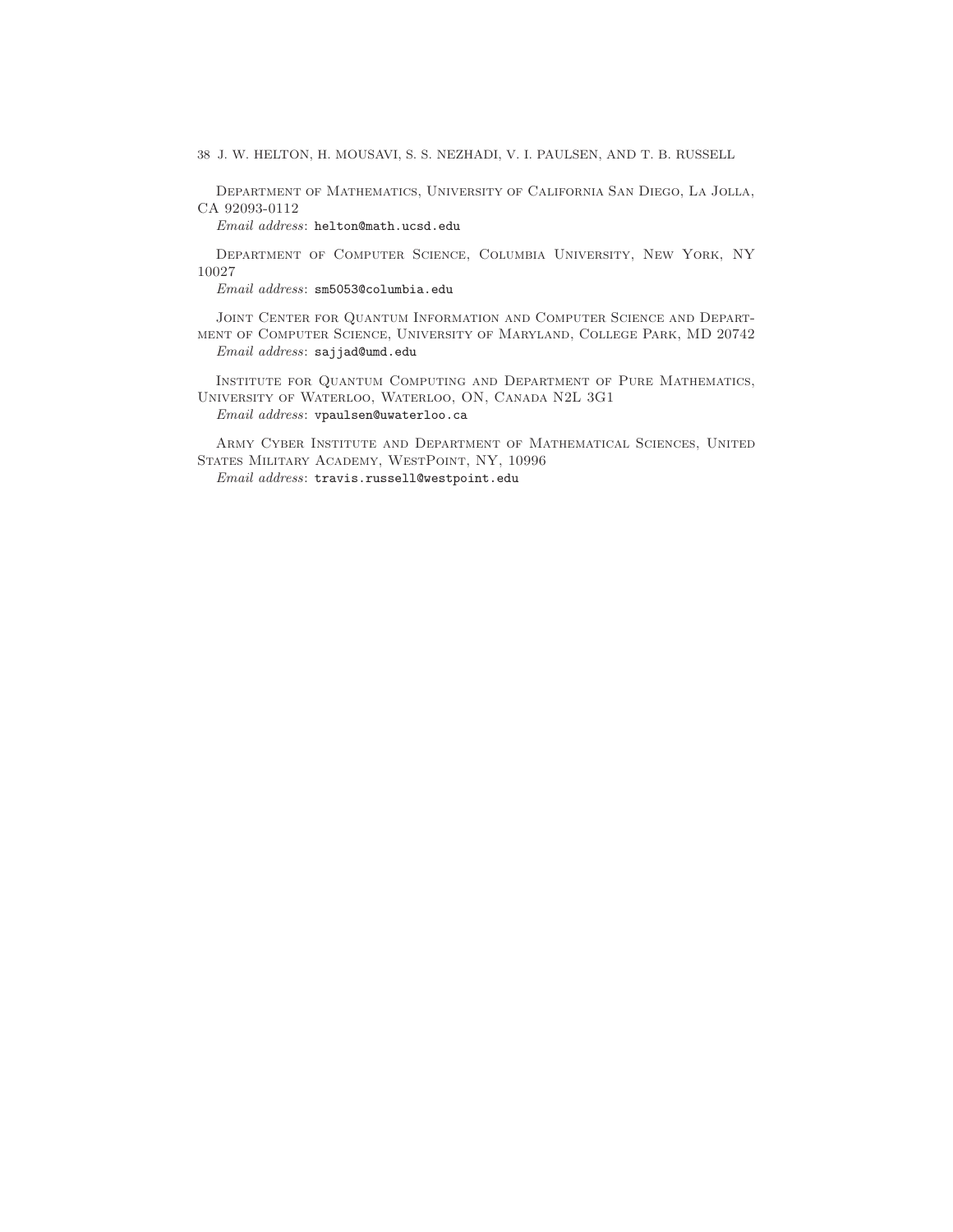Department of Mathematics, University of California San Diego, La Jolla, CA 92093-0112

*Email address*: helton@math.ucsd.edu

Department of Computer Science, Columbia University, New York, NY 10027

*Email address*: sm5053@columbia.edu

Joint Center for Quantum Information and Computer Science and Department of Computer Science, University of Maryland, College Park, MD 20742

*Email address*: sajjad@umd.edu

Institute for Quantum Computing and Department of Pure Mathematics, University of Waterloo, Waterloo, ON, Canada N2L 3G1

*Email address*: vpaulsen@uwaterloo.ca

Army Cyber Institute and Department of Mathematical Sciences, United States Military Academy, WestPoint, NY, 10996

*Email address*: travis.russell@westpoint.edu